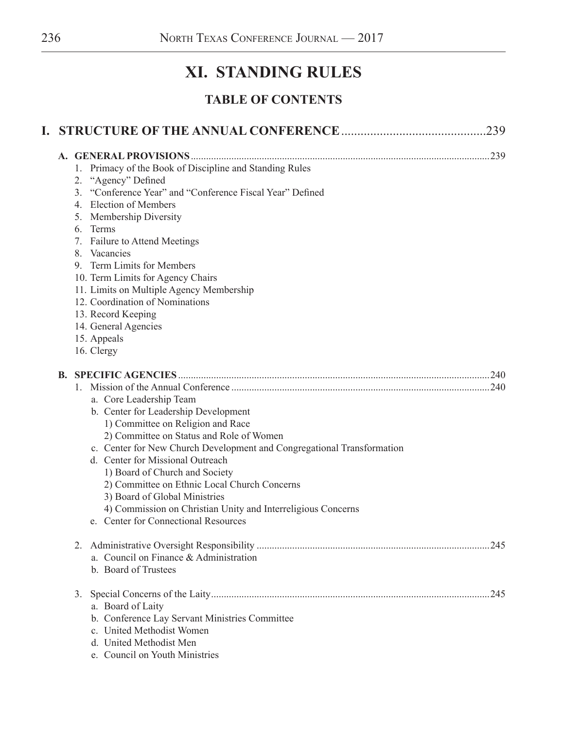# XI. STANDING RULES

## TABLE OF CONTENTS

**I. STRUCTURE OF THE ANNUAL CONFERENCE** .............................................239

**A. GENERAL PROVISIONS** .............................................239

1. Primacy of the Book of Discipline and Standing Rules
2. "Agency" Defined
3. "Conference Year" and "Conference Fiscal Year" Defined
4. Election of Members
5. Membership Diversity
6. Terms
7. Failure to Attend Meetings
8. Vacancies
9. Term Limits for Members
10. Term Limits for Agency Chairs
11. Limits on Multiple Agency Membership
12. Coordination of Nominations
13. Record Keeping
14. General Agencies
15. Appeals
16. Clergy

**B. SPECIFIC AGENCIES** .............................................240

1. Mission of the Annual Conference .............................................240
   a. Core Leadership Team
   b. Center for Leadership Development
      1) Committee on Religion and Race
      2) Committee on Status and Role of Women
   c. Center for New Church Development and Congregational Transformation
   d. Center for Missional Outreach
      1) Board of Church and Society
      2) Committee on Ethnic Local Church Concerns
      3) Board of Global Ministries
      4) Commission on Christian Unity and Interreligious Concerns
   e. Center for Connectional Resources

2. Administrative Oversight Responsibility .............................................245
   a. Council on Finance & Administration
   b. Board of Trustees

3. Special Concerns of the Laity.............................................245
   a. Board of Laity
   b. Conference Lay Servant Ministries Committee
   c. United Methodist Women
   d. United Methodist Men
   e. Council on Youth Ministries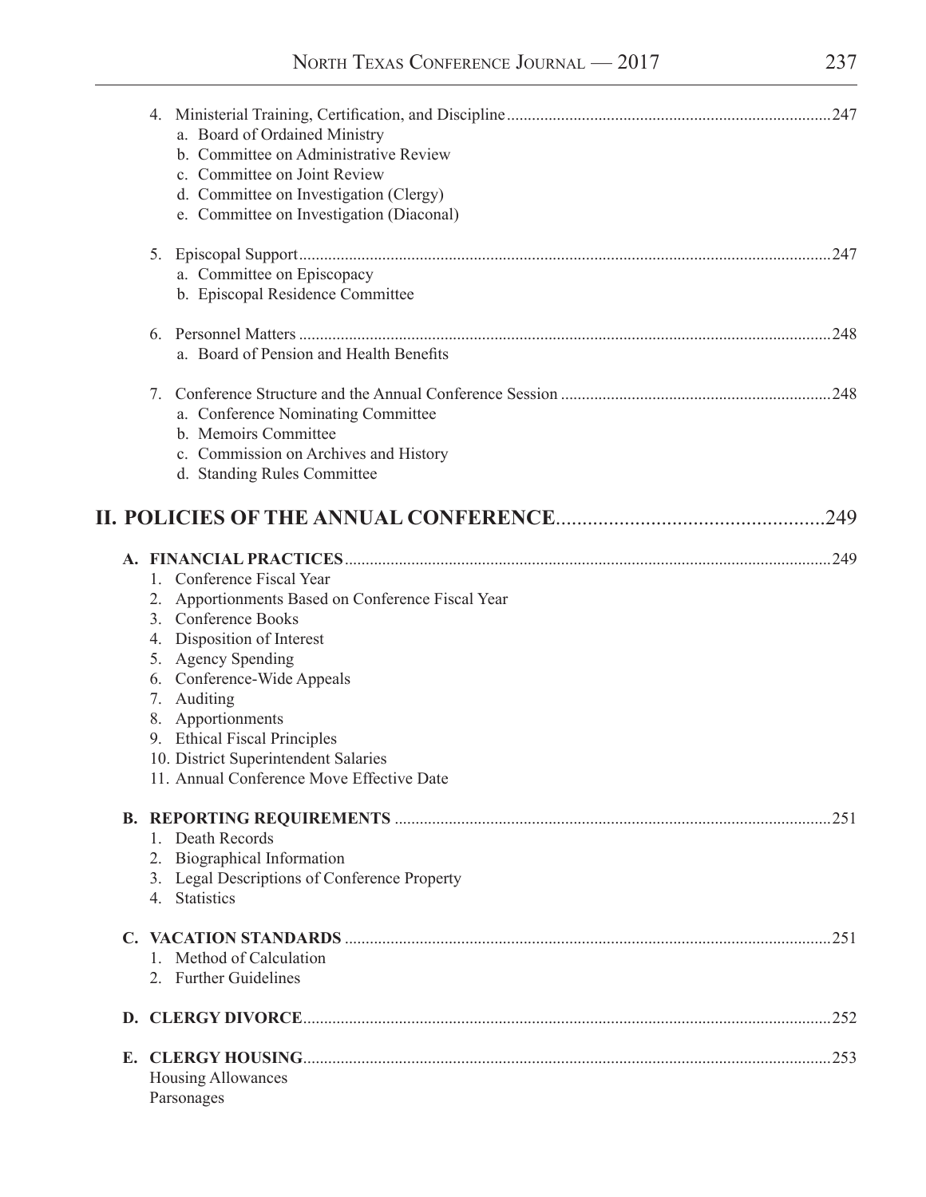4. Ministerial Training, Certification, and Discipline ....247
   a. Board of Ordained Ministry
   b. Committee on Administrative Review
   c. Committee on Joint Review
   d. Committee on Investigation (Clergy)
   e. Committee on Investigation (Diaconal)

5. Episcopal Support ....247
   a. Committee on Episcopacy
   b. Episcopal Residence Committee

6. Personnel Matters ....248
   a. Board of Pension and Health Benefits

7. Conference Structure and the Annual Conference Session ....248
   a. Conference Nominating Committee
   b. Memoirs Committee
   c. Commission on Archives and History
   d. Standing Rules Committee

## II. POLICIES OF THE ANNUAL CONFERENCE ....249

**A. FINANCIAL PRACTICES** ....249

1. Conference Fiscal Year
2. Apportionments Based on Conference Fiscal Year
3. Conference Books
4. Disposition of Interest
5. Agency Spending
6. Conference-Wide Appeals
7. Auditing
8. Apportionments
9. Ethical Fiscal Principles
10. District Superintendent Salaries
11. Annual Conference Move Effective Date

**B. REPORTING REQUIREMENTS** ....251

1. Death Records
2. Biographical Information
3. Legal Descriptions of Conference Property
4. Statistics

**C. VACATION STANDARDS** ....251

1. Method of Calculation
2. Further Guidelines

**D. CLERGY DIVORCE** ....252

**E. CLERGY HOUSING** ....253

Housing Allowances

Parsonages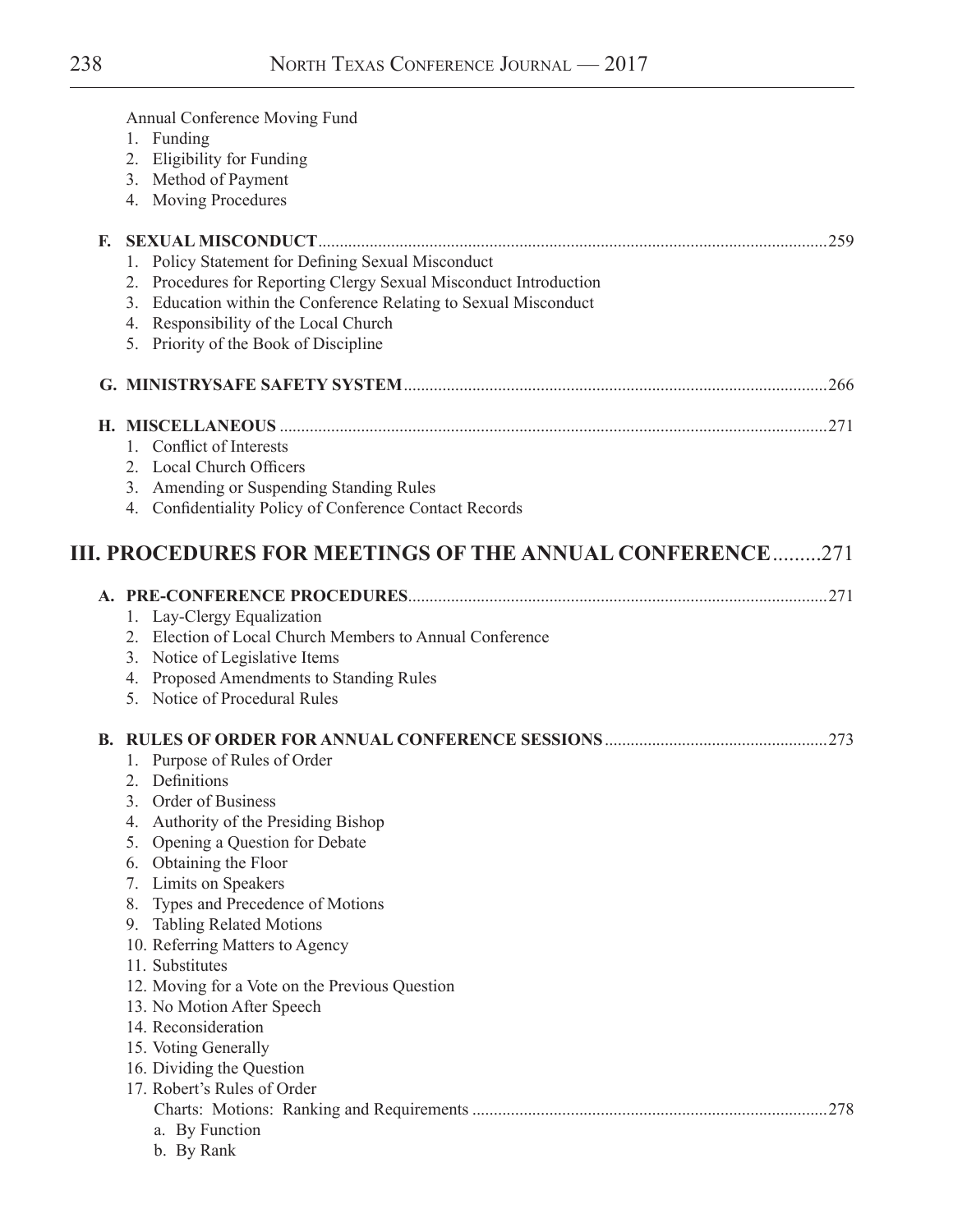Annual Conference Moving Fund

1. Funding
2. Eligibility for Funding
3. Method of Payment
4. Moving Procedures

**F. SEXUAL MISCONDUCT**....................259

1. Policy Statement for Defining Sexual Misconduct
2. Procedures for Reporting Clergy Sexual Misconduct Introduction
3. Education within the Conference Relating to Sexual Misconduct
4. Responsibility of the Local Church
5. Priority of the Book of Discipline

**G. MINISTRYSAFE SAFETY SYSTEM**....................266

**H. MISCELLANEOUS**....................271

1. Conflict of Interests
2. Local Church Officers
3. Amending or Suspending Standing Rules
4. Confidentiality Policy of Conference Contact Records

## III. PROCEDURES FOR MEETINGS OF THE ANNUAL CONFERENCE.........271

**A. PRE-CONFERENCE PROCEDURES**....................271

1. Lay-Clergy Equalization
2. Election of Local Church Members to Annual Conference
3. Notice of Legislative Items
4. Proposed Amendments to Standing Rules
5. Notice of Procedural Rules

**B. RULES OF ORDER FOR ANNUAL CONFERENCE SESSIONS**....................273

1. Purpose of Rules of Order
2. Definitions
3. Order of Business
4. Authority of the Presiding Bishop
5. Opening a Question for Debate
6. Obtaining the Floor
7. Limits on Speakers
8. Types and Precedence of Motions
9. Tabling Related Motions
10. Referring Matters to Agency
11. Substitutes
12. Moving for a Vote on the Previous Question
13. No Motion After Speech
14. Reconsideration
15. Voting Generally
16. Dividing the Question
17. Robert's Rules of Order

    Charts: Motions: Ranking and Requirements....................278

    a. By Function
    b. By Rank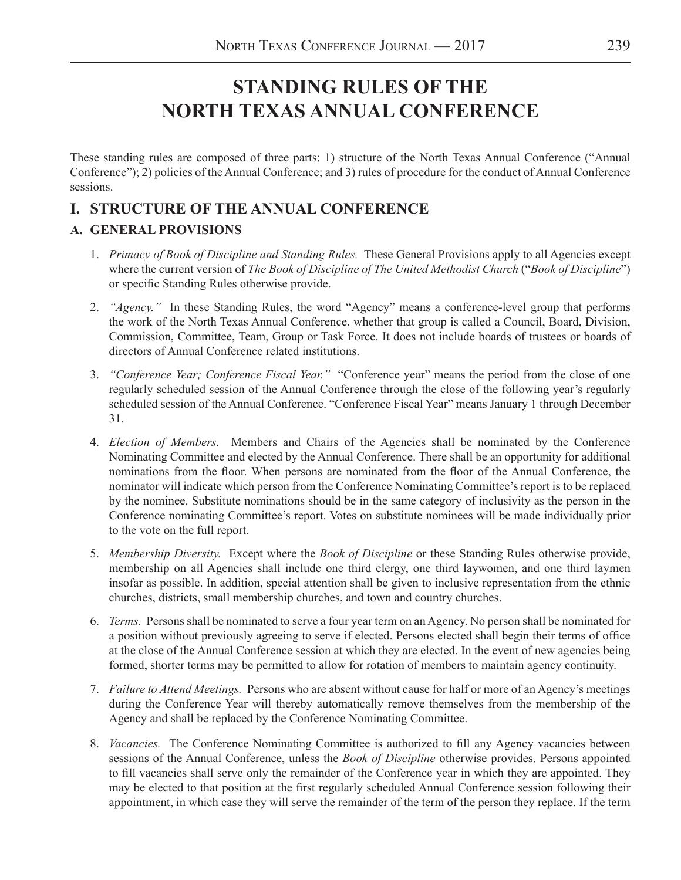# STANDING RULES OF THE NORTH TEXAS ANNUAL CONFERENCE

These standing rules are composed of three parts: 1) structure of the North Texas Annual Conference ("Annual Conference"); 2) policies of the Annual Conference; and 3) rules of procedure for the conduct of Annual Conference sessions.

## I. STRUCTURE OF THE ANNUAL CONFERENCE

### A. GENERAL PROVISIONS

1. *Primacy of Book of Discipline and Standing Rules.* These General Provisions apply to all Agencies except where the current version of *The Book of Discipline of The United Methodist Church* ("*Book of Discipline*") or specific Standing Rules otherwise provide.

2. *"Agency."* In these Standing Rules, the word "Agency" means a conference-level group that performs the work of the North Texas Annual Conference, whether that group is called a Council, Board, Division, Commission, Committee, Team, Group or Task Force. It does not include boards of trustees or boards of directors of Annual Conference related institutions.

3. *"Conference Year; Conference Fiscal Year."* "Conference year" means the period from the close of one regularly scheduled session of the Annual Conference through the close of the following year's regularly scheduled session of the Annual Conference. "Conference Fiscal Year" means January 1 through December 31.

4. *Election of Members.* Members and Chairs of the Agencies shall be nominated by the Conference Nominating Committee and elected by the Annual Conference. There shall be an opportunity for additional nominations from the floor. When persons are nominated from the floor of the Annual Conference, the nominator will indicate which person from the Conference Nominating Committee's report is to be replaced by the nominee. Substitute nominations should be in the same category of inclusivity as the person in the Conference nominating Committee's report. Votes on substitute nominees will be made individually prior to the vote on the full report.

5. *Membership Diversity.* Except where the *Book of Discipline* or these Standing Rules otherwise provide, membership on all Agencies shall include one third clergy, one third laywomen, and one third laymen insofar as possible. In addition, special attention shall be given to inclusive representation from the ethnic churches, districts, small membership churches, and town and country churches.

6. *Terms.* Persons shall be nominated to serve a four year term on an Agency. No person shall be nominated for a position without previously agreeing to serve if elected. Persons elected shall begin their terms of office at the close of the Annual Conference session at which they are elected. In the event of new agencies being formed, shorter terms may be permitted to allow for rotation of members to maintain agency continuity.

7. *Failure to Attend Meetings.* Persons who are absent without cause for half or more of an Agency's meetings during the Conference Year will thereby automatically remove themselves from the membership of the Agency and shall be replaced by the Conference Nominating Committee.

8. *Vacancies.* The Conference Nominating Committee is authorized to fill any Agency vacancies between sessions of the Annual Conference, unless the *Book of Discipline* otherwise provides. Persons appointed to fill vacancies shall serve only the remainder of the Conference year in which they are appointed. They may be elected to that position at the first regularly scheduled Annual Conference session following their appointment, in which case they will serve the remainder of the term of the person they replace. If the term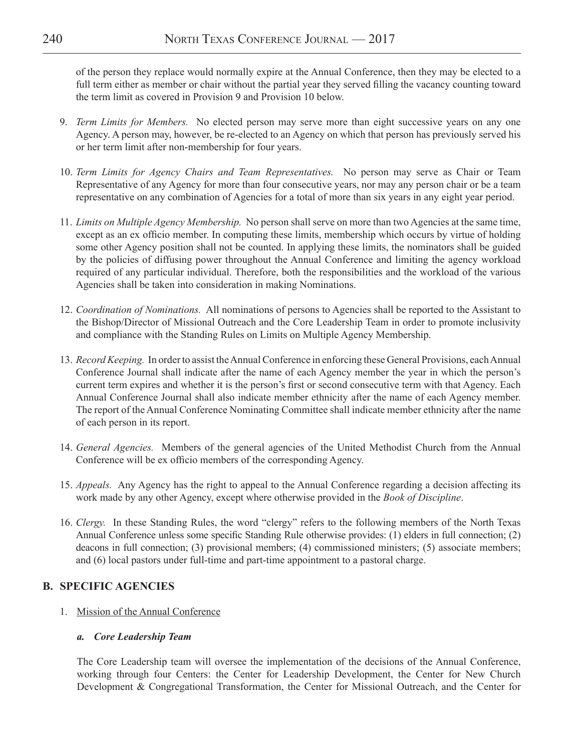of the person they replace would normally expire at the Annual Conference, then they may be elected to a full term either as member or chair without the partial year they served filling the vacancy counting toward the term limit as covered in Provision 9 and Provision 10 below.

9. *Term Limits for Members.* No elected person may serve more than eight successive years on any one Agency. A person may, however, be re-elected to an Agency on which that person has previously served his or her term limit after non-membership for four years.

10. *Term Limits for Agency Chairs and Team Representatives.* No person may serve as Chair or Team Representative of any Agency for more than four consecutive years, nor may any person chair or be a team representative on any combination of Agencies for a total of more than six years in any eight year period.

11. *Limits on Multiple Agency Membership.* No person shall serve on more than two Agencies at the same time, except as an ex officio member. In computing these limits, membership which occurs by virtue of holding some other Agency position shall not be counted. In applying these limits, the nominators shall be guided by the policies of diffusing power throughout the Annual Conference and limiting the agency workload required of any particular individual. Therefore, both the responsibilities and the workload of the various Agencies shall be taken into consideration in making Nominations.

12. *Coordination of Nominations.* All nominations of persons to Agencies shall be reported to the Assistant to the Bishop/Director of Missional Outreach and the Core Leadership Team in order to promote inclusivity and compliance with the Standing Rules on Limits on Multiple Agency Membership.

13. *Record Keeping.* In order to assist the Annual Conference in enforcing these General Provisions, each Annual Conference Journal shall indicate after the name of each Agency member the year in which the person's current term expires and whether it is the person's first or second consecutive term with that Agency. Each Annual Conference Journal shall also indicate member ethnicity after the name of each Agency member. The report of the Annual Conference Nominating Committee shall indicate member ethnicity after the name of each person in its report.

14. *General Agencies.* Members of the general agencies of the United Methodist Church from the Annual Conference will be ex officio members of the corresponding Agency.

15. *Appeals.* Any Agency has the right to appeal to the Annual Conference regarding a decision affecting its work made by any other Agency, except where otherwise provided in the *Book of Discipline*.

16. *Clergy.* In these Standing Rules, the word "clergy" refers to the following members of the North Texas Annual Conference unless some specific Standing Rule otherwise provides: (1) elders in full connection; (2) deacons in full connection; (3) provisional members; (4) commissioned ministers; (5) associate members; and (6) local pastors under full-time and part-time appointment to a pastoral charge.

## B. SPECIFIC AGENCIES

1. Mission of the Annual Conference

#### *a. Core Leadership Team*

The Core Leadership team will oversee the implementation of the decisions of the Annual Conference, working through four Centers: the Center for Leadership Development, the Center for New Church Development & Congregational Transformation, the Center for Missional Outreach, and the Center for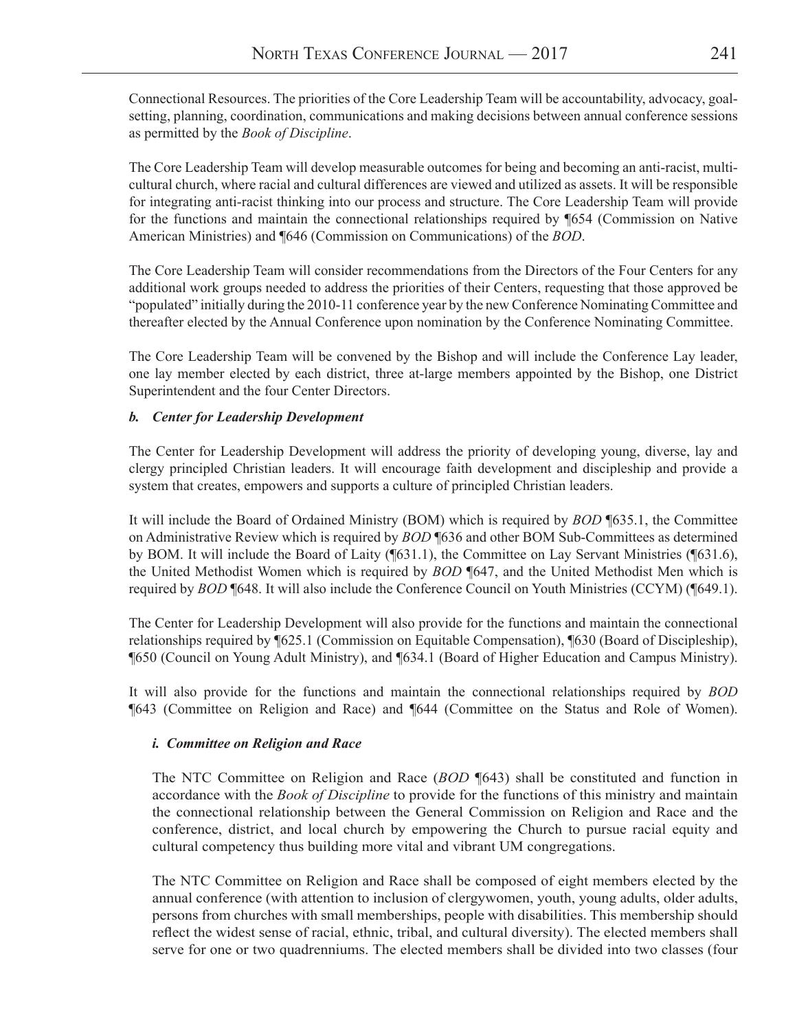Connectional Resources. The priorities of the Core Leadership Team will be accountability, advocacy, goal-setting, planning, coordination, communications and making decisions between annual conference sessions as permitted by the *Book of Discipline*.

The Core Leadership Team will develop measurable outcomes for being and becoming an anti-racist, multi-cultural church, where racial and cultural differences are viewed and utilized as assets. It will be responsible for integrating anti-racist thinking into our process and structure. The Core Leadership Team will provide for the functions and maintain the connectional relationships required by ¶654 (Commission on Native American Ministries) and ¶646 (Commission on Communications) of the *BOD*.

The Core Leadership Team will consider recommendations from the Directors of the Four Centers for any additional work groups needed to address the priorities of their Centers, requesting that those approved be "populated" initially during the 2010-11 conference year by the new Conference Nominating Committee and thereafter elected by the Annual Conference upon nomination by the Conference Nominating Committee.

The Core Leadership Team will be convened by the Bishop and will include the Conference Lay leader, one lay member elected by each district, three at-large members appointed by the Bishop, one District Superintendent and the four Center Directors.

***b. Center for Leadership Development***

The Center for Leadership Development will address the priority of developing young, diverse, lay and clergy principled Christian leaders. It will encourage faith development and discipleship and provide a system that creates, empowers and supports a culture of principled Christian leaders.

It will include the Board of Ordained Ministry (BOM) which is required by *BOD* ¶635.1, the Committee on Administrative Review which is required by *BOD* ¶636 and other BOM Sub-Committees as determined by BOM. It will include the Board of Laity (¶631.1), the Committee on Lay Servant Ministries (¶631.6), the United Methodist Women which is required by *BOD* ¶647, and the United Methodist Men which is required by *BOD* ¶648. It will also include the Conference Council on Youth Ministries (CCYM) (¶649.1).

The Center for Leadership Development will also provide for the functions and maintain the connectional relationships required by ¶625.1 (Commission on Equitable Compensation), ¶630 (Board of Discipleship), ¶650 (Council on Young Adult Ministry), and ¶634.1 (Board of Higher Education and Campus Ministry).

It will also provide for the functions and maintain the connectional relationships required by *BOD* ¶643 (Committee on Religion and Race) and ¶644 (Committee on the Status and Role of Women).

***i. Committee on Religion and Race***

The NTC Committee on Religion and Race (*BOD* ¶643) shall be constituted and function in accordance with the *Book of Discipline* to provide for the functions of this ministry and maintain the connectional relationship between the General Commission on Religion and Race and the conference, district, and local church by empowering the Church to pursue racial equity and cultural competency thus building more vital and vibrant UM congregations.

The NTC Committee on Religion and Race shall be composed of eight members elected by the annual conference (with attention to inclusion of clergywomen, youth, young adults, older adults, persons from churches with small memberships, people with disabilities. This membership should reflect the widest sense of racial, ethnic, tribal, and cultural diversity). The elected members shall serve for one or two quadrenniums. The elected members shall be divided into two classes (four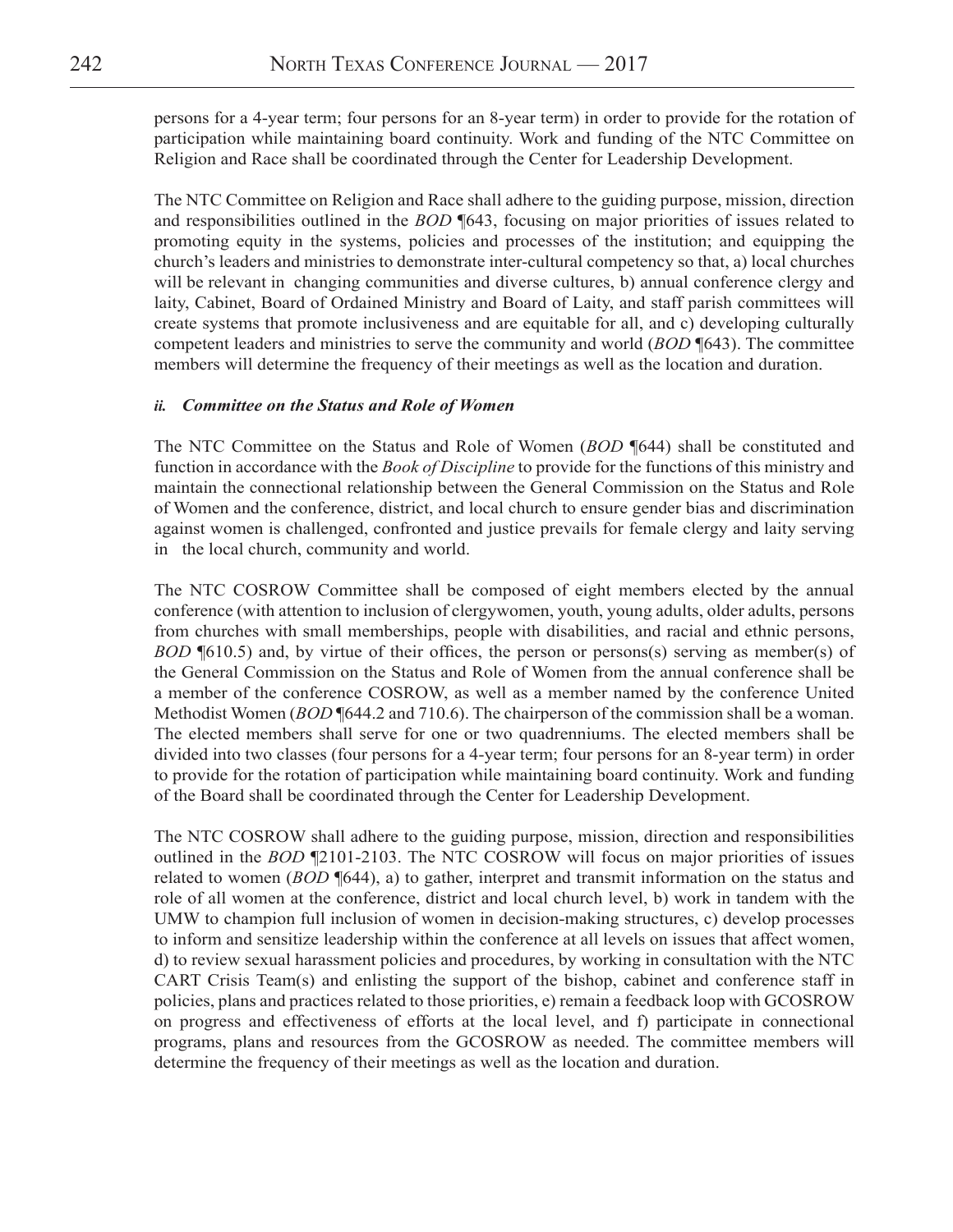persons for a 4-year term; four persons for an 8-year term) in order to provide for the rotation of participation while maintaining board continuity. Work and funding of the NTC Committee on Religion and Race shall be coordinated through the Center for Leadership Development.

The NTC Committee on Religion and Race shall adhere to the guiding purpose, mission, direction and responsibilities outlined in the *BOD* ¶643, focusing on major priorities of issues related to promoting equity in the systems, policies and processes of the institution; and equipping the church's leaders and ministries to demonstrate inter-cultural competency so that, a) local churches will be relevant in changing communities and diverse cultures, b) annual conference clergy and laity, Cabinet, Board of Ordained Ministry and Board of Laity, and staff parish committees will create systems that promote inclusiveness and are equitable for all, and c) developing culturally competent leaders and ministries to serve the community and world (*BOD* ¶643). The committee members will determine the frequency of their meetings as well as the location and duration.

#### *ii. Committee on the Status and Role of Women*

The NTC Committee on the Status and Role of Women (*BOD* ¶644) shall be constituted and function in accordance with the *Book of Discipline* to provide for the functions of this ministry and maintain the connectional relationship between the General Commission on the Status and Role of Women and the conference, district, and local church to ensure gender bias and discrimination against women is challenged, confronted and justice prevails for female clergy and laity serving in the local church, community and world.

The NTC COSROW Committee shall be composed of eight members elected by the annual conference (with attention to inclusion of clergywomen, youth, young adults, older adults, persons from churches with small memberships, people with disabilities, and racial and ethnic persons, *BOD* ¶610.5) and, by virtue of their offices, the person or persons(s) serving as member(s) of the General Commission on the Status and Role of Women from the annual conference shall be a member of the conference COSROW, as well as a member named by the conference United Methodist Women (*BOD* ¶644.2 and 710.6). The chairperson of the commission shall be a woman. The elected members shall serve for one or two quadrenniums. The elected members shall be divided into two classes (four persons for a 4-year term; four persons for an 8-year term) in order to provide for the rotation of participation while maintaining board continuity. Work and funding of the Board shall be coordinated through the Center for Leadership Development.

The NTC COSROW shall adhere to the guiding purpose, mission, direction and responsibilities outlined in the *BOD* ¶2101-2103. The NTC COSROW will focus on major priorities of issues related to women (*BOD* ¶644), a) to gather, interpret and transmit information on the status and role of all women at the conference, district and local church level, b) work in tandem with the UMW to champion full inclusion of women in decision-making structures, c) develop processes to inform and sensitize leadership within the conference at all levels on issues that affect women, d) to review sexual harassment policies and procedures, by working in consultation with the NTC CART Crisis Team(s) and enlisting the support of the bishop, cabinet and conference staff in policies, plans and practices related to those priorities, e) remain a feedback loop with GCOSROW on progress and effectiveness of efforts at the local level, and f) participate in connectional programs, plans and resources from the GCOSROW as needed. The committee members will determine the frequency of their meetings as well as the location and duration.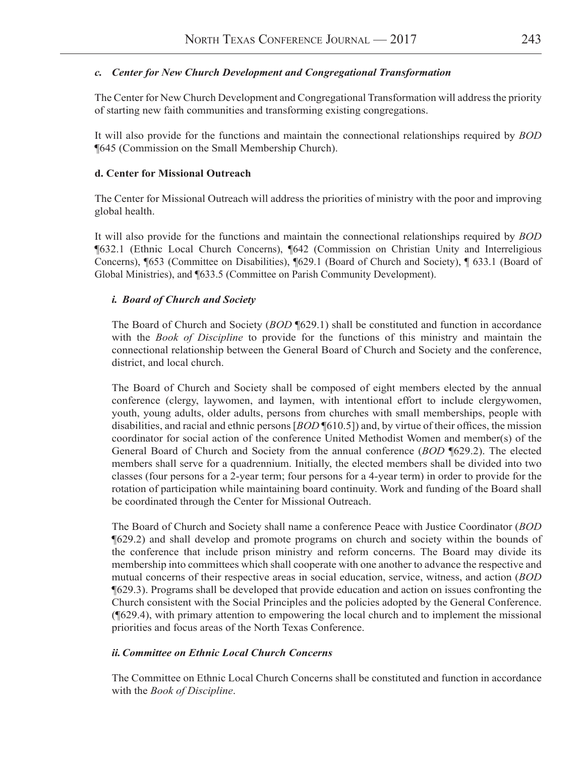### *c. Center for New Church Development and Congregational Transformation*

The Center for New Church Development and Congregational Transformation will address the priority of starting new faith communities and transforming existing congregations.

It will also provide for the functions and maintain the connectional relationships required by *BOD* ¶645 (Commission on the Small Membership Church).

### d. Center for Missional Outreach

The Center for Missional Outreach will address the priorities of ministry with the poor and improving global health.

It will also provide for the functions and maintain the connectional relationships required by *BOD* ¶632.1 (Ethnic Local Church Concerns), ¶642 (Commission on Christian Unity and Interreligious Concerns), ¶653 (Committee on Disabilities), ¶629.1 (Board of Church and Society), ¶ 633.1 (Board of Global Ministries), and ¶633.5 (Committee on Parish Community Development).

#### *i. Board of Church and Society*

The Board of Church and Society (*BOD* ¶629.1) shall be constituted and function in accordance with the *Book of Discipline* to provide for the functions of this ministry and maintain the connectional relationship between the General Board of Church and Society and the conference, district, and local church.

The Board of Church and Society shall be composed of eight members elected by the annual conference (clergy, laywomen, and laymen, with intentional effort to include clergywomen, youth, young adults, older adults, persons from churches with small memberships, people with disabilities, and racial and ethnic persons [*BOD* ¶610.5]) and, by virtue of their offices, the mission coordinator for social action of the conference United Methodist Women and member(s) of the General Board of Church and Society from the annual conference (*BOD* ¶629.2). The elected members shall serve for a quadrennium. Initially, the elected members shall be divided into two classes (four persons for a 2-year term; four persons for a 4-year term) in order to provide for the rotation of participation while maintaining board continuity. Work and funding of the Board shall be coordinated through the Center for Missional Outreach.

The Board of Church and Society shall name a conference Peace with Justice Coordinator (*BOD* ¶629.2) and shall develop and promote programs on church and society within the bounds of the conference that include prison ministry and reform concerns. The Board may divide its membership into committees which shall cooperate with one another to advance the respective and mutual concerns of their respective areas in social education, service, witness, and action (*BOD* ¶629.3). Programs shall be developed that provide education and action on issues confronting the Church consistent with the Social Principles and the policies adopted by the General Conference. (¶629.4), with primary attention to empowering the local church and to implement the missional priorities and focus areas of the North Texas Conference.

#### *ii. Committee on Ethnic Local Church Concerns*

The Committee on Ethnic Local Church Concerns shall be constituted and function in accordance with the *Book of Discipline*.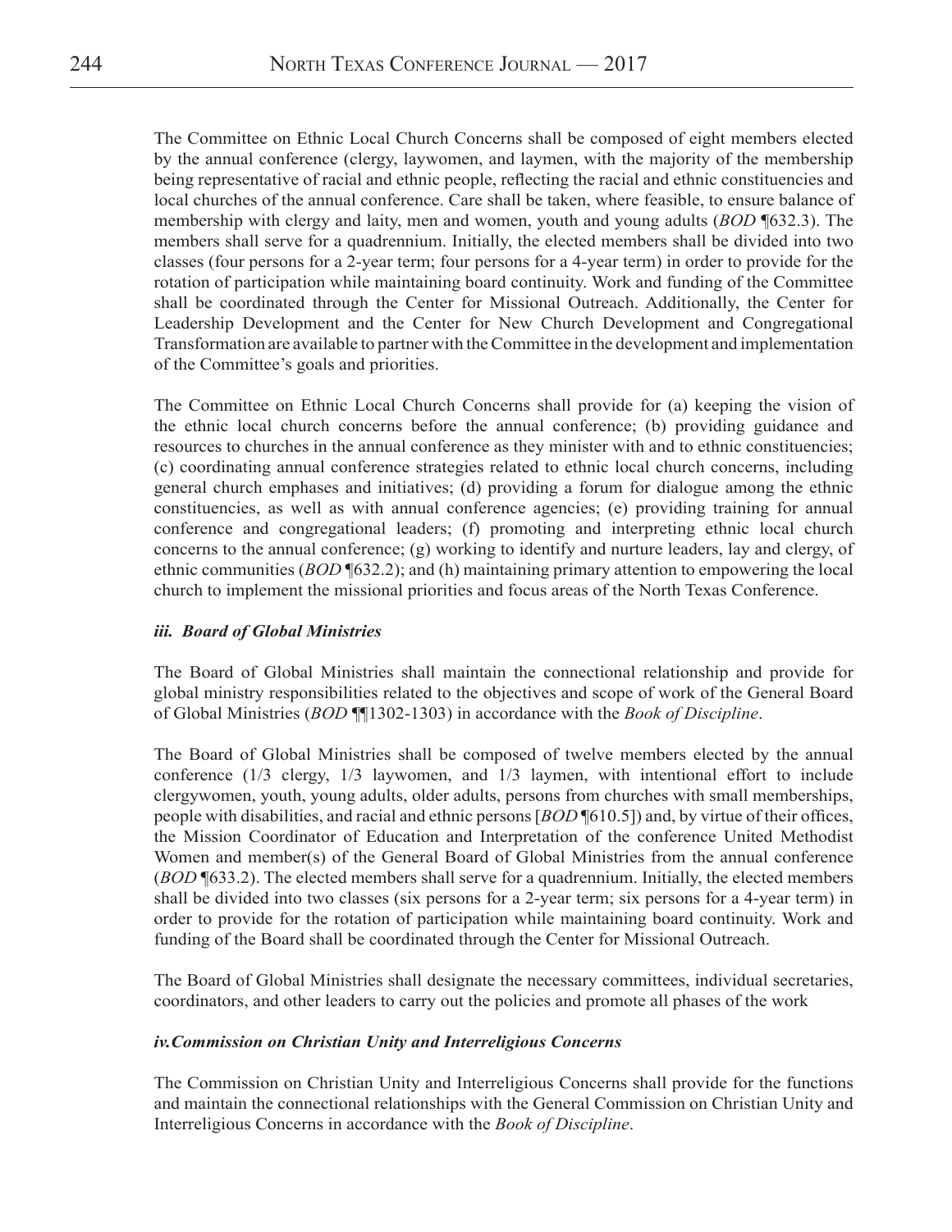The Committee on Ethnic Local Church Concerns shall be composed of eight members elected by the annual conference (clergy, laywomen, and laymen, with the majority of the membership being representative of racial and ethnic people, reflecting the racial and ethnic constituencies and local churches of the annual conference. Care shall be taken, where feasible, to ensure balance of membership with clergy and laity, men and women, youth and young adults (*BOD* ¶632.3). The members shall serve for a quadrennium. Initially, the elected members shall be divided into two classes (four persons for a 2-year term; four persons for a 4-year term) in order to provide for the rotation of participation while maintaining board continuity. Work and funding of the Committee shall be coordinated through the Center for Missional Outreach. Additionally, the Center for Leadership Development and the Center for New Church Development and Congregational Transformation are available to partner with the Committee in the development and implementation of the Committee's goals and priorities.

The Committee on Ethnic Local Church Concerns shall provide for (a) keeping the vision of the ethnic local church concerns before the annual conference; (b) providing guidance and resources to churches in the annual conference as they minister with and to ethnic constituencies; (c) coordinating annual conference strategies related to ethnic local church concerns, including general church emphases and initiatives; (d) providing a forum for dialogue among the ethnic constituencies, as well as with annual conference agencies; (e) providing training for annual conference and congregational leaders; (f) promoting and interpreting ethnic local church concerns to the annual conference; (g) working to identify and nurture leaders, lay and clergy, of ethnic communities (*BOD* ¶632.2); and (h) maintaining primary attention to empowering the local church to implement the missional priorities and focus areas of the North Texas Conference.

#### ***iii. Board of Global Ministries***

The Board of Global Ministries shall maintain the connectional relationship and provide for global ministry responsibilities related to the objectives and scope of work of the General Board of Global Ministries (*BOD* ¶¶1302-1303) in accordance with the *Book of Discipline*.

The Board of Global Ministries shall be composed of twelve members elected by the annual conference (1/3 clergy, 1/3 laywomen, and 1/3 laymen, with intentional effort to include clergywomen, youth, young adults, older adults, persons from churches with small memberships, people with disabilities, and racial and ethnic persons [*BOD* ¶610.5]) and, by virtue of their offices, the Mission Coordinator of Education and Interpretation of the conference United Methodist Women and member(s) of the General Board of Global Ministries from the annual conference (*BOD* ¶633.2). The elected members shall serve for a quadrennium. Initially, the elected members shall be divided into two classes (six persons for a 2-year term; six persons for a 4-year term) in order to provide for the rotation of participation while maintaining board continuity. Work and funding of the Board shall be coordinated through the Center for Missional Outreach.

The Board of Global Ministries shall designate the necessary committees, individual secretaries, coordinators, and other leaders to carry out the policies and promote all phases of the work

#### ***iv.Commission on Christian Unity and Interreligious Concerns***

The Commission on Christian Unity and Interreligious Concerns shall provide for the functions and maintain the connectional relationships with the General Commission on Christian Unity and Interreligious Concerns in accordance with the *Book of Discipline*.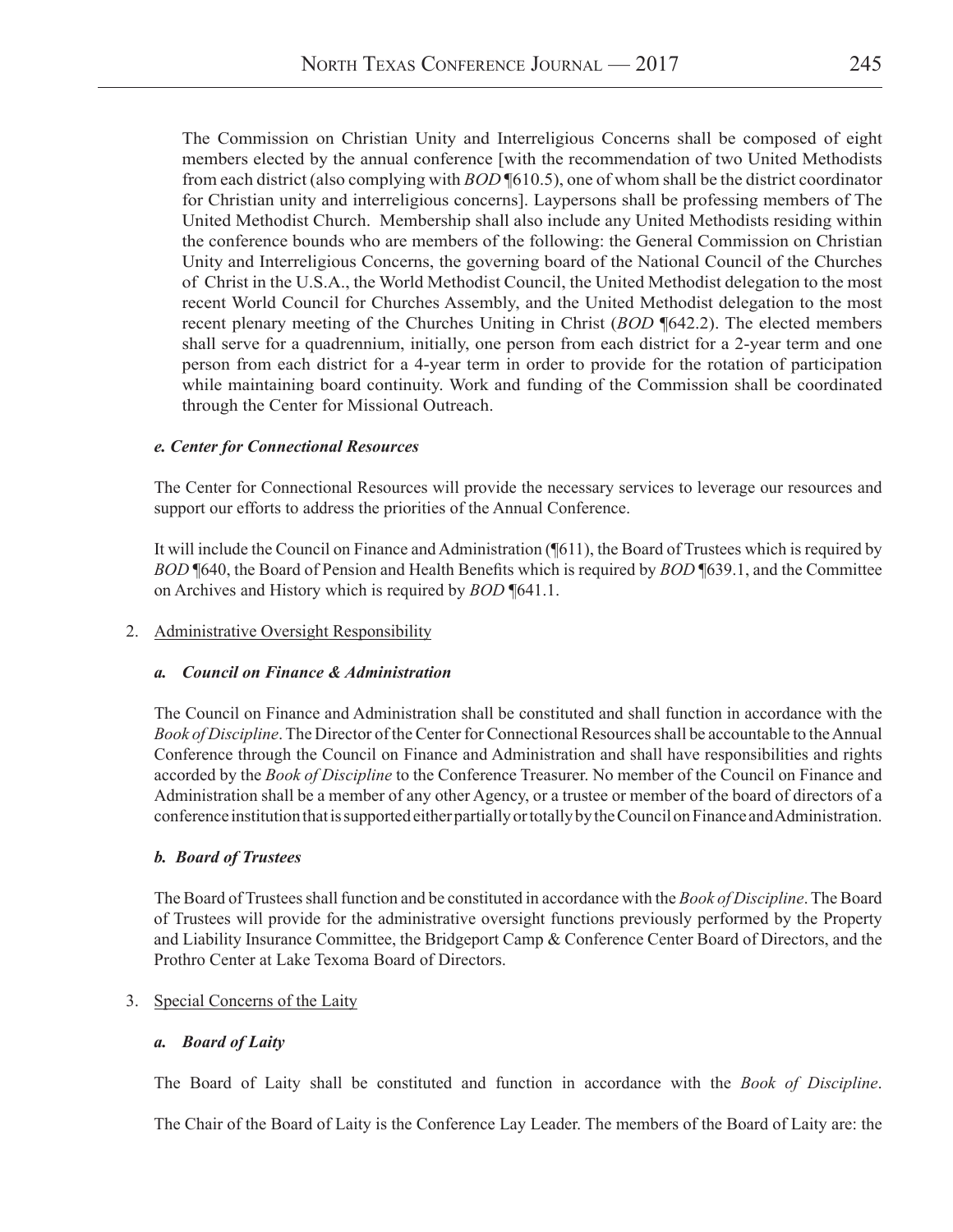The Commission on Christian Unity and Interreligious Concerns shall be composed of eight members elected by the annual conference [with the recommendation of two United Methodists from each district (also complying with *BOD* ¶610.5), one of whom shall be the district coordinator for Christian unity and interreligious concerns]. Laypersons shall be professing members of The United Methodist Church. Membership shall also include any United Methodists residing within the conference bounds who are members of the following: the General Commission on Christian Unity and Interreligious Concerns, the governing board of the National Council of the Churches of Christ in the U.S.A., the World Methodist Council, the United Methodist delegation to the most recent World Council for Churches Assembly, and the United Methodist delegation to the most recent plenary meeting of the Churches Uniting in Christ (*BOD* ¶642.2). The elected members shall serve for a quadrennium, initially, one person from each district for a 2-year term and one person from each district for a 4-year term in order to provide for the rotation of participation while maintaining board continuity. Work and funding of the Commission shall be coordinated through the Center for Missional Outreach.

***e. Center for Connectional Resources***

The Center for Connectional Resources will provide the necessary services to leverage our resources and support our efforts to address the priorities of the Annual Conference.

It will include the Council on Finance and Administration (¶611), the Board of Trustees which is required by *BOD* ¶640, the Board of Pension and Health Benefits which is required by *BOD* ¶639.1, and the Committee on Archives and History which is required by *BOD* ¶641.1.

2. Administrative Oversight Responsibility

***a. Council on Finance & Administration***

The Council on Finance and Administration shall be constituted and shall function in accordance with the *Book of Discipline*. The Director of the Center for Connectional Resources shall be accountable to the Annual Conference through the Council on Finance and Administration and shall have responsibilities and rights accorded by the *Book of Discipline* to the Conference Treasurer. No member of the Council on Finance and Administration shall be a member of any other Agency, or a trustee or member of the board of directors of a conference institution that is supported either partially or totally by the Council on Finance and Administration.

***b. Board of Trustees***

The Board of Trustees shall function and be constituted in accordance with the *Book of Discipline*. The Board of Trustees will provide for the administrative oversight functions previously performed by the Property and Liability Insurance Committee, the Bridgeport Camp & Conference Center Board of Directors, and the Prothro Center at Lake Texoma Board of Directors.

3. Special Concerns of the Laity

***a. Board of Laity***

The Board of Laity shall be constituted and function in accordance with the *Book of Discipline*.

The Chair of the Board of Laity is the Conference Lay Leader. The members of the Board of Laity are: the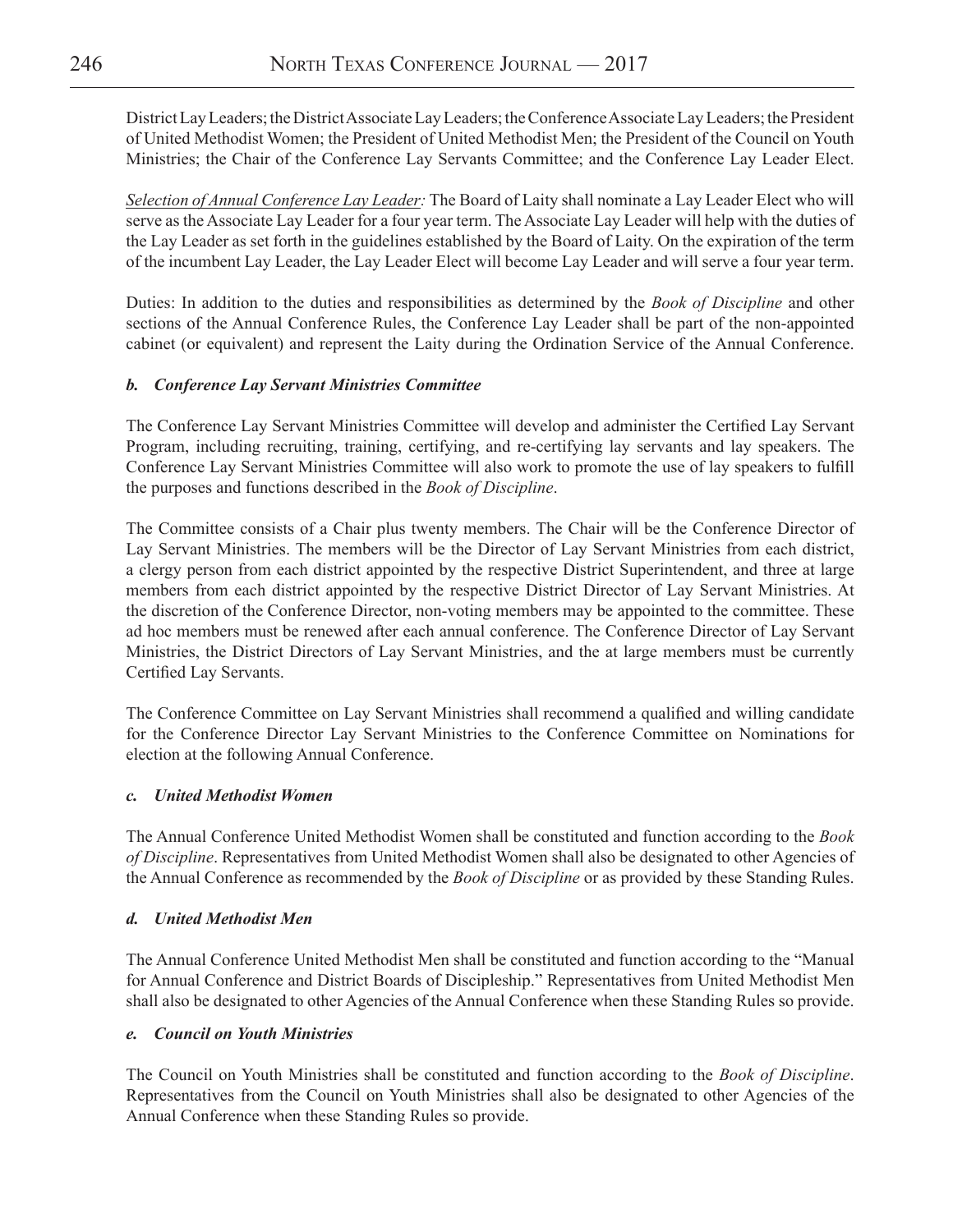District Lay Leaders; the District Associate Lay Leaders; the Conference Associate Lay Leaders; the President of United Methodist Women; the President of United Methodist Men; the President of the Council on Youth Ministries; the Chair of the Conference Lay Servants Committee; and the Conference Lay Leader Elect.

*Selection of Annual Conference Lay Leader:* The Board of Laity shall nominate a Lay Leader Elect who will serve as the Associate Lay Leader for a four year term. The Associate Lay Leader will help with the duties of the Lay Leader as set forth in the guidelines established by the Board of Laity. On the expiration of the term of the incumbent Lay Leader, the Lay Leader Elect will become Lay Leader and will serve a four year term.

Duties: In addition to the duties and responsibilities as determined by the *Book of Discipline* and other sections of the Annual Conference Rules, the Conference Lay Leader shall be part of the non-appointed cabinet (or equivalent) and represent the Laity during the Ordination Service of the Annual Conference.

### *b. Conference Lay Servant Ministries Committee*

The Conference Lay Servant Ministries Committee will develop and administer the Certified Lay Servant Program, including recruiting, training, certifying, and re-certifying lay servants and lay speakers. The Conference Lay Servant Ministries Committee will also work to promote the use of lay speakers to fulfill the purposes and functions described in the *Book of Discipline*.

The Committee consists of a Chair plus twenty members. The Chair will be the Conference Director of Lay Servant Ministries. The members will be the Director of Lay Servant Ministries from each district, a clergy person from each district appointed by the respective District Superintendent, and three at large members from each district appointed by the respective District Director of Lay Servant Ministries. At the discretion of the Conference Director, non-voting members may be appointed to the committee. These ad hoc members must be renewed after each annual conference. The Conference Director of Lay Servant Ministries, the District Directors of Lay Servant Ministries, and the at large members must be currently Certified Lay Servants.

The Conference Committee on Lay Servant Ministries shall recommend a qualified and willing candidate for the Conference Director Lay Servant Ministries to the Conference Committee on Nominations for election at the following Annual Conference.

### *c. United Methodist Women*

The Annual Conference United Methodist Women shall be constituted and function according to the *Book of Discipline*. Representatives from United Methodist Women shall also be designated to other Agencies of the Annual Conference as recommended by the *Book of Discipline* or as provided by these Standing Rules.

### *d. United Methodist Men*

The Annual Conference United Methodist Men shall be constituted and function according to the "Manual for Annual Conference and District Boards of Discipleship." Representatives from United Methodist Men shall also be designated to other Agencies of the Annual Conference when these Standing Rules so provide.

### *e. Council on Youth Ministries*

The Council on Youth Ministries shall be constituted and function according to the *Book of Discipline*. Representatives from the Council on Youth Ministries shall also be designated to other Agencies of the Annual Conference when these Standing Rules so provide.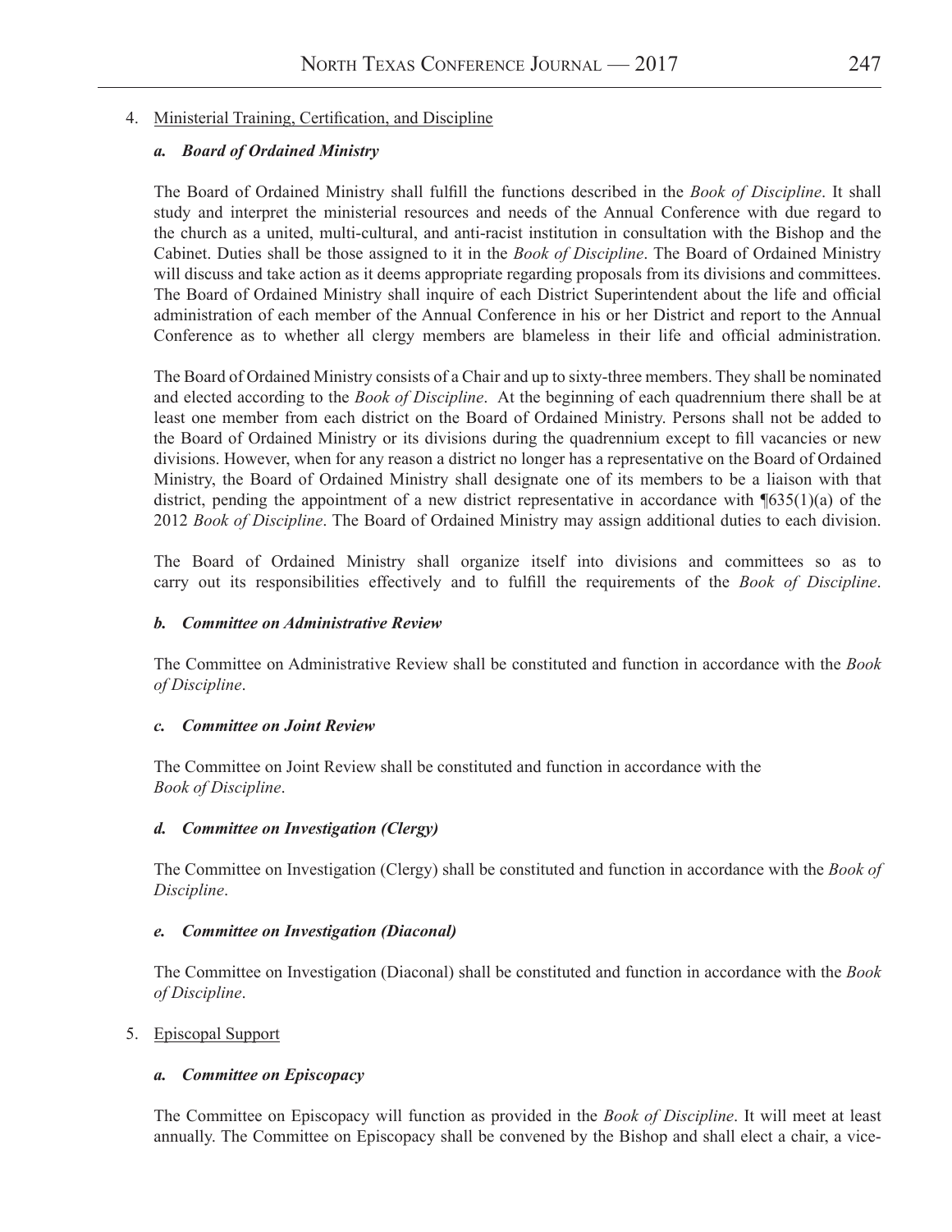4. Ministerial Training, Certification, and Discipline

***a. Board of Ordained Ministry***

The Board of Ordained Ministry shall fulfill the functions described in the *Book of Discipline*. It shall study and interpret the ministerial resources and needs of the Annual Conference with due regard to the church as a united, multi-cultural, and anti-racist institution in consultation with the Bishop and the Cabinet. Duties shall be those assigned to it in the *Book of Discipline*. The Board of Ordained Ministry will discuss and take action as it deems appropriate regarding proposals from its divisions and committees. The Board of Ordained Ministry shall inquire of each District Superintendent about the life and official administration of each member of the Annual Conference in his or her District and report to the Annual Conference as to whether all clergy members are blameless in their life and official administration.

The Board of Ordained Ministry consists of a Chair and up to sixty-three members. They shall be nominated and elected according to the *Book of Discipline*. At the beginning of each quadrennium there shall be at least one member from each district on the Board of Ordained Ministry. Persons shall not be added to the Board of Ordained Ministry or its divisions during the quadrennium except to fill vacancies or new divisions. However, when for any reason a district no longer has a representative on the Board of Ordained Ministry, the Board of Ordained Ministry shall designate one of its members to be a liaison with that district, pending the appointment of a new district representative in accordance with ¶635(1)(a) of the 2012 *Book of Discipline*. The Board of Ordained Ministry may assign additional duties to each division.

The Board of Ordained Ministry shall organize itself into divisions and committees so as to carry out its responsibilities effectively and to fulfill the requirements of the *Book of Discipline*.

***b. Committee on Administrative Review***

The Committee on Administrative Review shall be constituted and function in accordance with the *Book of Discipline*.

***c. Committee on Joint Review***

The Committee on Joint Review shall be constituted and function in accordance with the *Book of Discipline*.

***d. Committee on Investigation (Clergy)***

The Committee on Investigation (Clergy) shall be constituted and function in accordance with the *Book of Discipline*.

***e. Committee on Investigation (Diaconal)***

The Committee on Investigation (Diaconal) shall be constituted and function in accordance with the *Book of Discipline*.

5. Episcopal Support

***a. Committee on Episcopacy***

The Committee on Episcopacy will function as provided in the *Book of Discipline*. It will meet at least annually. The Committee on Episcopacy shall be convened by the Bishop and shall elect a chair, a vice-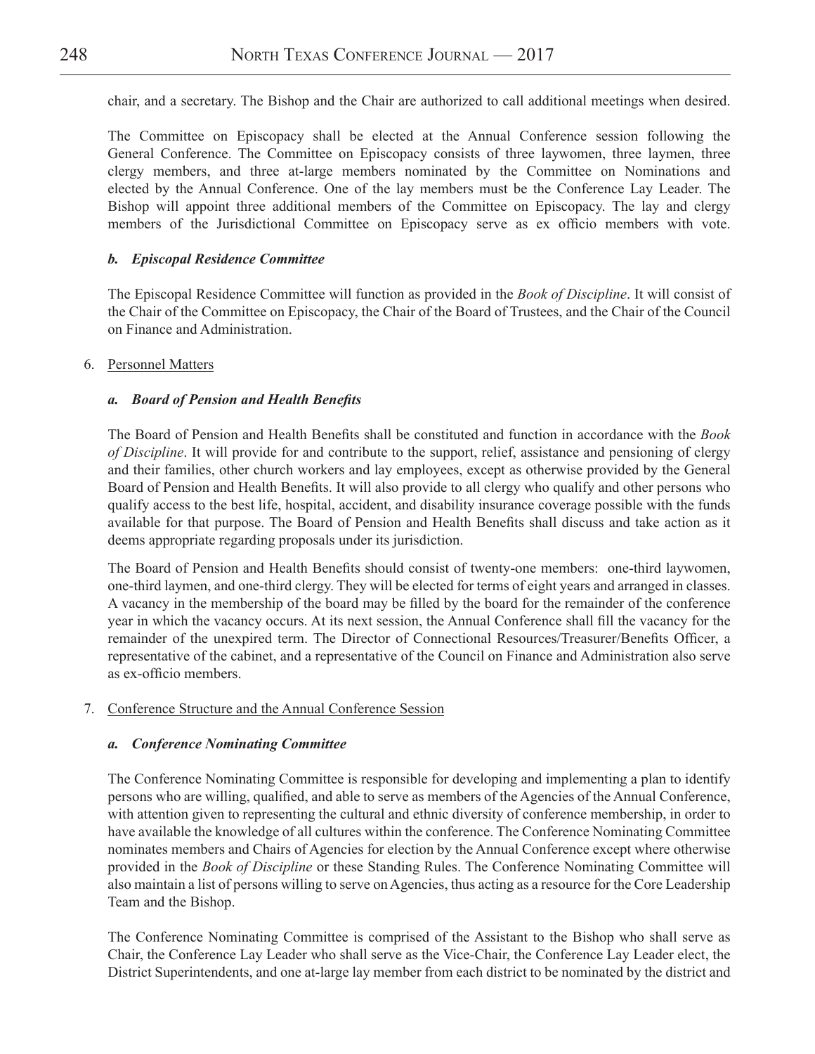chair, and a secretary. The Bishop and the Chair are authorized to call additional meetings when desired.

The Committee on Episcopacy shall be elected at the Annual Conference session following the General Conference. The Committee on Episcopacy consists of three laywomen, three laymen, three clergy members, and three at-large members nominated by the Committee on Nominations and elected by the Annual Conference. One of the lay members must be the Conference Lay Leader. The Bishop will appoint three additional members of the Committee on Episcopacy. The lay and clergy members of the Jurisdictional Committee on Episcopacy serve as ex officio members with vote.

#### *b. Episcopal Residence Committee*

The Episcopal Residence Committee will function as provided in the *Book of Discipline*. It will consist of the Chair of the Committee on Episcopacy, the Chair of the Board of Trustees, and the Chair of the Council on Finance and Administration.

6. Personnel Matters

#### *a. Board of Pension and Health Benefits*

The Board of Pension and Health Benefits shall be constituted and function in accordance with the *Book of Discipline*. It will provide for and contribute to the support, relief, assistance and pensioning of clergy and their families, other church workers and lay employees, except as otherwise provided by the General Board of Pension and Health Benefits. It will also provide to all clergy who qualify and other persons who qualify access to the best life, hospital, accident, and disability insurance coverage possible with the funds available for that purpose. The Board of Pension and Health Benefits shall discuss and take action as it deems appropriate regarding proposals under its jurisdiction.

The Board of Pension and Health Benefits should consist of twenty-one members: one-third laywomen, one-third laymen, and one-third clergy. They will be elected for terms of eight years and arranged in classes. A vacancy in the membership of the board may be filled by the board for the remainder of the conference year in which the vacancy occurs. At its next session, the Annual Conference shall fill the vacancy for the remainder of the unexpired term. The Director of Connectional Resources/Treasurer/Benefits Officer, a representative of the cabinet, and a representative of the Council on Finance and Administration also serve as ex-officio members.

7. Conference Structure and the Annual Conference Session

#### *a. Conference Nominating Committee*

The Conference Nominating Committee is responsible for developing and implementing a plan to identify persons who are willing, qualified, and able to serve as members of the Agencies of the Annual Conference, with attention given to representing the cultural and ethnic diversity of conference membership, in order to have available the knowledge of all cultures within the conference. The Conference Nominating Committee nominates members and Chairs of Agencies for election by the Annual Conference except where otherwise provided in the *Book of Discipline* or these Standing Rules. The Conference Nominating Committee will also maintain a list of persons willing to serve on Agencies, thus acting as a resource for the Core Leadership Team and the Bishop.

The Conference Nominating Committee is comprised of the Assistant to the Bishop who shall serve as Chair, the Conference Lay Leader who shall serve as the Vice-Chair, the Conference Lay Leader elect, the District Superintendents, and one at-large lay member from each district to be nominated by the district and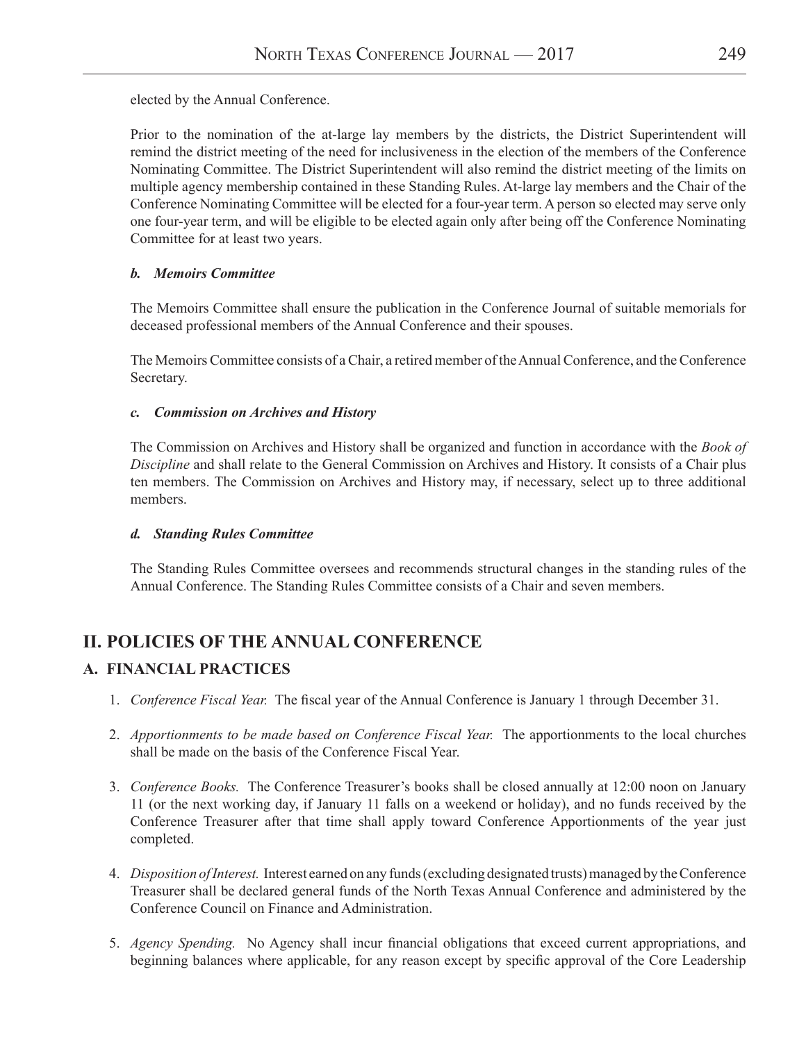elected by the Annual Conference.

Prior to the nomination of the at-large lay members by the districts, the District Superintendent will remind the district meeting of the need for inclusiveness in the election of the members of the Conference Nominating Committee. The District Superintendent will also remind the district meeting of the limits on multiple agency membership contained in these Standing Rules. At-large lay members and the Chair of the Conference Nominating Committee will be elected for a four-year term. A person so elected may serve only one four-year term, and will be eligible to be elected again only after being off the Conference Nominating Committee for at least two years.

#### *b. Memoirs Committee*

The Memoirs Committee shall ensure the publication in the Conference Journal of suitable memorials for deceased professional members of the Annual Conference and their spouses.

The Memoirs Committee consists of a Chair, a retired member of the Annual Conference, and the Conference Secretary.

#### *c. Commission on Archives and History*

The Commission on Archives and History shall be organized and function in accordance with the *Book of Discipline* and shall relate to the General Commission on Archives and History. It consists of a Chair plus ten members. The Commission on Archives and History may, if necessary, select up to three additional members.

#### *d. Standing Rules Committee*

The Standing Rules Committee oversees and recommends structural changes in the standing rules of the Annual Conference. The Standing Rules Committee consists of a Chair and seven members.

## II. POLICIES OF THE ANNUAL CONFERENCE

### A. FINANCIAL PRACTICES

1. *Conference Fiscal Year.* The fiscal year of the Annual Conference is January 1 through December 31.

2. *Apportionments to be made based on Conference Fiscal Year.* The apportionments to the local churches shall be made on the basis of the Conference Fiscal Year.

3. *Conference Books.* The Conference Treasurer's books shall be closed annually at 12:00 noon on January 11 (or the next working day, if January 11 falls on a weekend or holiday), and no funds received by the Conference Treasurer after that time shall apply toward Conference Apportionments of the year just completed.

4. *Disposition of Interest.* Interest earned on any funds (excluding designated trusts) managed by the Conference Treasurer shall be declared general funds of the North Texas Annual Conference and administered by the Conference Council on Finance and Administration.

5. *Agency Spending.* No Agency shall incur financial obligations that exceed current appropriations, and beginning balances where applicable, for any reason except by specific approval of the Core Leadership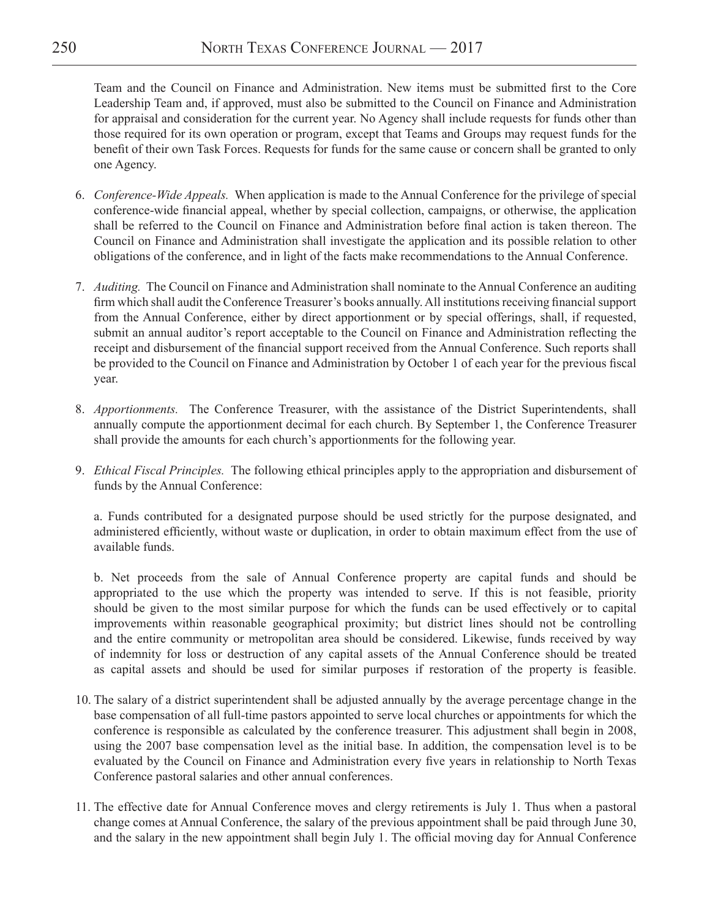Team and the Council on Finance and Administration. New items must be submitted first to the Core Leadership Team and, if approved, must also be submitted to the Council on Finance and Administration for appraisal and consideration for the current year. No Agency shall include requests for funds other than those required for its own operation or program, except that Teams and Groups may request funds for the benefit of their own Task Forces. Requests for funds for the same cause or concern shall be granted to only one Agency.

6. *Conference-Wide Appeals.* When application is made to the Annual Conference for the privilege of special conference-wide financial appeal, whether by special collection, campaigns, or otherwise, the application shall be referred to the Council on Finance and Administration before final action is taken thereon. The Council on Finance and Administration shall investigate the application and its possible relation to other obligations of the conference, and in light of the facts make recommendations to the Annual Conference.

7. *Auditing.* The Council on Finance and Administration shall nominate to the Annual Conference an auditing firm which shall audit the Conference Treasurer's books annually. All institutions receiving financial support from the Annual Conference, either by direct apportionment or by special offerings, shall, if requested, submit an annual auditor's report acceptable to the Council on Finance and Administration reflecting the receipt and disbursement of the financial support received from the Annual Conference. Such reports shall be provided to the Council on Finance and Administration by October 1 of each year for the previous fiscal year.

8. *Apportionments.* The Conference Treasurer, with the assistance of the District Superintendents, shall annually compute the apportionment decimal for each church. By September 1, the Conference Treasurer shall provide the amounts for each church's apportionments for the following year.

9. *Ethical Fiscal Principles.* The following ethical principles apply to the appropriation and disbursement of funds by the Annual Conference:

   a. Funds contributed for a designated purpose should be used strictly for the purpose designated, and administered efficiently, without waste or duplication, in order to obtain maximum effect from the use of available funds.

   b. Net proceeds from the sale of Annual Conference property are capital funds and should be appropriated to the use which the property was intended to serve. If this is not feasible, priority should be given to the most similar purpose for which the funds can be used effectively or to capital improvements within reasonable geographical proximity; but district lines should not be controlling and the entire community or metropolitan area should be considered. Likewise, funds received by way of indemnity for loss or destruction of any capital assets of the Annual Conference should be treated as capital assets and should be used for similar purposes if restoration of the property is feasible.

10. The salary of a district superintendent shall be adjusted annually by the average percentage change in the base compensation of all full-time pastors appointed to serve local churches or appointments for which the conference is responsible as calculated by the conference treasurer. This adjustment shall begin in 2008, using the 2007 base compensation level as the initial base. In addition, the compensation level is to be evaluated by the Council on Finance and Administration every five years in relationship to North Texas Conference pastoral salaries and other annual conferences.

11. The effective date for Annual Conference moves and clergy retirements is July 1. Thus when a pastoral change comes at Annual Conference, the salary of the previous appointment shall be paid through June 30, and the salary in the new appointment shall begin July 1. The official moving day for Annual Conference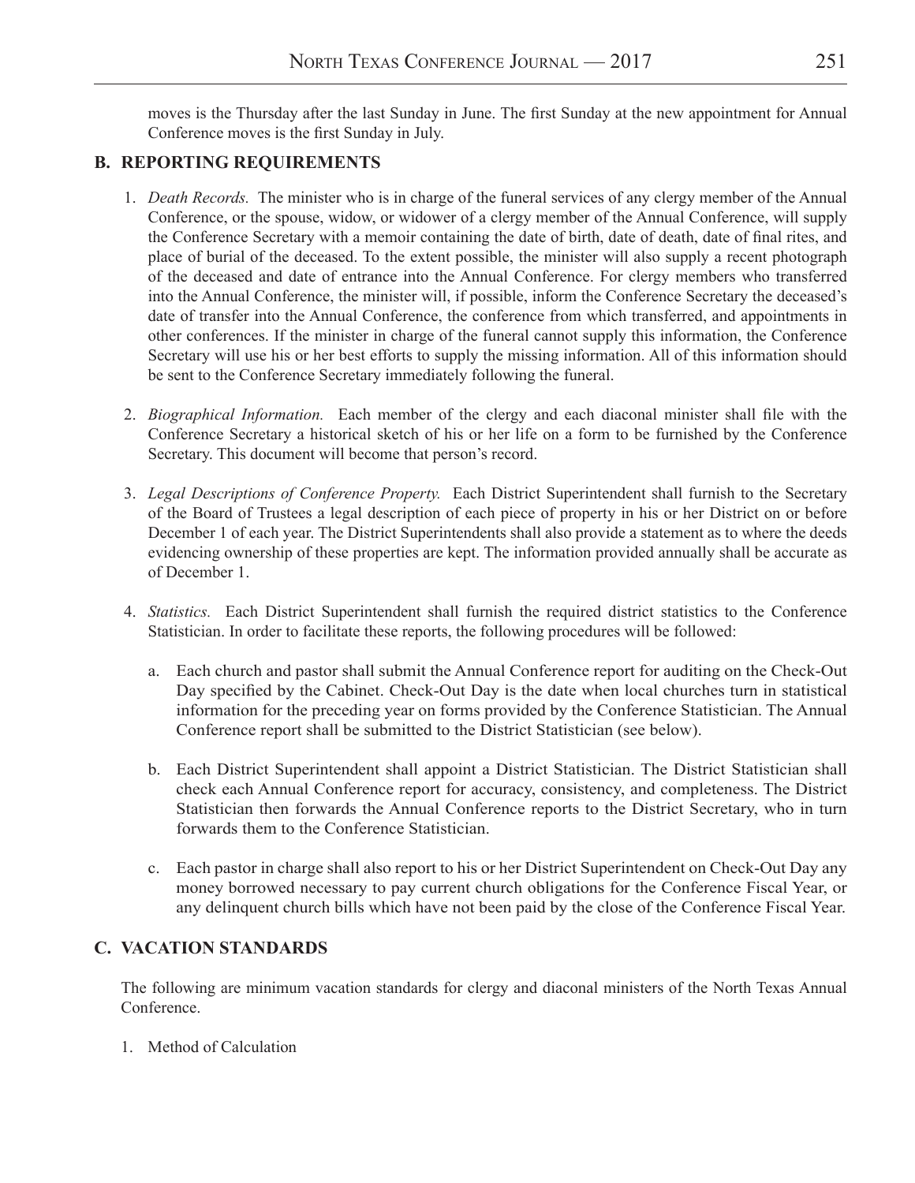moves is the Thursday after the last Sunday in June. The first Sunday at the new appointment for Annual Conference moves is the first Sunday in July.

## B. REPORTING REQUIREMENTS

1. *Death Records.* The minister who is in charge of the funeral services of any clergy member of the Annual Conference, or the spouse, widow, or widower of a clergy member of the Annual Conference, will supply the Conference Secretary with a memoir containing the date of birth, date of death, date of final rites, and place of burial of the deceased. To the extent possible, the minister will also supply a recent photograph of the deceased and date of entrance into the Annual Conference. For clergy members who transferred into the Annual Conference, the minister will, if possible, inform the Conference Secretary the deceased's date of transfer into the Annual Conference, the conference from which transferred, and appointments in other conferences. If the minister in charge of the funeral cannot supply this information, the Conference Secretary will use his or her best efforts to supply the missing information. All of this information should be sent to the Conference Secretary immediately following the funeral.

2. *Biographical Information.* Each member of the clergy and each diaconal minister shall file with the Conference Secretary a historical sketch of his or her life on a form to be furnished by the Conference Secretary. This document will become that person's record.

3. *Legal Descriptions of Conference Property.* Each District Superintendent shall furnish to the Secretary of the Board of Trustees a legal description of each piece of property in his or her District on or before December 1 of each year. The District Superintendents shall also provide a statement as to where the deeds evidencing ownership of these properties are kept. The information provided annually shall be accurate as of December 1.

4. *Statistics.* Each District Superintendent shall furnish the required district statistics to the Conference Statistician. In order to facilitate these reports, the following procedures will be followed:

   a. Each church and pastor shall submit the Annual Conference report for auditing on the Check-Out Day specified by the Cabinet. Check-Out Day is the date when local churches turn in statistical information for the preceding year on forms provided by the Conference Statistician. The Annual Conference report shall be submitted to the District Statistician (see below).

   b. Each District Superintendent shall appoint a District Statistician. The District Statistician shall check each Annual Conference report for accuracy, consistency, and completeness. The District Statistician then forwards the Annual Conference reports to the District Secretary, who in turn forwards them to the Conference Statistician.

   c. Each pastor in charge shall also report to his or her District Superintendent on Check-Out Day any money borrowed necessary to pay current church obligations for the Conference Fiscal Year, or any delinquent church bills which have not been paid by the close of the Conference Fiscal Year.

## C. VACATION STANDARDS

The following are minimum vacation standards for clergy and diaconal ministers of the North Texas Annual Conference.

1. Method of Calculation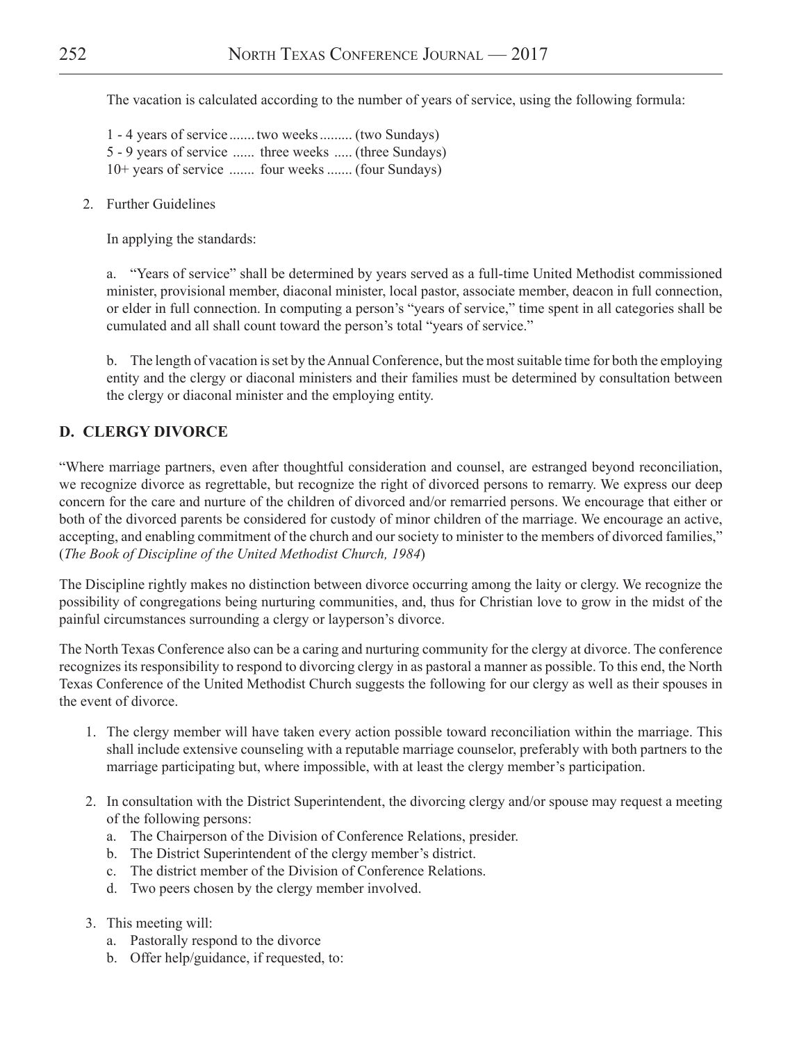The vacation is calculated according to the number of years of service, using the following formula:

1 - 4 years of service ....... two weeks ......... (two Sundays)
5 - 9 years of service ...... three weeks ..... (three Sundays)
10+ years of service ....... four weeks ....... (four Sundays)

2. Further Guidelines

   In applying the standards:

   a. "Years of service" shall be determined by years served as a full-time United Methodist commissioned minister, provisional member, diaconal minister, local pastor, associate member, deacon in full connection, or elder in full connection. In computing a person's "years of service," time spent in all categories shall be cumulated and all shall count toward the person's total "years of service."

   b. The length of vacation is set by the Annual Conference, but the most suitable time for both the employing entity and the clergy or diaconal ministers and their families must be determined by consultation between the clergy or diaconal minister and the employing entity.

## D. CLERGY DIVORCE

"Where marriage partners, even after thoughtful consideration and counsel, are estranged beyond reconciliation, we recognize divorce as regrettable, but recognize the right of divorced persons to remarry. We express our deep concern for the care and nurture of the children of divorced and/or remarried persons. We encourage that either or both of the divorced parents be considered for custody of minor children of the marriage. We encourage an active, accepting, and enabling commitment of the church and our society to minister to the members of divorced families," (*The Book of Discipline of the United Methodist Church, 1984*)

The Discipline rightly makes no distinction between divorce occurring among the laity or clergy. We recognize the possibility of congregations being nurturing communities, and, thus for Christian love to grow in the midst of the painful circumstances surrounding a clergy or layperson's divorce.

The North Texas Conference also can be a caring and nurturing community for the clergy at divorce. The conference recognizes its responsibility to respond to divorcing clergy in as pastoral a manner as possible. To this end, the North Texas Conference of the United Methodist Church suggests the following for our clergy as well as their spouses in the event of divorce.

1. The clergy member will have taken every action possible toward reconciliation within the marriage. This shall include extensive counseling with a reputable marriage counselor, preferably with both partners to the marriage participating but, where impossible, with at least the clergy member's participation.

2. In consultation with the District Superintendent, the divorcing clergy and/or spouse may request a meeting of the following persons:
   a. The Chairperson of the Division of Conference Relations, presider.
   b. The District Superintendent of the clergy member's district.
   c. The district member of the Division of Conference Relations.
   d. Two peers chosen by the clergy member involved.

3. This meeting will:
   a. Pastorally respond to the divorce
   b. Offer help/guidance, if requested, to: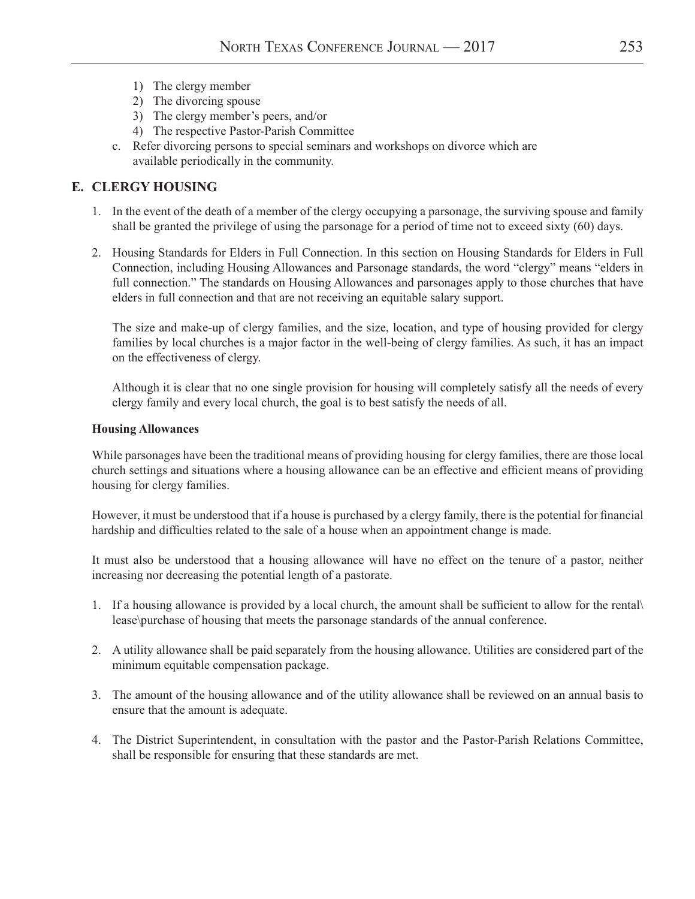1) The clergy member
2) The divorcing spouse
3) The clergy member's peers, and/or
4) The respective Pastor-Parish Committee

c. Refer divorcing persons to special seminars and workshops on divorce which are available periodically in the community.

## E. CLERGY HOUSING

1. In the event of the death of a member of the clergy occupying a parsonage, the surviving spouse and family shall be granted the privilege of using the parsonage for a period of time not to exceed sixty (60) days.

2. Housing Standards for Elders in Full Connection. In this section on Housing Standards for Elders in Full Connection, including Housing Allowances and Parsonage standards, the word "clergy" means "elders in full connection." The standards on Housing Allowances and parsonages apply to those churches that have elders in full connection and that are not receiving an equitable salary support.

   The size and make-up of clergy families, and the size, location, and type of housing provided for clergy families by local churches is a major factor in the well-being of clergy families. As such, it has an impact on the effectiveness of clergy.

   Although it is clear that no one single provision for housing will completely satisfy all the needs of every clergy family and every local church, the goal is to best satisfy the needs of all.

**Housing Allowances**

While parsonages have been the traditional means of providing housing for clergy families, there are those local church settings and situations where a housing allowance can be an effective and efficient means of providing housing for clergy families.

However, it must be understood that if a house is purchased by a clergy family, there is the potential for financial hardship and difficulties related to the sale of a house when an appointment change is made.

It must also be understood that a housing allowance will have no effect on the tenure of a pastor, neither increasing nor decreasing the potential length of a pastorate.

1. If a housing allowance is provided by a local church, the amount shall be sufficient to allow for the rental\lease\purchase of housing that meets the parsonage standards of the annual conference.

2. A utility allowance shall be paid separately from the housing allowance. Utilities are considered part of the minimum equitable compensation package.

3. The amount of the housing allowance and of the utility allowance shall be reviewed on an annual basis to ensure that the amount is adequate.

4. The District Superintendent, in consultation with the pastor and the Pastor-Parish Relations Committee, shall be responsible for ensuring that these standards are met.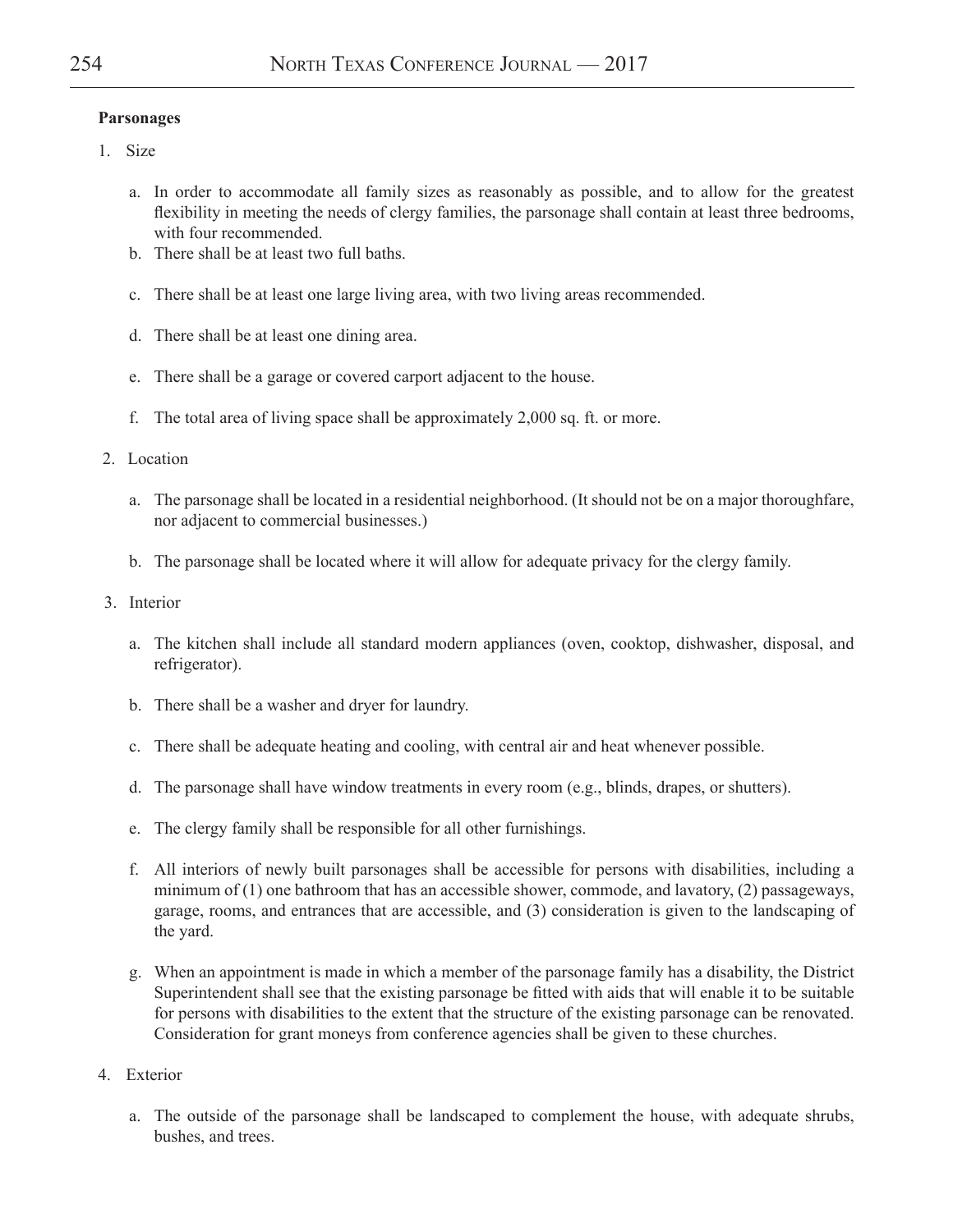**Parsonages**

1. Size

    a. In order to accommodate all family sizes as reasonably as possible, and to allow for the greatest flexibility in meeting the needs of clergy families, the parsonage shall contain at least three bedrooms, with four recommended.

    b. There shall be at least two full baths.

    c. There shall be at least one large living area, with two living areas recommended.

    d. There shall be at least one dining area.

    e. There shall be a garage or covered carport adjacent to the house.

    f. The total area of living space shall be approximately 2,000 sq. ft. or more.

2. Location

    a. The parsonage shall be located in a residential neighborhood. (It should not be on a major thoroughfare, nor adjacent to commercial businesses.)

    b. The parsonage shall be located where it will allow for adequate privacy for the clergy family.

3. Interior

    a. The kitchen shall include all standard modern appliances (oven, cooktop, dishwasher, disposal, and refrigerator).

    b. There shall be a washer and dryer for laundry.

    c. There shall be adequate heating and cooling, with central air and heat whenever possible.

    d. The parsonage shall have window treatments in every room (e.g., blinds, drapes, or shutters).

    e. The clergy family shall be responsible for all other furnishings.

    f. All interiors of newly built parsonages shall be accessible for persons with disabilities, including a minimum of (1) one bathroom that has an accessible shower, commode, and lavatory, (2) passageways, garage, rooms, and entrances that are accessible, and (3) consideration is given to the landscaping of the yard.

    g. When an appointment is made in which a member of the parsonage family has a disability, the District Superintendent shall see that the existing parsonage be fitted with aids that will enable it to be suitable for persons with disabilities to the extent that the structure of the existing parsonage can be renovated. Consideration for grant moneys from conference agencies shall be given to these churches.

4. Exterior

    a. The outside of the parsonage shall be landscaped to complement the house, with adequate shrubs, bushes, and trees.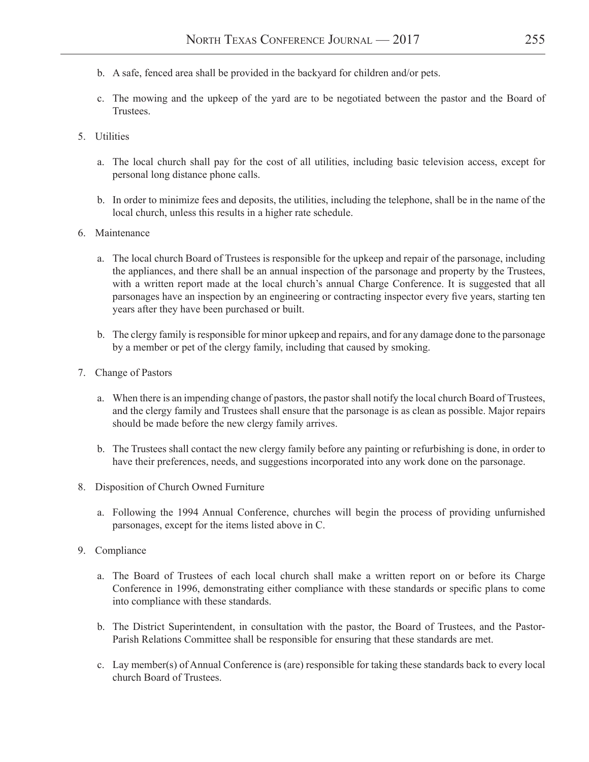b. A safe, fenced area shall be provided in the backyard for children and/or pets.

c. The mowing and the upkeep of the yard are to be negotiated between the pastor and the Board of Trustees.

5. Utilities

   a. The local church shall pay for the cost of all utilities, including basic television access, except for personal long distance phone calls.

   b. In order to minimize fees and deposits, the utilities, including the telephone, shall be in the name of the local church, unless this results in a higher rate schedule.

6. Maintenance

   a. The local church Board of Trustees is responsible for the upkeep and repair of the parsonage, including the appliances, and there shall be an annual inspection of the parsonage and property by the Trustees, with a written report made at the local church's annual Charge Conference. It is suggested that all parsonages have an inspection by an engineering or contracting inspector every five years, starting ten years after they have been purchased or built.

   b. The clergy family is responsible for minor upkeep and repairs, and for any damage done to the parsonage by a member or pet of the clergy family, including that caused by smoking.

7. Change of Pastors

   a. When there is an impending change of pastors, the pastor shall notify the local church Board of Trustees, and the clergy family and Trustees shall ensure that the parsonage is as clean as possible. Major repairs should be made before the new clergy family arrives.

   b. The Trustees shall contact the new clergy family before any painting or refurbishing is done, in order to have their preferences, needs, and suggestions incorporated into any work done on the parsonage.

8. Disposition of Church Owned Furniture

   a. Following the 1994 Annual Conference, churches will begin the process of providing unfurnished parsonages, except for the items listed above in C.

9. Compliance

   a. The Board of Trustees of each local church shall make a written report on or before its Charge Conference in 1996, demonstrating either compliance with these standards or specific plans to come into compliance with these standards.

   b. The District Superintendent, in consultation with the pastor, the Board of Trustees, and the Pastor-Parish Relations Committee shall be responsible for ensuring that these standards are met.

   c. Lay member(s) of Annual Conference is (are) responsible for taking these standards back to every local church Board of Trustees.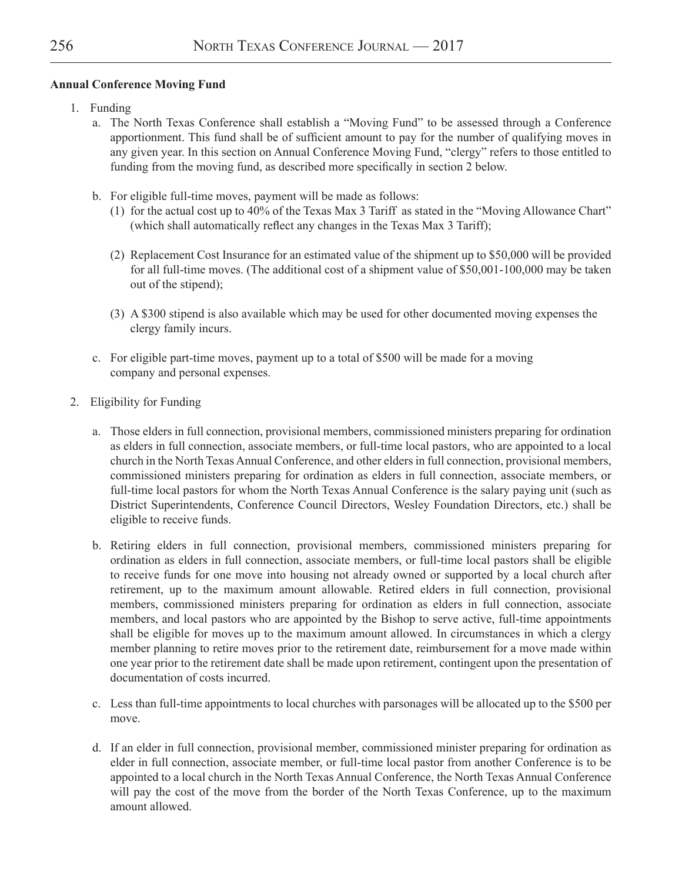**Annual Conference Moving Fund**

1. Funding
   a. The North Texas Conference shall establish a "Moving Fund" to be assessed through a Conference apportionment. This fund shall be of sufficient amount to pay for the number of qualifying moves in any given year. In this section on Annual Conference Moving Fund, "clergy" refers to those entitled to funding from the moving fund, as described more specifically in section 2 below.

   b. For eligible full-time moves, payment will be made as follows:
      (1) for the actual cost up to 40% of the Texas Max 3 Tariff as stated in the "Moving Allowance Chart" (which shall automatically reflect any changes in the Texas Max 3 Tariff);

      (2) Replacement Cost Insurance for an estimated value of the shipment up to $50,000 will be provided for all full-time moves. (The additional cost of a shipment value of $50,001-100,000 may be taken out of the stipend);

      (3) A $300 stipend is also available which may be used for other documented moving expenses the clergy family incurs.

   c. For eligible part-time moves, payment up to a total of $500 will be made for a moving company and personal expenses.

2. Eligibility for Funding

   a. Those elders in full connection, provisional members, commissioned ministers preparing for ordination as elders in full connection, associate members, or full-time local pastors, who are appointed to a local church in the North Texas Annual Conference, and other elders in full connection, provisional members, commissioned ministers preparing for ordination as elders in full connection, associate members, or full-time local pastors for whom the North Texas Annual Conference is the salary paying unit (such as District Superintendents, Conference Council Directors, Wesley Foundation Directors, etc.) shall be eligible to receive funds.

   b. Retiring elders in full connection, provisional members, commissioned ministers preparing for ordination as elders in full connection, associate members, or full-time local pastors shall be eligible to receive funds for one move into housing not already owned or supported by a local church after retirement, up to the maximum amount allowable. Retired elders in full connection, provisional members, commissioned ministers preparing for ordination as elders in full connection, associate members, and local pastors who are appointed by the Bishop to serve active, full-time appointments shall be eligible for moves up to the maximum amount allowed. In circumstances in which a clergy member planning to retire moves prior to the retirement date, reimbursement for a move made within one year prior to the retirement date shall be made upon retirement, contingent upon the presentation of documentation of costs incurred.

   c. Less than full-time appointments to local churches with parsonages will be allocated up to the $500 per move.

   d. If an elder in full connection, provisional member, commissioned minister preparing for ordination as elder in full connection, associate member, or full-time local pastor from another Conference is to be appointed to a local church in the North Texas Annual Conference, the North Texas Annual Conference will pay the cost of the move from the border of the North Texas Conference, up to the maximum amount allowed.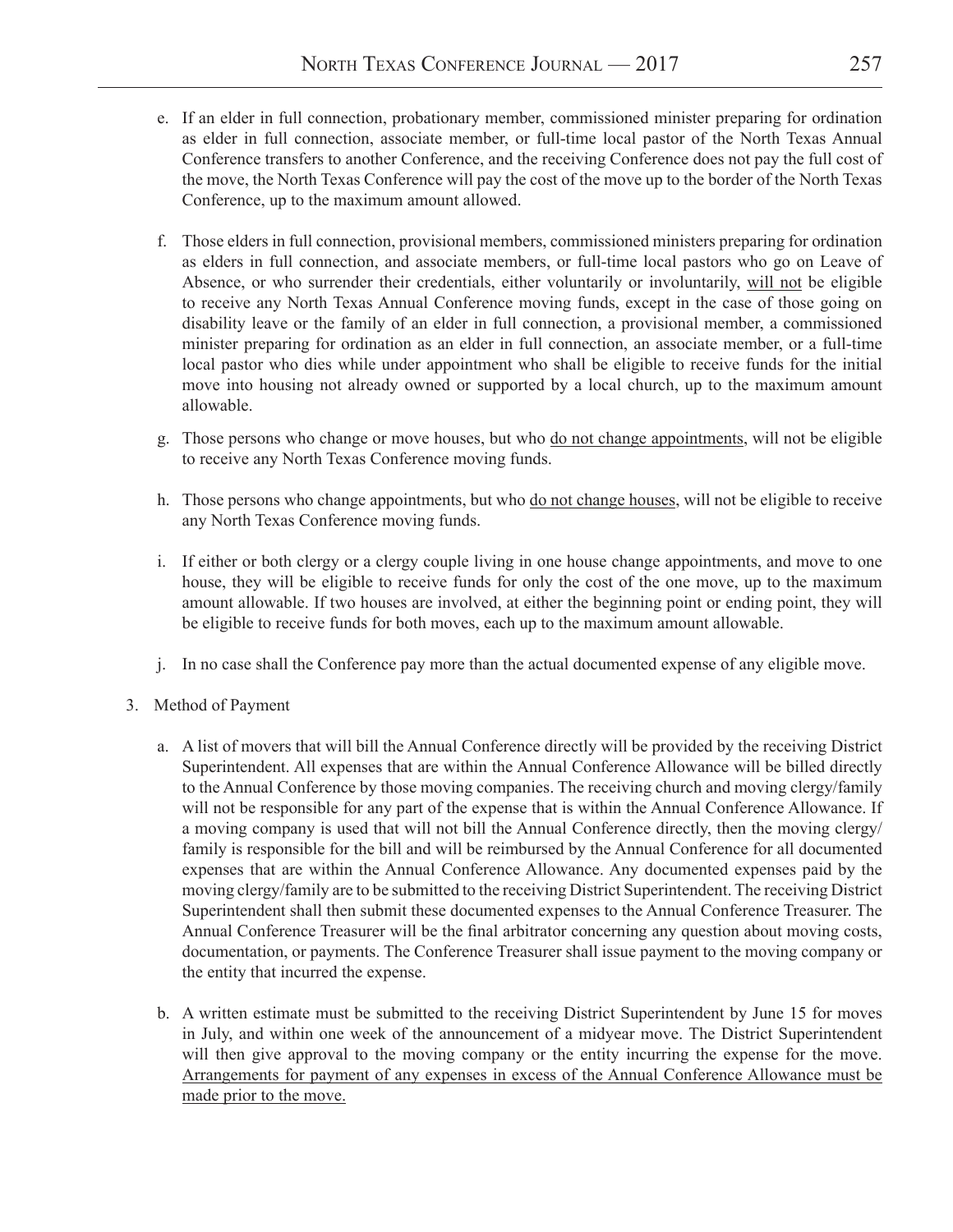e. If an elder in full connection, probationary member, commissioned minister preparing for ordination as elder in full connection, associate member, or full-time local pastor of the North Texas Annual Conference transfers to another Conference, and the receiving Conference does not pay the full cost of the move, the North Texas Conference will pay the cost of the move up to the border of the North Texas Conference, up to the maximum amount allowed.

f. Those elders in full connection, provisional members, commissioned ministers preparing for ordination as elders in full connection, and associate members, or full-time local pastors who go on Leave of Absence, or who surrender their credentials, either voluntarily or involuntarily, <u>will not</u> be eligible to receive any North Texas Annual Conference moving funds, except in the case of those going on disability leave or the family of an elder in full connection, a provisional member, a commissioned minister preparing for ordination as an elder in full connection, an associate member, or a full-time local pastor who dies while under appointment who shall be eligible to receive funds for the initial move into housing not already owned or supported by a local church, up to the maximum amount allowable.

g. Those persons who change or move houses, but who <u>do not change appointments</u>, will not be eligible to receive any North Texas Conference moving funds.

h. Those persons who change appointments, but who <u>do not change houses</u>, will not be eligible to receive any North Texas Conference moving funds.

i. If either or both clergy or a clergy couple living in one house change appointments, and move to one house, they will be eligible to receive funds for only the cost of the one move, up to the maximum amount allowable. If two houses are involved, at either the beginning point or ending point, they will be eligible to receive funds for both moves, each up to the maximum amount allowable.

j. In no case shall the Conference pay more than the actual documented expense of any eligible move.

3. Method of Payment

   a. A list of movers that will bill the Annual Conference directly will be provided by the receiving District Superintendent. All expenses that are within the Annual Conference Allowance will be billed directly to the Annual Conference by those moving companies. The receiving church and moving clergy/family will not be responsible for any part of the expense that is within the Annual Conference Allowance. If a moving company is used that will not bill the Annual Conference directly, then the moving clergy/family is responsible for the bill and will be reimbursed by the Annual Conference for all documented expenses that are within the Annual Conference Allowance. Any documented expenses paid by the moving clergy/family are to be submitted to the receiving District Superintendent. The receiving District Superintendent shall then submit these documented expenses to the Annual Conference Treasurer. The Annual Conference Treasurer will be the final arbitrator concerning any question about moving costs, documentation, or payments. The Conference Treasurer shall issue payment to the moving company or the entity that incurred the expense.

   b. A written estimate must be submitted to the receiving District Superintendent by June 15 for moves in July, and within one week of the announcement of a midyear move. The District Superintendent will then give approval to the moving company or the entity incurring the expense for the move. <u>Arrangements for payment of any expenses in excess of the Annual Conference Allowance must be made prior to the move.</u>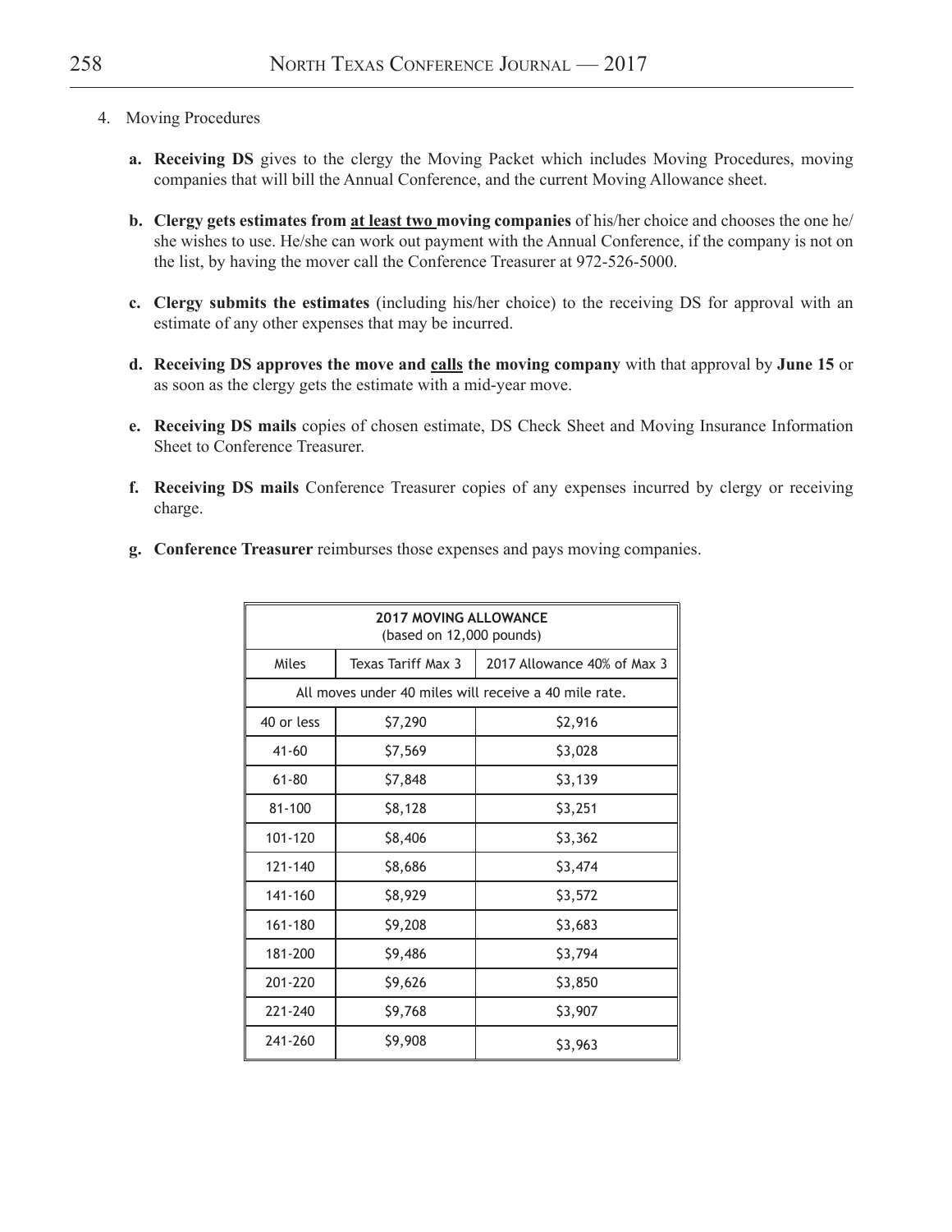4. Moving Procedures

   a. **Receiving DS** gives to the clergy the Moving Packet which includes Moving Procedures, moving companies that will bill the Annual Conference, and the current Moving Allowance sheet.

   b. **Clergy gets estimates from <u>at least two</u> moving companies** of his/her choice and chooses the one he/she wishes to use. He/she can work out payment with the Annual Conference, if the company is not on the list, by having the mover call the Conference Treasurer at 972-526-5000.

   c. **Clergy submits the estimates** (including his/her choice) to the receiving DS for approval with an estimate of any other expenses that may be incurred.

   d. **Receiving DS approves the move and <u>calls</u> the moving company** with that approval by **June 15** or as soon as the clergy gets the estimate with a mid-year move.

   e. **Receiving DS mails** copies of chosen estimate, DS Check Sheet and Moving Insurance Information Sheet to Conference Treasurer.

   f. **Receiving DS mails** Conference Treasurer copies of any expenses incurred by clergy or receiving charge.

   g. **Conference Treasurer** reimburses those expenses and pays moving companies.

| **2017 MOVING ALLOWANCE** (based on 12,000 pounds) | | |
|---|---|---|
| Miles | Texas Tariff Max 3 | 2017 Allowance 40% of Max 3 |
| All moves under 40 miles will receive a 40 mile rate. | | |
| 40 or less | $7,290 | $2,916 |
| 41-60 | $7,569 | $3,028 |
| 61-80 | $7,848 | $3,139 |
| 81-100 | $8,128 | $3,251 |
| 101-120 | $8,406 | $3,362 |
| 121-140 | $8,686 | $3,474 |
| 141-160 | $8,929 | $3,572 |
| 161-180 | $9,208 | $3,683 |
| 181-200 | $9,486 | $3,794 |
| 201-220 | $9,626 | $3,850 |
| 221-240 | $9,768 | $3,907 |
| 241-260 | $9,908 | $3,963 |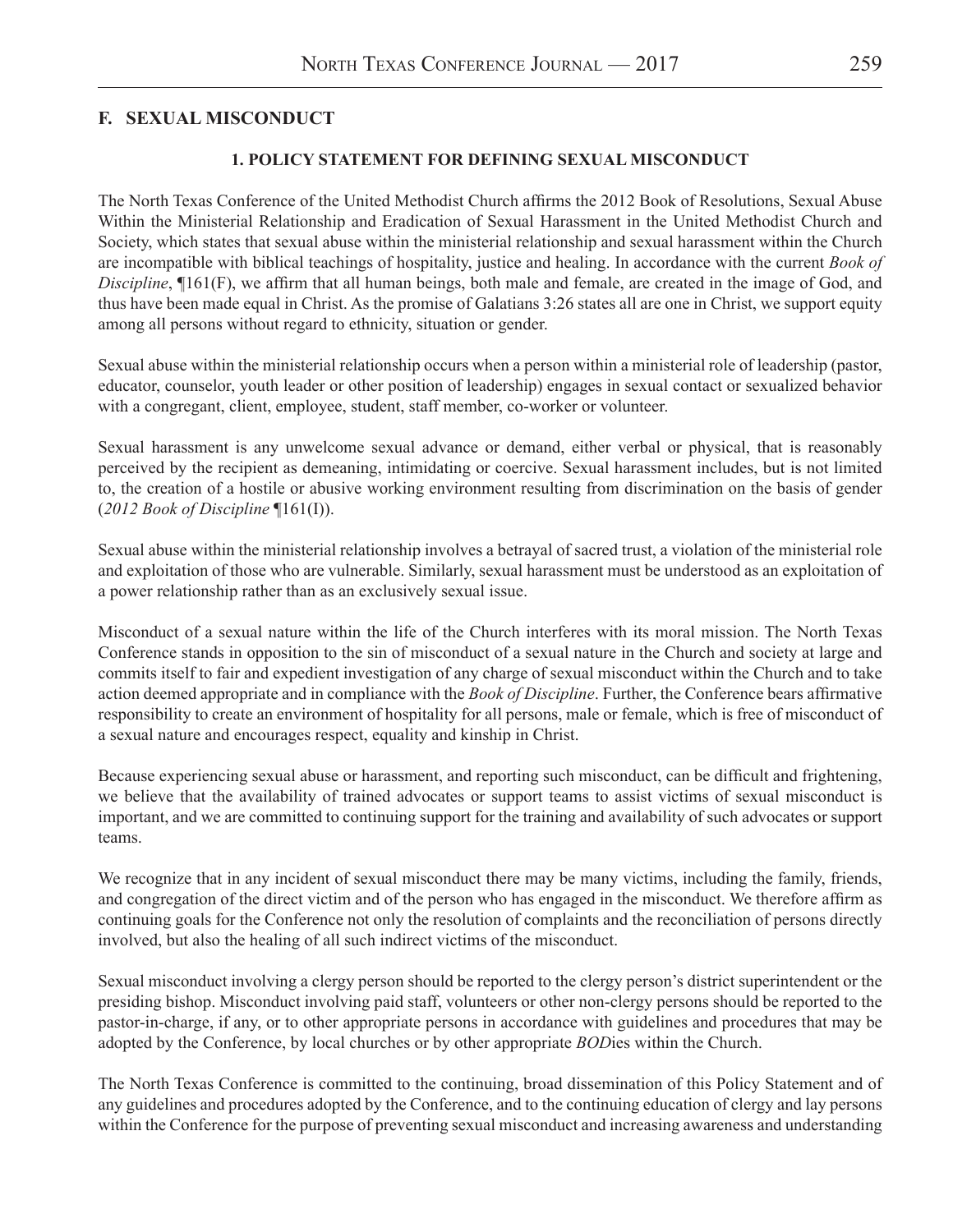## F. SEXUAL MISCONDUCT

### 1. POLICY STATEMENT FOR DEFINING SEXUAL MISCONDUCT

The North Texas Conference of the United Methodist Church affirms the 2012 Book of Resolutions, Sexual Abuse Within the Ministerial Relationship and Eradication of Sexual Harassment in the United Methodist Church and Society, which states that sexual abuse within the ministerial relationship and sexual harassment within the Church are incompatible with biblical teachings of hospitality, justice and healing. In accordance with the current *Book of Discipline*, ¶161(F), we affirm that all human beings, both male and female, are created in the image of God, and thus have been made equal in Christ. As the promise of Galatians 3:26 states all are one in Christ, we support equity among all persons without regard to ethnicity, situation or gender.

Sexual abuse within the ministerial relationship occurs when a person within a ministerial role of leadership (pastor, educator, counselor, youth leader or other position of leadership) engages in sexual contact or sexualized behavior with a congregant, client, employee, student, staff member, co-worker or volunteer.

Sexual harassment is any unwelcome sexual advance or demand, either verbal or physical, that is reasonably perceived by the recipient as demeaning, intimidating or coercive. Sexual harassment includes, but is not limited to, the creation of a hostile or abusive working environment resulting from discrimination on the basis of gender (*2012 Book of Discipline* ¶161(I)).

Sexual abuse within the ministerial relationship involves a betrayal of sacred trust, a violation of the ministerial role and exploitation of those who are vulnerable. Similarly, sexual harassment must be understood as an exploitation of a power relationship rather than as an exclusively sexual issue.

Misconduct of a sexual nature within the life of the Church interferes with its moral mission. The North Texas Conference stands in opposition to the sin of misconduct of a sexual nature in the Church and society at large and commits itself to fair and expedient investigation of any charge of sexual misconduct within the Church and to take action deemed appropriate and in compliance with the *Book of Discipline*. Further, the Conference bears affirmative responsibility to create an environment of hospitality for all persons, male or female, which is free of misconduct of a sexual nature and encourages respect, equality and kinship in Christ.

Because experiencing sexual abuse or harassment, and reporting such misconduct, can be difficult and frightening, we believe that the availability of trained advocates or support teams to assist victims of sexual misconduct is important, and we are committed to continuing support for the training and availability of such advocates or support teams.

We recognize that in any incident of sexual misconduct there may be many victims, including the family, friends, and congregation of the direct victim and of the person who has engaged in the misconduct. We therefore affirm as continuing goals for the Conference not only the resolution of complaints and the reconciliation of persons directly involved, but also the healing of all such indirect victims of the misconduct.

Sexual misconduct involving a clergy person should be reported to the clergy person's district superintendent or the presiding bishop. Misconduct involving paid staff, volunteers or other non-clergy persons should be reported to the pastor-in-charge, if any, or to other appropriate persons in accordance with guidelines and procedures that may be adopted by the Conference, by local churches or by other appropriate *BOD*ies within the Church.

The North Texas Conference is committed to the continuing, broad dissemination of this Policy Statement and of any guidelines and procedures adopted by the Conference, and to the continuing education of clergy and lay persons within the Conference for the purpose of preventing sexual misconduct and increasing awareness and understanding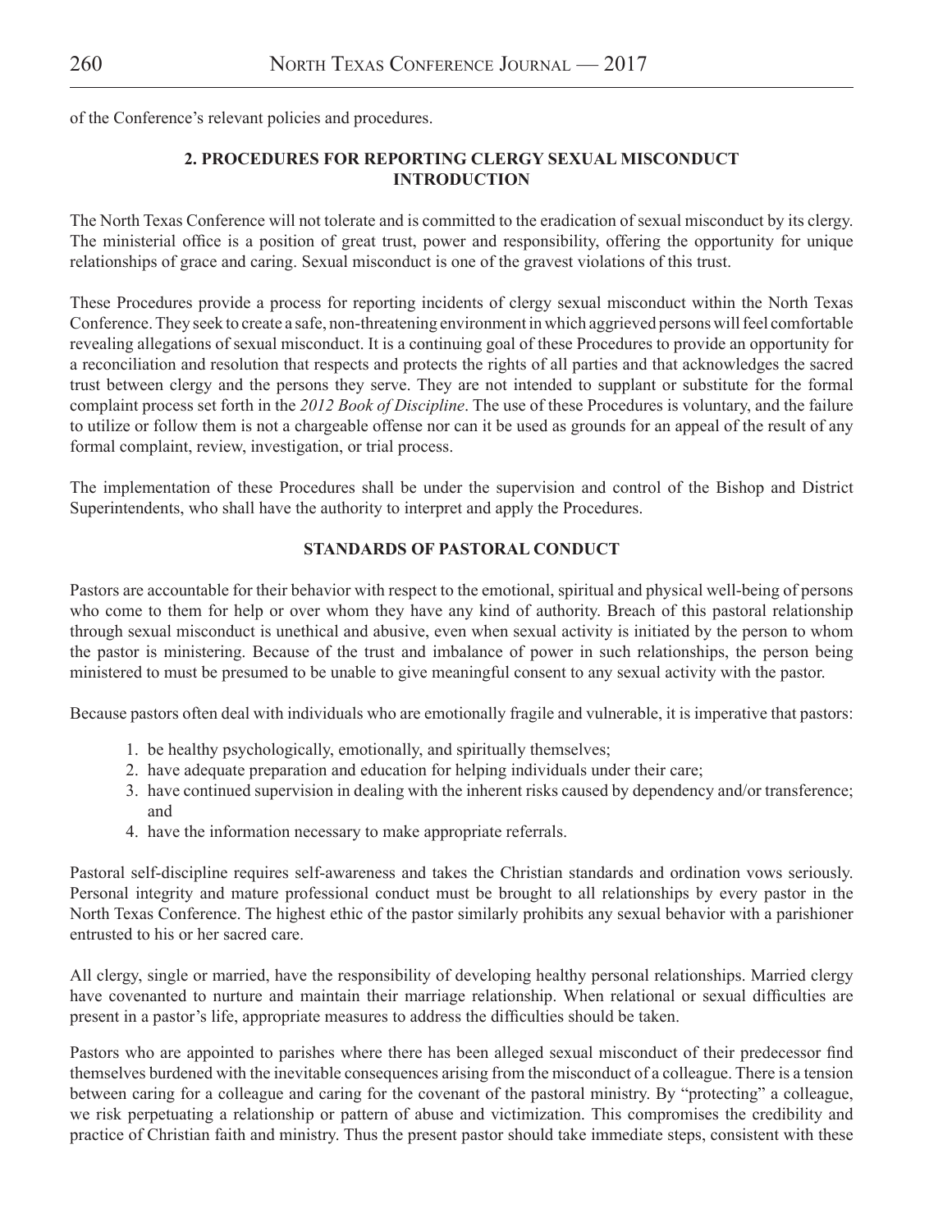of the Conference's relevant policies and procedures.

## 2. PROCEDURES FOR REPORTING CLERGY SEXUAL MISCONDUCT INTRODUCTION

The North Texas Conference will not tolerate and is committed to the eradication of sexual misconduct by its clergy. The ministerial office is a position of great trust, power and responsibility, offering the opportunity for unique relationships of grace and caring. Sexual misconduct is one of the gravest violations of this trust.

These Procedures provide a process for reporting incidents of clergy sexual misconduct within the North Texas Conference. They seek to create a safe, non-threatening environment in which aggrieved persons will feel comfortable revealing allegations of sexual misconduct. It is a continuing goal of these Procedures to provide an opportunity for a reconciliation and resolution that respects and protects the rights of all parties and that acknowledges the sacred trust between clergy and the persons they serve. They are not intended to supplant or substitute for the formal complaint process set forth in the *2012 Book of Discipline*. The use of these Procedures is voluntary, and the failure to utilize or follow them is not a chargeable offense nor can it be used as grounds for an appeal of the result of any formal complaint, review, investigation, or trial process.

The implementation of these Procedures shall be under the supervision and control of the Bishop and District Superintendents, who shall have the authority to interpret and apply the Procedures.

### STANDARDS OF PASTORAL CONDUCT

Pastors are accountable for their behavior with respect to the emotional, spiritual and physical well-being of persons who come to them for help or over whom they have any kind of authority. Breach of this pastoral relationship through sexual misconduct is unethical and abusive, even when sexual activity is initiated by the person to whom the pastor is ministering. Because of the trust and imbalance of power in such relationships, the person being ministered to must be presumed to be unable to give meaningful consent to any sexual activity with the pastor.

Because pastors often deal with individuals who are emotionally fragile and vulnerable, it is imperative that pastors:

1. be healthy psychologically, emotionally, and spiritually themselves;
2. have adequate preparation and education for helping individuals under their care;
3. have continued supervision in dealing with the inherent risks caused by dependency and/or transference; and
4. have the information necessary to make appropriate referrals.

Pastoral self-discipline requires self-awareness and takes the Christian standards and ordination vows seriously. Personal integrity and mature professional conduct must be brought to all relationships by every pastor in the North Texas Conference. The highest ethic of the pastor similarly prohibits any sexual behavior with a parishioner entrusted to his or her sacred care.

All clergy, single or married, have the responsibility of developing healthy personal relationships. Married clergy have covenanted to nurture and maintain their marriage relationship. When relational or sexual difficulties are present in a pastor's life, appropriate measures to address the difficulties should be taken.

Pastors who are appointed to parishes where there has been alleged sexual misconduct of their predecessor find themselves burdened with the inevitable consequences arising from the misconduct of a colleague. There is a tension between caring for a colleague and caring for the covenant of the pastoral ministry. By "protecting" a colleague, we risk perpetuating a relationship or pattern of abuse and victimization. This compromises the credibility and practice of Christian faith and ministry. Thus the present pastor should take immediate steps, consistent with these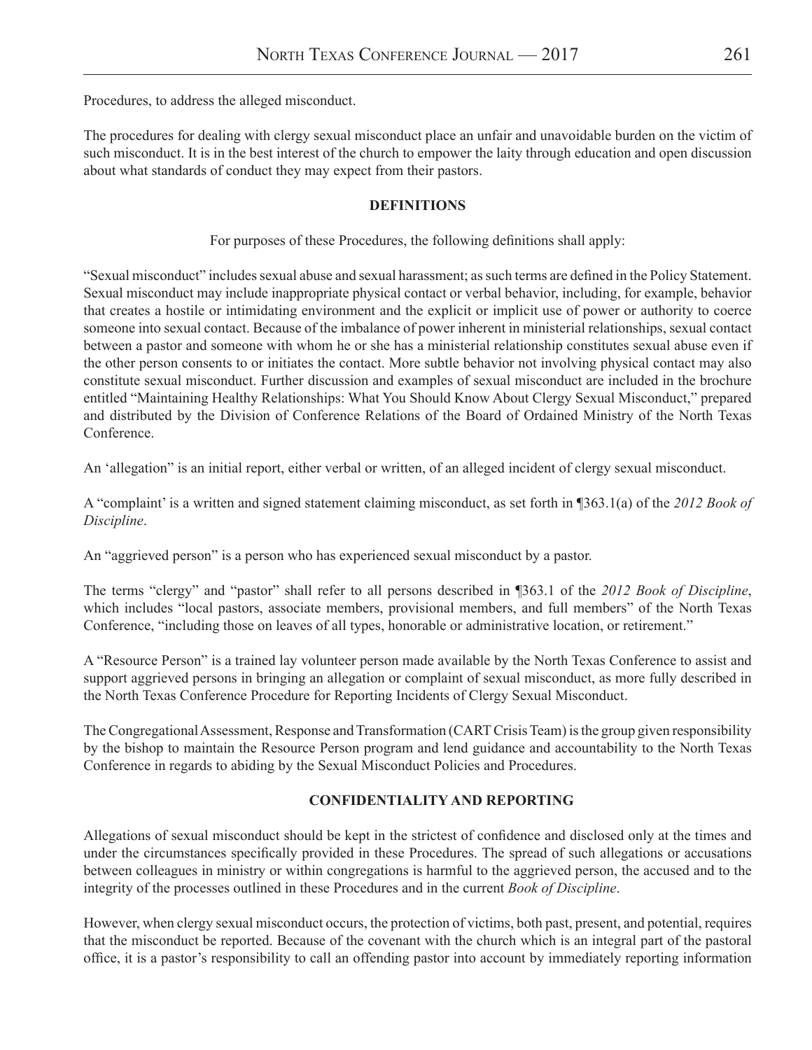Procedures, to address the alleged misconduct.

The procedures for dealing with clergy sexual misconduct place an unfair and unavoidable burden on the victim of such misconduct. It is in the best interest of the church to empower the laity through education and open discussion about what standards of conduct they may expect from their pastors.

**DEFINITIONS**

For purposes of these Procedures, the following definitions shall apply:

"Sexual misconduct" includes sexual abuse and sexual harassment; as such terms are defined in the Policy Statement. Sexual misconduct may include inappropriate physical contact or verbal behavior, including, for example, behavior that creates a hostile or intimidating environment and the explicit or implicit use of power or authority to coerce someone into sexual contact. Because of the imbalance of power inherent in ministerial relationships, sexual contact between a pastor and someone with whom he or she has a ministerial relationship constitutes sexual abuse even if the other person consents to or initiates the contact. More subtle behavior not involving physical contact may also constitute sexual misconduct. Further discussion and examples of sexual misconduct are included in the brochure entitled "Maintaining Healthy Relationships: What You Should Know About Clergy Sexual Misconduct," prepared and distributed by the Division of Conference Relations of the Board of Ordained Ministry of the North Texas Conference.

An 'allegation" is an initial report, either verbal or written, of an alleged incident of clergy sexual misconduct.

A "complaint' is a written and signed statement claiming misconduct, as set forth in ¶363.1(a) of the *2012 Book of Discipline*.

An "aggrieved person" is a person who has experienced sexual misconduct by a pastor.

The terms "clergy" and "pastor" shall refer to all persons described in ¶363.1 of the *2012 Book of Discipline*, which includes "local pastors, associate members, provisional members, and full members" of the North Texas Conference, "including those on leaves of all types, honorable or administrative location, or retirement."

A "Resource Person" is a trained lay volunteer person made available by the North Texas Conference to assist and support aggrieved persons in bringing an allegation or complaint of sexual misconduct, as more fully described in the North Texas Conference Procedure for Reporting Incidents of Clergy Sexual Misconduct.

The Congregational Assessment, Response and Transformation (CART Crisis Team) is the group given responsibility by the bishop to maintain the Resource Person program and lend guidance and accountability to the North Texas Conference in regards to abiding by the Sexual Misconduct Policies and Procedures.

**CONFIDENTIALITY AND REPORTING**

Allegations of sexual misconduct should be kept in the strictest of confidence and disclosed only at the times and under the circumstances specifically provided in these Procedures. The spread of such allegations or accusations between colleagues in ministry or within congregations is harmful to the aggrieved person, the accused and to the integrity of the processes outlined in these Procedures and in the current *Book of Discipline*.

However, when clergy sexual misconduct occurs, the protection of victims, both past, present, and potential, requires that the misconduct be reported. Because of the covenant with the church which is an integral part of the pastoral office, it is a pastor's responsibility to call an offending pastor into account by immediately reporting information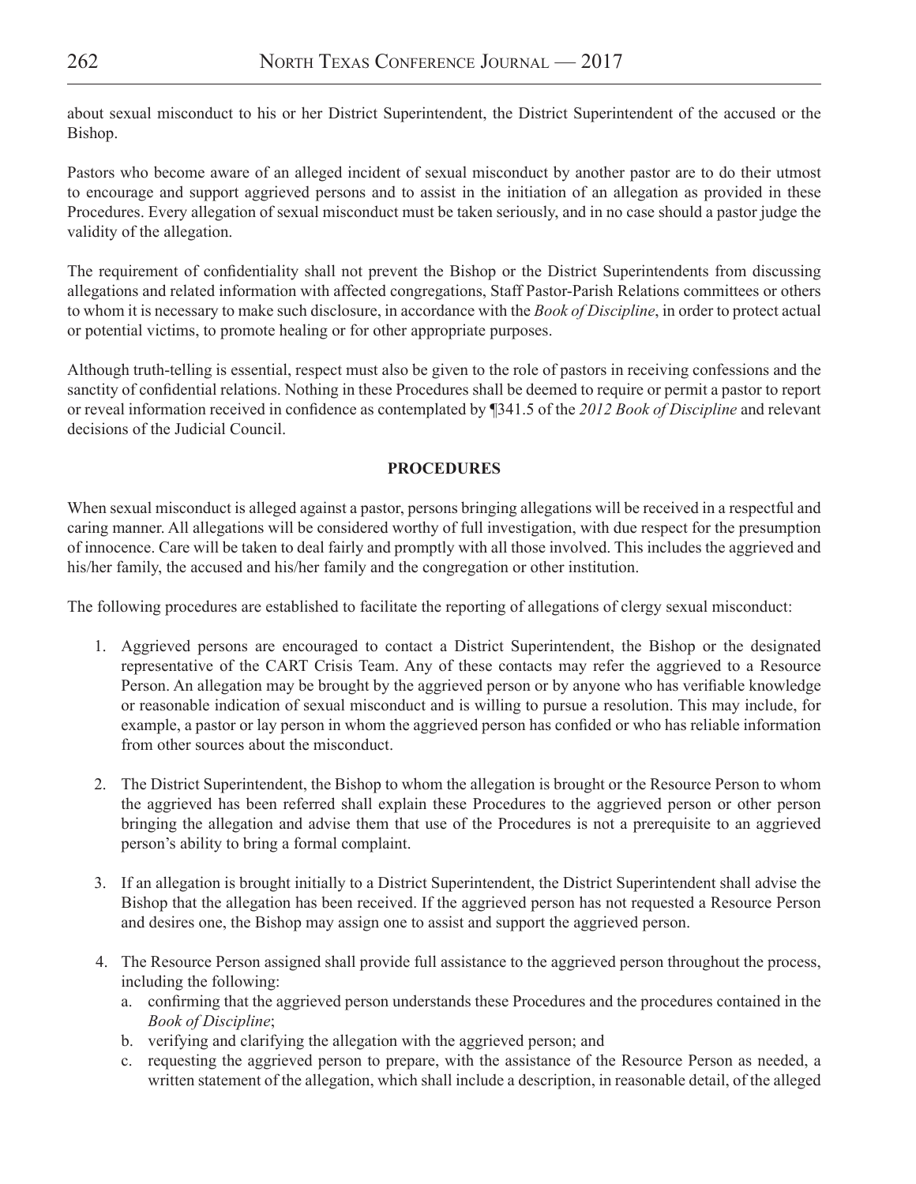about sexual misconduct to his or her District Superintendent, the District Superintendent of the accused or the Bishop.

Pastors who become aware of an alleged incident of sexual misconduct by another pastor are to do their utmost to encourage and support aggrieved persons and to assist in the initiation of an allegation as provided in these Procedures. Every allegation of sexual misconduct must be taken seriously, and in no case should a pastor judge the validity of the allegation.

The requirement of confidentiality shall not prevent the Bishop or the District Superintendents from discussing allegations and related information with affected congregations, Staff Pastor-Parish Relations committees or others to whom it is necessary to make such disclosure, in accordance with the *Book of Discipline*, in order to protect actual or potential victims, to promote healing or for other appropriate purposes.

Although truth-telling is essential, respect must also be given to the role of pastors in receiving confessions and the sanctity of confidential relations. Nothing in these Procedures shall be deemed to require or permit a pastor to report or reveal information received in confidence as contemplated by ¶341.5 of the *2012 Book of Discipline* and relevant decisions of the Judicial Council.

**PROCEDURES**

When sexual misconduct is alleged against a pastor, persons bringing allegations will be received in a respectful and caring manner. All allegations will be considered worthy of full investigation, with due respect for the presumption of innocence. Care will be taken to deal fairly and promptly with all those involved. This includes the aggrieved and his/her family, the accused and his/her family and the congregation or other institution.

The following procedures are established to facilitate the reporting of allegations of clergy sexual misconduct:

1. Aggrieved persons are encouraged to contact a District Superintendent, the Bishop or the designated representative of the CART Crisis Team. Any of these contacts may refer the aggrieved to a Resource Person. An allegation may be brought by the aggrieved person or by anyone who has verifiable knowledge or reasonable indication of sexual misconduct and is willing to pursue a resolution. This may include, for example, a pastor or lay person in whom the aggrieved person has confided or who has reliable information from other sources about the misconduct.

2. The District Superintendent, the Bishop to whom the allegation is brought or the Resource Person to whom the aggrieved has been referred shall explain these Procedures to the aggrieved person or other person bringing the allegation and advise them that use of the Procedures is not a prerequisite to an aggrieved person's ability to bring a formal complaint.

3. If an allegation is brought initially to a District Superintendent, the District Superintendent shall advise the Bishop that the allegation has been received. If the aggrieved person has not requested a Resource Person and desires one, the Bishop may assign one to assist and support the aggrieved person.

4. The Resource Person assigned shall provide full assistance to the aggrieved person throughout the process, including the following:
   a. confirming that the aggrieved person understands these Procedures and the procedures contained in the *Book of Discipline*;
   b. verifying and clarifying the allegation with the aggrieved person; and
   c. requesting the aggrieved person to prepare, with the assistance of the Resource Person as needed, a written statement of the allegation, which shall include a description, in reasonable detail, of the alleged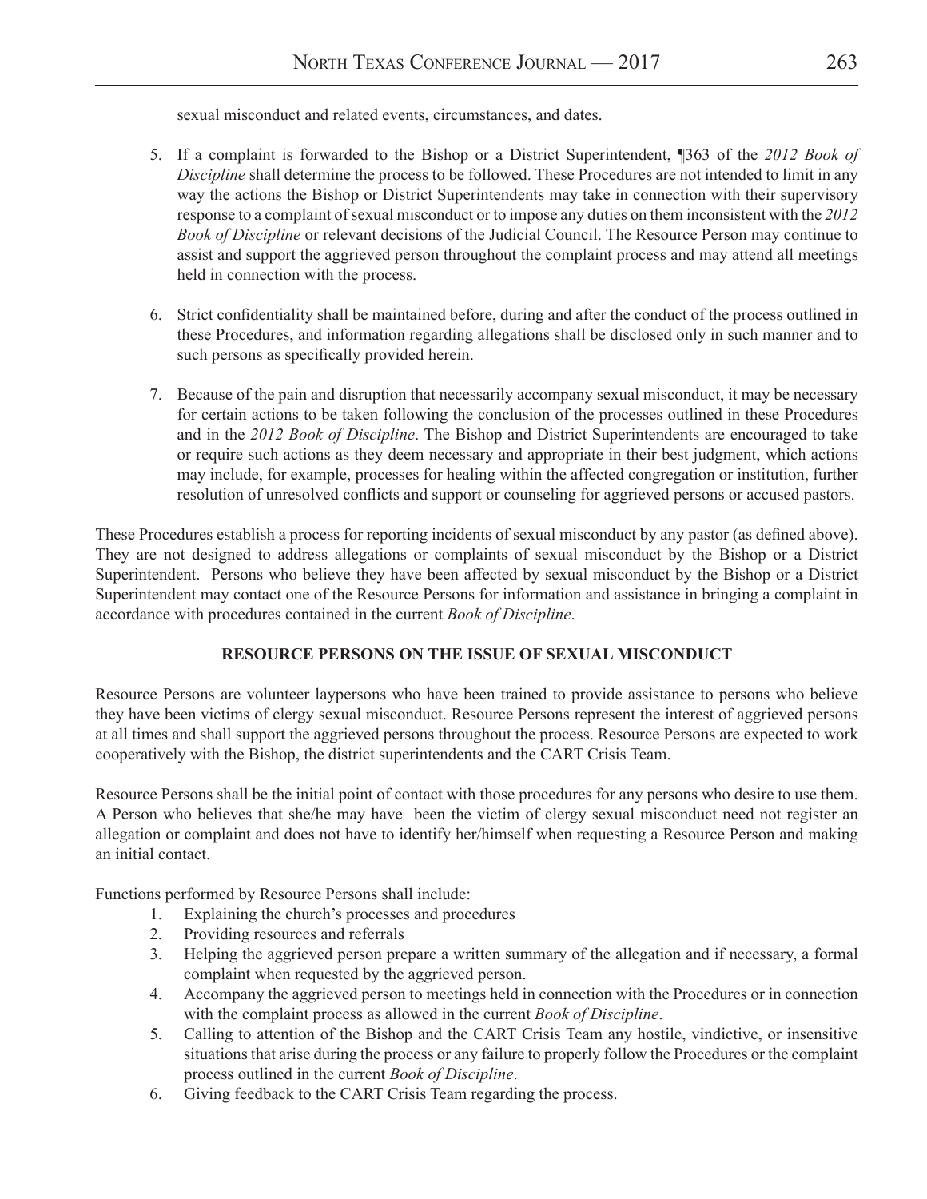sexual misconduct and related events, circumstances, and dates.

5. If a complaint is forwarded to the Bishop or a District Superintendent, ¶363 of the *2012 Book of Discipline* shall determine the process to be followed. These Procedures are not intended to limit in any way the actions the Bishop or District Superintendents may take in connection with their supervisory response to a complaint of sexual misconduct or to impose any duties on them inconsistent with the *2012 Book of Discipline* or relevant decisions of the Judicial Council. The Resource Person may continue to assist and support the aggrieved person throughout the complaint process and may attend all meetings held in connection with the process.

6. Strict confidentiality shall be maintained before, during and after the conduct of the process outlined in these Procedures, and information regarding allegations shall be disclosed only in such manner and to such persons as specifically provided herein.

7. Because of the pain and disruption that necessarily accompany sexual misconduct, it may be necessary for certain actions to be taken following the conclusion of the processes outlined in these Procedures and in the *2012 Book of Discipline*. The Bishop and District Superintendents are encouraged to take or require such actions as they deem necessary and appropriate in their best judgment, which actions may include, for example, processes for healing within the affected congregation or institution, further resolution of unresolved conflicts and support or counseling for aggrieved persons or accused pastors.

These Procedures establish a process for reporting incidents of sexual misconduct by any pastor (as defined above). They are not designed to address allegations or complaints of sexual misconduct by the Bishop or a District Superintendent. Persons who believe they have been affected by sexual misconduct by the Bishop or a District Superintendent may contact one of the Resource Persons for information and assistance in bringing a complaint in accordance with procedures contained in the current *Book of Discipline*.

**RESOURCE PERSONS ON THE ISSUE OF SEXUAL MISCONDUCT**

Resource Persons are volunteer laypersons who have been trained to provide assistance to persons who believe they have been victims of clergy sexual misconduct. Resource Persons represent the interest of aggrieved persons at all times and shall support the aggrieved persons throughout the process. Resource Persons are expected to work cooperatively with the Bishop, the district superintendents and the CART Crisis Team.

Resource Persons shall be the initial point of contact with those procedures for any persons who desire to use them. A Person who believes that she/he may have been the victim of clergy sexual misconduct need not register an allegation or complaint and does not have to identify her/himself when requesting a Resource Person and making an initial contact.

Functions performed by Resource Persons shall include:

1. Explaining the church's processes and procedures
2. Providing resources and referrals
3. Helping the aggrieved person prepare a written summary of the allegation and if necessary, a formal complaint when requested by the aggrieved person.
4. Accompany the aggrieved person to meetings held in connection with the Procedures or in connection with the complaint process as allowed in the current *Book of Discipline*.
5. Calling to attention of the Bishop and the CART Crisis Team any hostile, vindictive, or insensitive situations that arise during the process or any failure to properly follow the Procedures or the complaint process outlined in the current *Book of Discipline*.
6. Giving feedback to the CART Crisis Team regarding the process.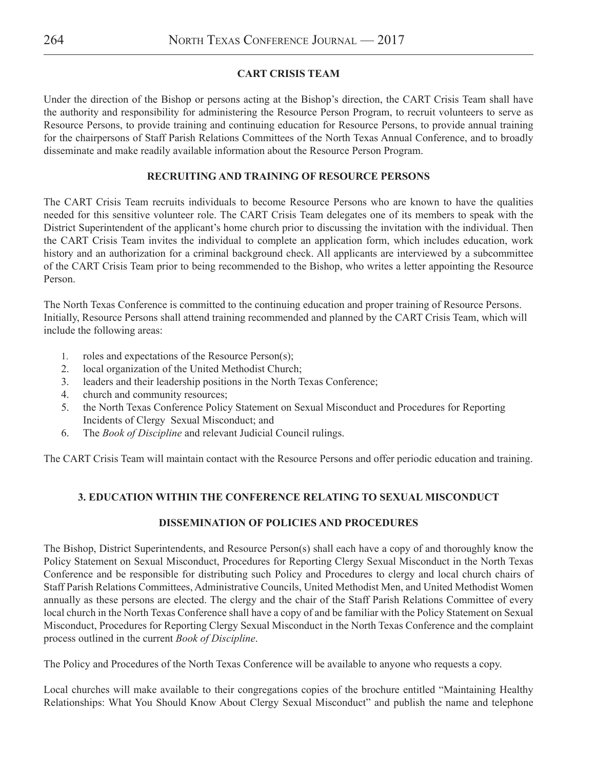## CART CRISIS TEAM

Under the direction of the Bishop or persons acting at the Bishop's direction, the CART Crisis Team shall have the authority and responsibility for administering the Resource Person Program, to recruit volunteers to serve as Resource Persons, to provide training and continuing education for Resource Persons, to provide annual training for the chairpersons of Staff Parish Relations Committees of the North Texas Annual Conference, and to broadly disseminate and make readily available information about the Resource Person Program.

## RECRUITING AND TRAINING OF RESOURCE PERSONS

The CART Crisis Team recruits individuals to become Resource Persons who are known to have the qualities needed for this sensitive volunteer role. The CART Crisis Team delegates one of its members to speak with the District Superintendent of the applicant's home church prior to discussing the invitation with the individual. Then the CART Crisis Team invites the individual to complete an application form, which includes education, work history and an authorization for a criminal background check. All applicants are interviewed by a subcommittee of the CART Crisis Team prior to being recommended to the Bishop, who writes a letter appointing the Resource Person.

The North Texas Conference is committed to the continuing education and proper training of Resource Persons. Initially, Resource Persons shall attend training recommended and planned by the CART Crisis Team, which will include the following areas:

1. roles and expectations of the Resource Person(s);
2. local organization of the United Methodist Church;
3. leaders and their leadership positions in the North Texas Conference;
4. church and community resources;
5. the North Texas Conference Policy Statement on Sexual Misconduct and Procedures for Reporting Incidents of Clergy Sexual Misconduct; and
6. The *Book of Discipline* and relevant Judicial Council rulings.

The CART Crisis Team will maintain contact with the Resource Persons and offer periodic education and training.

## 3. EDUCATION WITHIN THE CONFERENCE RELATING TO SEXUAL MISCONDUCT

## DISSEMINATION OF POLICIES AND PROCEDURES

The Bishop, District Superintendents, and Resource Person(s) shall each have a copy of and thoroughly know the Policy Statement on Sexual Misconduct, Procedures for Reporting Clergy Sexual Misconduct in the North Texas Conference and be responsible for distributing such Policy and Procedures to clergy and local church chairs of Staff Parish Relations Committees, Administrative Councils, United Methodist Men, and United Methodist Women annually as these persons are elected. The clergy and the chair of the Staff Parish Relations Committee of every local church in the North Texas Conference shall have a copy of and be familiar with the Policy Statement on Sexual Misconduct, Procedures for Reporting Clergy Sexual Misconduct in the North Texas Conference and the complaint process outlined in the current *Book of Discipline*.

The Policy and Procedures of the North Texas Conference will be available to anyone who requests a copy.

Local churches will make available to their congregations copies of the brochure entitled "Maintaining Healthy Relationships: What You Should Know About Clergy Sexual Misconduct" and publish the name and telephone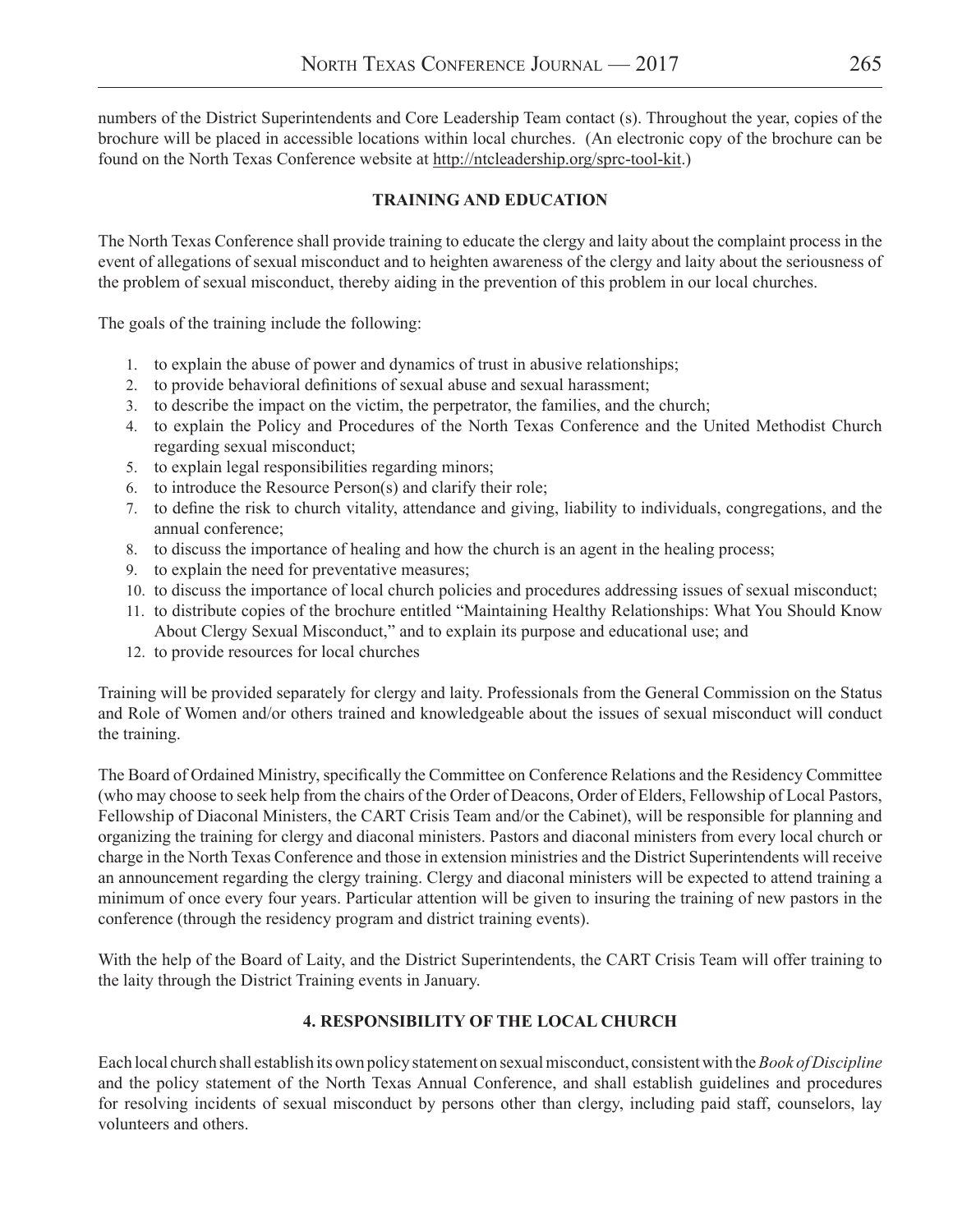numbers of the District Superintendents and Core Leadership Team contact (s). Throughout the year, copies of the brochure will be placed in accessible locations within local churches. (An electronic copy of the brochure can be found on the North Texas Conference website at http://ntcleadership.org/sprc-tool-kit.)

**TRAINING AND EDUCATION**

The North Texas Conference shall provide training to educate the clergy and laity about the complaint process in the event of allegations of sexual misconduct and to heighten awareness of the clergy and laity about the seriousness of the problem of sexual misconduct, thereby aiding in the prevention of this problem in our local churches.

The goals of the training include the following:

1. to explain the abuse of power and dynamics of trust in abusive relationships;
2. to provide behavioral definitions of sexual abuse and sexual harassment;
3. to describe the impact on the victim, the perpetrator, the families, and the church;
4. to explain the Policy and Procedures of the North Texas Conference and the United Methodist Church regarding sexual misconduct;
5. to explain legal responsibilities regarding minors;
6. to introduce the Resource Person(s) and clarify their role;
7. to define the risk to church vitality, attendance and giving, liability to individuals, congregations, and the annual conference;
8. to discuss the importance of healing and how the church is an agent in the healing process;
9. to explain the need for preventative measures;
10. to discuss the importance of local church policies and procedures addressing issues of sexual misconduct;
11. to distribute copies of the brochure entitled "Maintaining Healthy Relationships: What You Should Know About Clergy Sexual Misconduct," and to explain its purpose and educational use; and
12. to provide resources for local churches

Training will be provided separately for clergy and laity. Professionals from the General Commission on the Status and Role of Women and/or others trained and knowledgeable about the issues of sexual misconduct will conduct the training.

The Board of Ordained Ministry, specifically the Committee on Conference Relations and the Residency Committee (who may choose to seek help from the chairs of the Order of Deacons, Order of Elders, Fellowship of Local Pastors, Fellowship of Diaconal Ministers, the CART Crisis Team and/or the Cabinet), will be responsible for planning and organizing the training for clergy and diaconal ministers. Pastors and diaconal ministers from every local church or charge in the North Texas Conference and those in extension ministries and the District Superintendents will receive an announcement regarding the clergy training. Clergy and diaconal ministers will be expected to attend training a minimum of once every four years. Particular attention will be given to insuring the training of new pastors in the conference (through the residency program and district training events).

With the help of the Board of Laity, and the District Superintendents, the CART Crisis Team will offer training to the laity through the District Training events in January.

**4. RESPONSIBILITY OF THE LOCAL CHURCH**

Each local church shall establish its own policy statement on sexual misconduct, consistent with the *Book of Discipline* and the policy statement of the North Texas Annual Conference, and shall establish guidelines and procedures for resolving incidents of sexual misconduct by persons other than clergy, including paid staff, counselors, lay volunteers and others.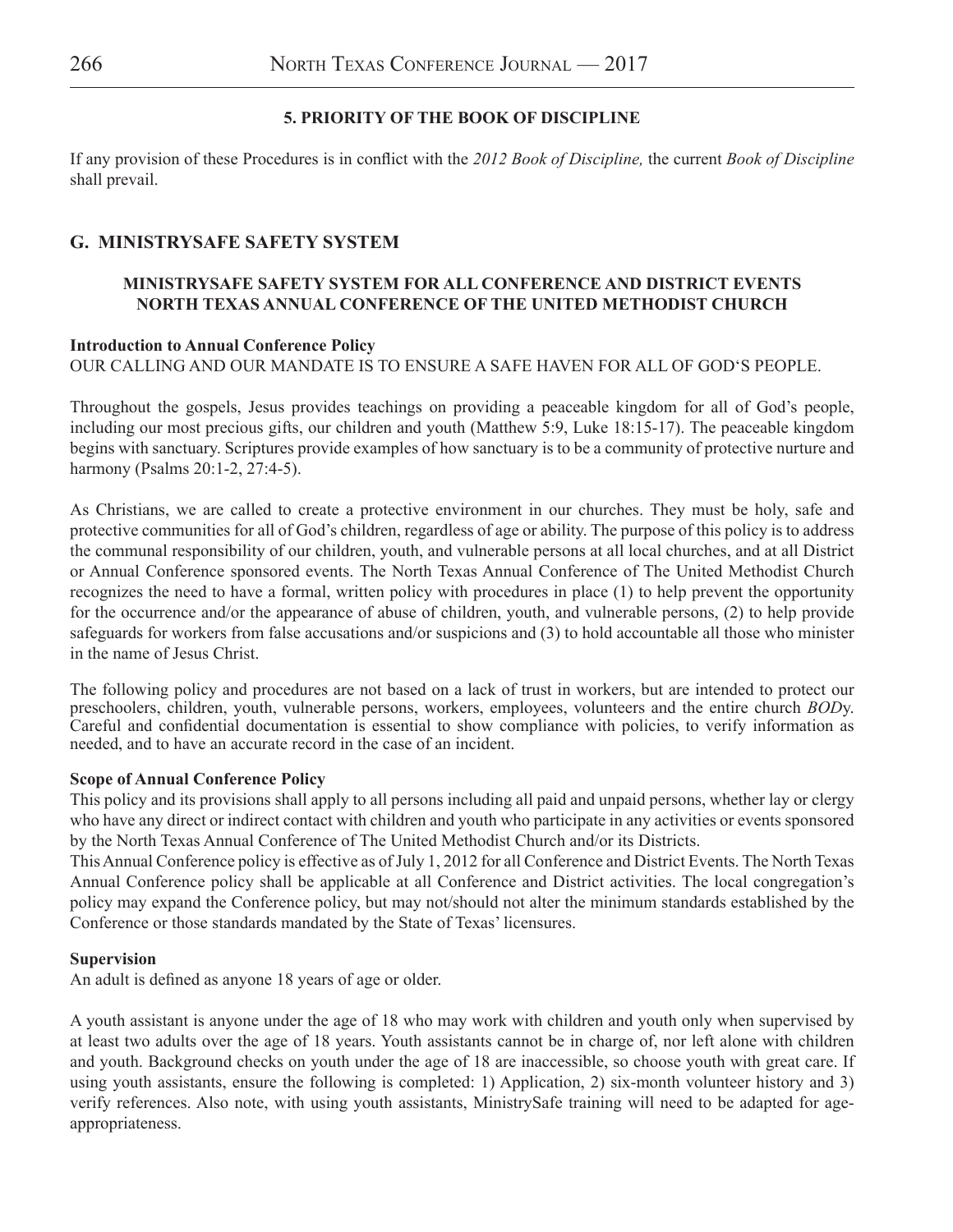### 5. PRIORITY OF THE BOOK OF DISCIPLINE

If any provision of these Procedures is in conflict with the *2012 Book of Discipline,* the current *Book of Discipline* shall prevail.

## G. MINISTRYSAFE SAFETY SYSTEM

### MINISTRYSAFE SAFETY SYSTEM FOR ALL CONFERENCE AND DISTRICT EVENTS NORTH TEXAS ANNUAL CONFERENCE OF THE UNITED METHODIST CHURCH

**Introduction to Annual Conference Policy**

OUR CALLING AND OUR MANDATE IS TO ENSURE A SAFE HAVEN FOR ALL OF GOD'S PEOPLE.

Throughout the gospels, Jesus provides teachings on providing a peaceable kingdom for all of God's people, including our most precious gifts, our children and youth (Matthew 5:9, Luke 18:15-17). The peaceable kingdom begins with sanctuary. Scriptures provide examples of how sanctuary is to be a community of protective nurture and harmony (Psalms 20:1-2, 27:4-5).

As Christians, we are called to create a protective environment in our churches. They must be holy, safe and protective communities for all of God's children, regardless of age or ability. The purpose of this policy is to address the communal responsibility of our children, youth, and vulnerable persons at all local churches, and at all District or Annual Conference sponsored events. The North Texas Annual Conference of The United Methodist Church recognizes the need to have a formal, written policy with procedures in place (1) to help prevent the opportunity for the occurrence and/or the appearance of abuse of children, youth, and vulnerable persons, (2) to help provide safeguards for workers from false accusations and/or suspicions and (3) to hold accountable all those who minister in the name of Jesus Christ.

The following policy and procedures are not based on a lack of trust in workers, but are intended to protect our preschoolers, children, youth, vulnerable persons, workers, employees, volunteers and the entire church *BOD*y. Careful and confidential documentation is essential to show compliance with policies, to verify information as needed, and to have an accurate record in the case of an incident.

**Scope of Annual Conference Policy**

This policy and its provisions shall apply to all persons including all paid and unpaid persons, whether lay or clergy who have any direct or indirect contact with children and youth who participate in any activities or events sponsored by the North Texas Annual Conference of The United Methodist Church and/or its Districts.

This Annual Conference policy is effective as of July 1, 2012 for all Conference and District Events. The North Texas Annual Conference policy shall be applicable at all Conference and District activities. The local congregation's policy may expand the Conference policy, but may not/should not alter the minimum standards established by the Conference or those standards mandated by the State of Texas' licensures.

**Supervision**

An adult is defined as anyone 18 years of age or older.

A youth assistant is anyone under the age of 18 who may work with children and youth only when supervised by at least two adults over the age of 18 years. Youth assistants cannot be in charge of, nor left alone with children and youth. Background checks on youth under the age of 18 are inaccessible, so choose youth with great care. If using youth assistants, ensure the following is completed: 1) Application, 2) six-month volunteer history and 3) verify references. Also note, with using youth assistants, MinistrySafe training will need to be adapted for age-appropriateness.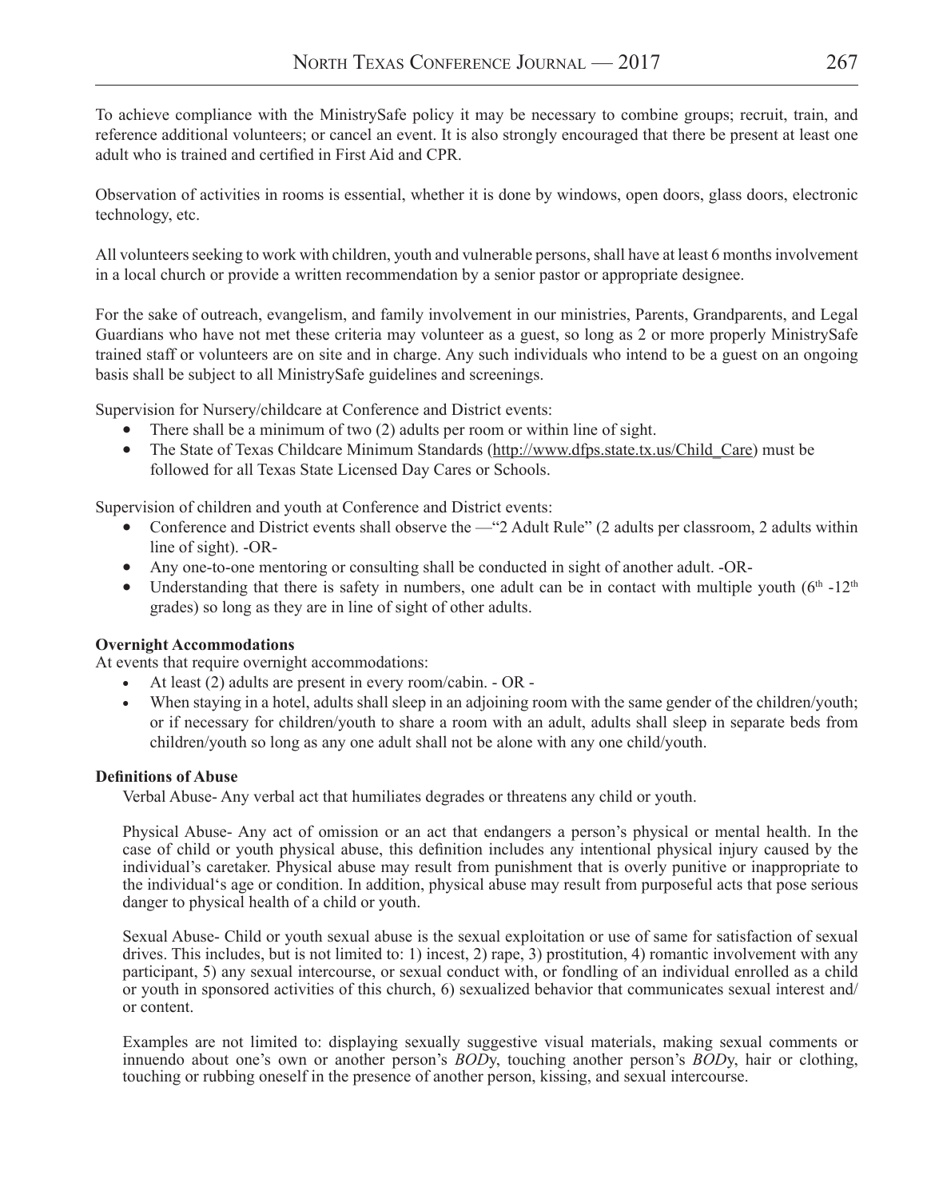To achieve compliance with the MinistrySafe policy it may be necessary to combine groups; recruit, train, and reference additional volunteers; or cancel an event. It is also strongly encouraged that there be present at least one adult who is trained and certified in First Aid and CPR.

Observation of activities in rooms is essential, whether it is done by windows, open doors, glass doors, electronic technology, etc.

All volunteers seeking to work with children, youth and vulnerable persons, shall have at least 6 months involvement in a local church or provide a written recommendation by a senior pastor or appropriate designee.

For the sake of outreach, evangelism, and family involvement in our ministries, Parents, Grandparents, and Legal Guardians who have not met these criteria may volunteer as a guest, so long as 2 or more properly MinistrySafe trained staff or volunteers are on site and in charge. Any such individuals who intend to be a guest on an ongoing basis shall be subject to all MinistrySafe guidelines and screenings.

Supervision for Nursery/childcare at Conference and District events:

- There shall be a minimum of two (2) adults per room or within line of sight.
- The State of Texas Childcare Minimum Standards (http://www.dfps.state.tx.us/Child_Care) must be followed for all Texas State Licensed Day Cares or Schools.

Supervision of children and youth at Conference and District events:

- Conference and District events shall observe the —"2 Adult Rule" (2 adults per classroom, 2 adults within line of sight). -OR-
- Any one-to-one mentoring or consulting shall be conducted in sight of another adult. -OR-
- Understanding that there is safety in numbers, one adult can be in contact with multiple youth (6th -12th grades) so long as they are in line of sight of other adults.

**Overnight Accommodations**

At events that require overnight accommodations:

- At least (2) adults are present in every room/cabin. - OR -
- When staying in a hotel, adults shall sleep in an adjoining room with the same gender of the children/youth; or if necessary for children/youth to share a room with an adult, adults shall sleep in separate beds from children/youth so long as any one adult shall not be alone with any one child/youth.

**Definitions of Abuse**

Verbal Abuse- Any verbal act that humiliates degrades or threatens any child or youth.

Physical Abuse- Any act of omission or an act that endangers a person's physical or mental health. In the case of child or youth physical abuse, this definition includes any intentional physical injury caused by the individual's caretaker. Physical abuse may result from punishment that is overly punitive or inappropriate to the individual's age or condition. In addition, physical abuse may result from purposeful acts that pose serious danger to physical health of a child or youth.

Sexual Abuse- Child or youth sexual abuse is the sexual exploitation or use of same for satisfaction of sexual drives. This includes, but is not limited to: 1) incest, 2) rape, 3) prostitution, 4) romantic involvement with any participant, 5) any sexual intercourse, or sexual conduct with, or fondling of an individual enrolled as a child or youth in sponsored activities of this church, 6) sexualized behavior that communicates sexual interest and/ or content.

Examples are not limited to: displaying sexually suggestive visual materials, making sexual comments or innuendo about one's own or another person's *BOD*y, touching another person's *BOD*y, hair or clothing, touching or rubbing oneself in the presence of another person, kissing, and sexual intercourse.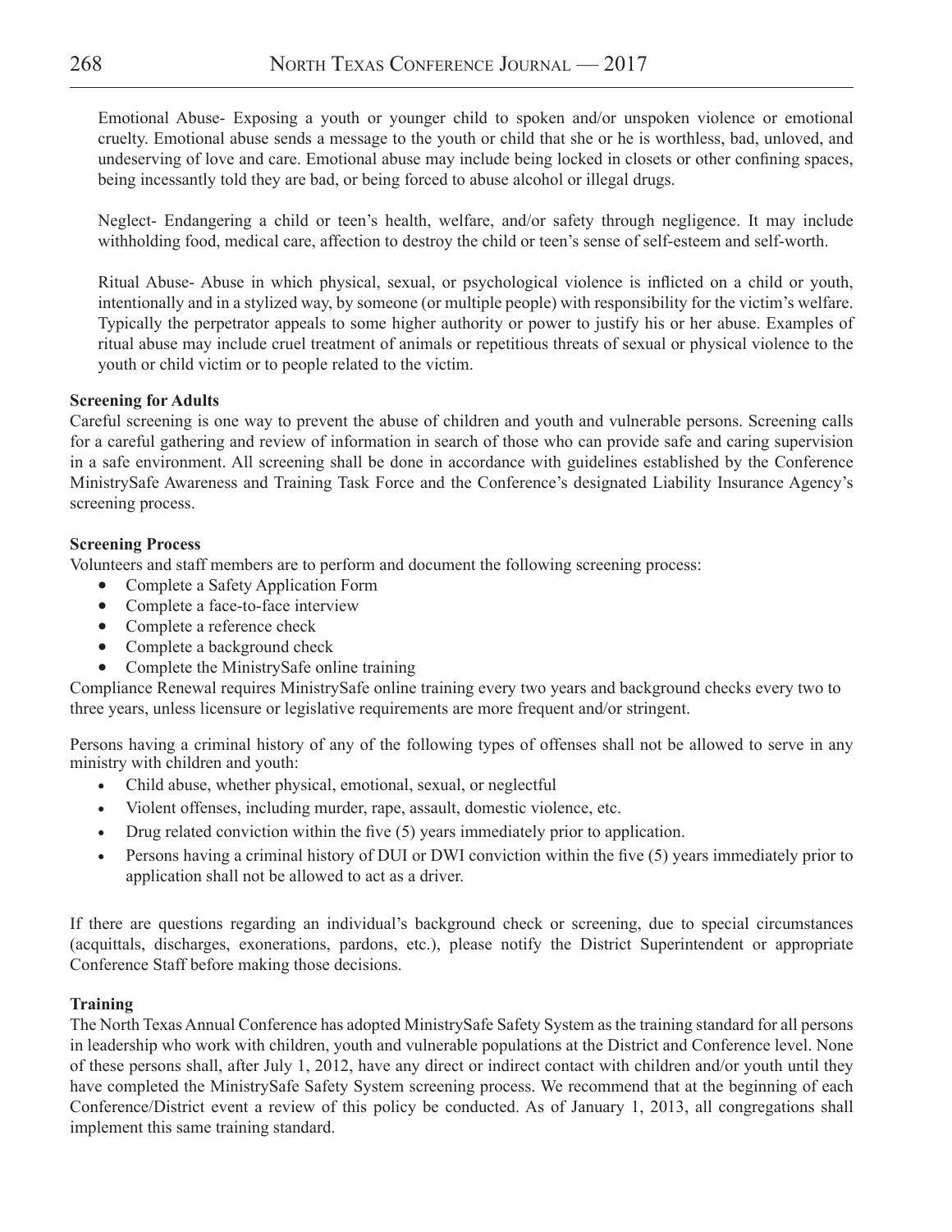Emotional Abuse- Exposing a youth or younger child to spoken and/or unspoken violence or emotional cruelty. Emotional abuse sends a message to the youth or child that she or he is worthless, bad, unloved, and undeserving of love and care. Emotional abuse may include being locked in closets or other confining spaces, being incessantly told they are bad, or being forced to abuse alcohol or illegal drugs.

Neglect- Endangering a child or teen's health, welfare, and/or safety through negligence. It may include withholding food, medical care, affection to destroy the child or teen's sense of self-esteem and self-worth.

Ritual Abuse- Abuse in which physical, sexual, or psychological violence is inflicted on a child or youth, intentionally and in a stylized way, by someone (or multiple people) with responsibility for the victim's welfare. Typically the perpetrator appeals to some higher authority or power to justify his or her abuse. Examples of ritual abuse may include cruel treatment of animals or repetitious threats of sexual or physical violence to the youth or child victim or to people related to the victim.

**Screening for Adults**

Careful screening is one way to prevent the abuse of children and youth and vulnerable persons. Screening calls for a careful gathering and review of information in search of those who can provide safe and caring supervision in a safe environment. All screening shall be done in accordance with guidelines established by the Conference MinistrySafe Awareness and Training Task Force and the Conference's designated Liability Insurance Agency's screening process.

**Screening Process**

Volunteers and staff members are to perform and document the following screening process:

- Complete a Safety Application Form
- Complete a face-to-face interview
- Complete a reference check
- Complete a background check
- Complete the MinistrySafe online training

Compliance Renewal requires MinistrySafe online training every two years and background checks every two to three years, unless licensure or legislative requirements are more frequent and/or stringent.

Persons having a criminal history of any of the following types of offenses shall not be allowed to serve in any ministry with children and youth:

- Child abuse, whether physical, emotional, sexual, or neglectful
- Violent offenses, including murder, rape, assault, domestic violence, etc.
- Drug related conviction within the five (5) years immediately prior to application.
- Persons having a criminal history of DUI or DWI conviction within the five (5) years immediately prior to application shall not be allowed to act as a driver.

If there are questions regarding an individual's background check or screening, due to special circumstances (acquittals, discharges, exonerations, pardons, etc.), please notify the District Superintendent or appropriate Conference Staff before making those decisions.

**Training**

The North Texas Annual Conference has adopted MinistrySafe Safety System as the training standard for all persons in leadership who work with children, youth and vulnerable populations at the District and Conference level. None of these persons shall, after July 1, 2012, have any direct or indirect contact with children and/or youth until they have completed the MinistrySafe Safety System screening process. We recommend that at the beginning of each Conference/District event a review of this policy be conducted. As of January 1, 2013, all congregations shall implement this same training standard.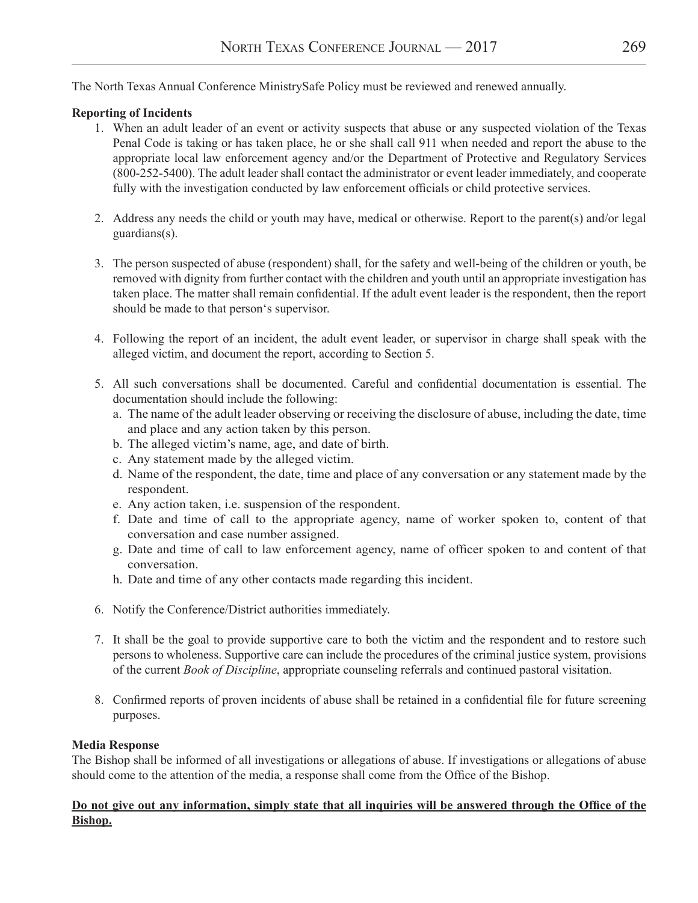The North Texas Annual Conference MinistrySafe Policy must be reviewed and renewed annually.

**Reporting of Incidents**

1. When an adult leader of an event or activity suspects that abuse or any suspected violation of the Texas Penal Code is taking or has taken place, he or she shall call 911 when needed and report the abuse to the appropriate local law enforcement agency and/or the Department of Protective and Regulatory Services (800-252-5400). The adult leader shall contact the administrator or event leader immediately, and cooperate fully with the investigation conducted by law enforcement officials or child protective services.

2. Address any needs the child or youth may have, medical or otherwise. Report to the parent(s) and/or legal guardians(s).

3. The person suspected of abuse (respondent) shall, for the safety and well-being of the children or youth, be removed with dignity from further contact with the children and youth until an appropriate investigation has taken place. The matter shall remain confidential. If the adult event leader is the respondent, then the report should be made to that person's supervisor.

4. Following the report of an incident, the adult event leader, or supervisor in charge shall speak with the alleged victim, and document the report, according to Section 5.

5. All such conversations shall be documented. Careful and confidential documentation is essential. The documentation should include the following:
   a. The name of the adult leader observing or receiving the disclosure of abuse, including the date, time and place and any action taken by this person.
   b. The alleged victim's name, age, and date of birth.
   c. Any statement made by the alleged victim.
   d. Name of the respondent, the date, time and place of any conversation or any statement made by the respondent.
   e. Any action taken, i.e. suspension of the respondent.
   f. Date and time of call to the appropriate agency, name of worker spoken to, content of that conversation and case number assigned.
   g. Date and time of call to law enforcement agency, name of officer spoken to and content of that conversation.
   h. Date and time of any other contacts made regarding this incident.

6. Notify the Conference/District authorities immediately.

7. It shall be the goal to provide supportive care to both the victim and the respondent and to restore such persons to wholeness. Supportive care can include the procedures of the criminal justice system, provisions of the current *Book of Discipline*, appropriate counseling referrals and continued pastoral visitation.

8. Confirmed reports of proven incidents of abuse shall be retained in a confidential file for future screening purposes.

**Media Response**

The Bishop shall be informed of all investigations or allegations of abuse. If investigations or allegations of abuse should come to the attention of the media, a response shall come from the Office of the Bishop.

**<u>Do not give out any information, simply state that all inquiries will be answered through the Office of the Bishop.</u>**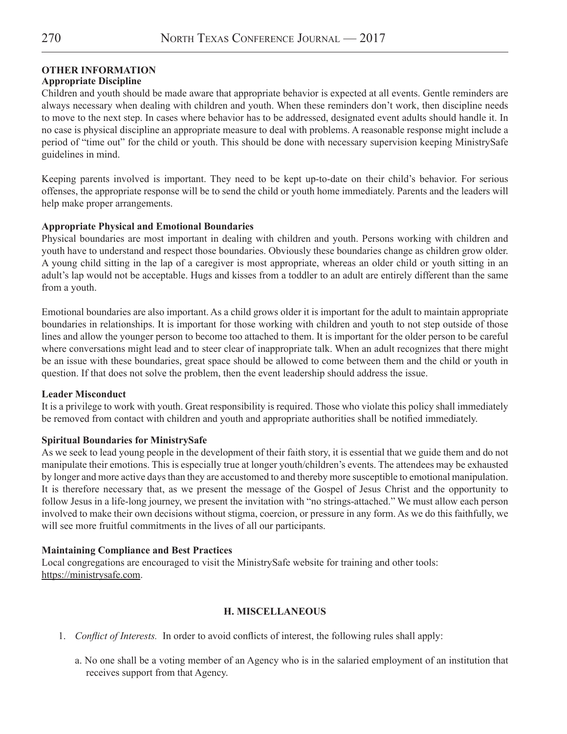**OTHER INFORMATION**

**Appropriate Discipline**

Children and youth should be made aware that appropriate behavior is expected at all events. Gentle reminders are always necessary when dealing with children and youth. When these reminders don't work, then discipline needs to move to the next step. In cases where behavior has to be addressed, designated event adults should handle it. In no case is physical discipline an appropriate measure to deal with problems. A reasonable response might include a period of "time out" for the child or youth. This should be done with necessary supervision keeping MinistrySafe guidelines in mind.

Keeping parents involved is important. They need to be kept up-to-date on their child's behavior. For serious offenses, the appropriate response will be to send the child or youth home immediately. Parents and the leaders will help make proper arrangements.

**Appropriate Physical and Emotional Boundaries**

Physical boundaries are most important in dealing with children and youth. Persons working with children and youth have to understand and respect those boundaries. Obviously these boundaries change as children grow older. A young child sitting in the lap of a caregiver is most appropriate, whereas an older child or youth sitting in an adult's lap would not be acceptable. Hugs and kisses from a toddler to an adult are entirely different than the same from a youth.

Emotional boundaries are also important. As a child grows older it is important for the adult to maintain appropriate boundaries in relationships. It is important for those working with children and youth to not step outside of those lines and allow the younger person to become too attached to them. It is important for the older person to be careful where conversations might lead and to steer clear of inappropriate talk. When an adult recognizes that there might be an issue with these boundaries, great space should be allowed to come between them and the child or youth in question. If that does not solve the problem, then the event leadership should address the issue.

**Leader Misconduct**

It is a privilege to work with youth. Great responsibility is required. Those who violate this policy shall immediately be removed from contact with children and youth and appropriate authorities shall be notified immediately.

**Spiritual Boundaries for MinistrySafe**

As we seek to lead young people in the development of their faith story, it is essential that we guide them and do not manipulate their emotions. This is especially true at longer youth/children's events. The attendees may be exhausted by longer and more active days than they are accustomed to and thereby more susceptible to emotional manipulation. It is therefore necessary that, as we present the message of the Gospel of Jesus Christ and the opportunity to follow Jesus in a life-long journey, we present the invitation with "no strings-attached." We must allow each person involved to make their own decisions without stigma, coercion, or pressure in any form. As we do this faithfully, we will see more fruitful commitments in the lives of all our participants.

**Maintaining Compliance and Best Practices**

Local congregations are encouraged to visit the MinistrySafe website for training and other tools: https://ministrysafe.com.

## H. MISCELLANEOUS

1. *Conflict of Interests.* In order to avoid conflicts of interest, the following rules shall apply:

   a. No one shall be a voting member of an Agency who is in the salaried employment of an institution that receives support from that Agency.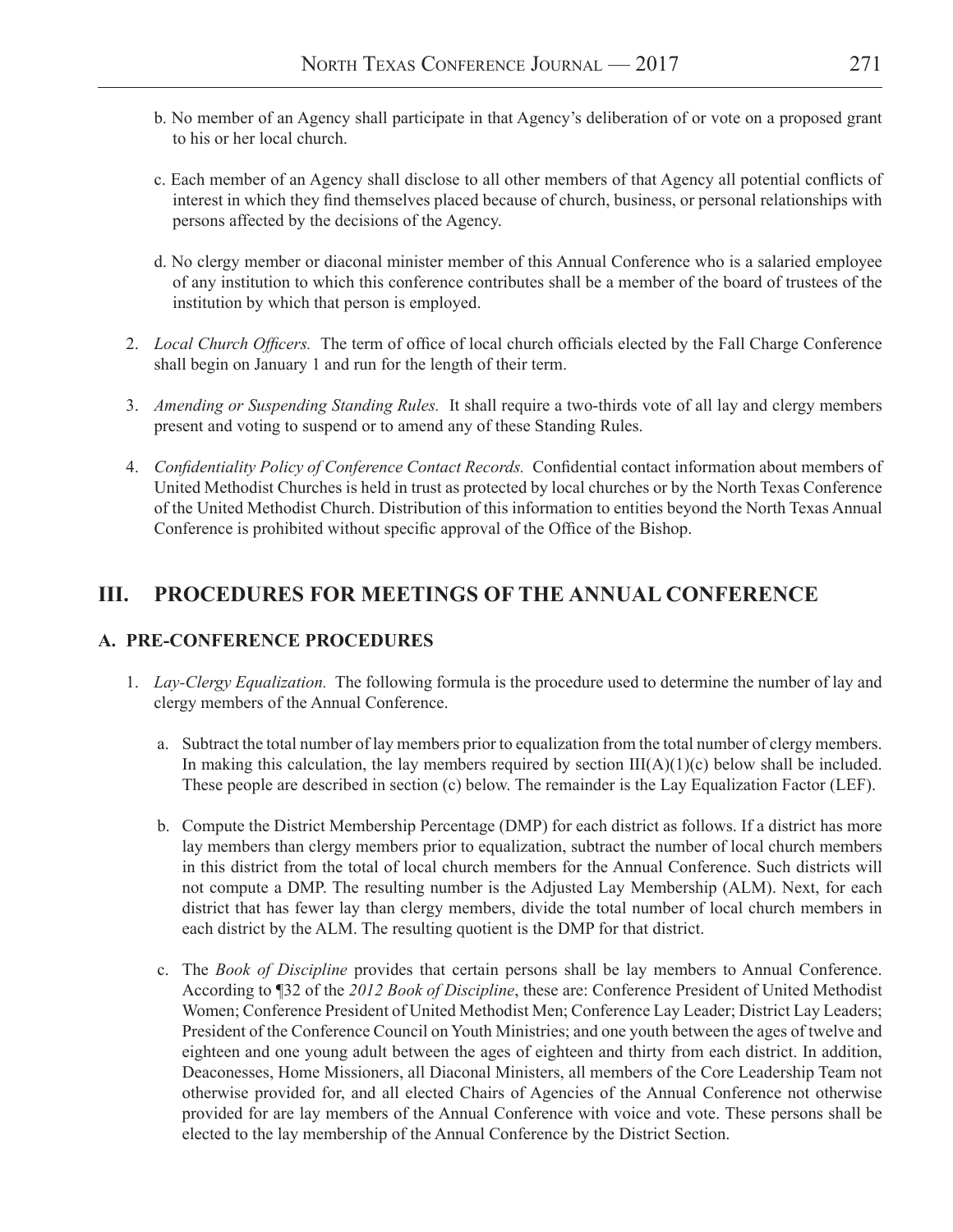b. No member of an Agency shall participate in that Agency's deliberation of or vote on a proposed grant to his or her local church.

c. Each member of an Agency shall disclose to all other members of that Agency all potential conflicts of interest in which they find themselves placed because of church, business, or personal relationships with persons affected by the decisions of the Agency.

d. No clergy member or diaconal minister member of this Annual Conference who is a salaried employee of any institution to which this conference contributes shall be a member of the board of trustees of the institution by which that person is employed.

2. *Local Church Officers.* The term of office of local church officials elected by the Fall Charge Conference shall begin on January 1 and run for the length of their term.

3. *Amending or Suspending Standing Rules.* It shall require a two-thirds vote of all lay and clergy members present and voting to suspend or to amend any of these Standing Rules.

4. *Confidentiality Policy of Conference Contact Records.* Confidential contact information about members of United Methodist Churches is held in trust as protected by local churches or by the North Texas Conference of the United Methodist Church. Distribution of this information to entities beyond the North Texas Annual Conference is prohibited without specific approval of the Office of the Bishop.

## III. PROCEDURES FOR MEETINGS OF THE ANNUAL CONFERENCE

### A. PRE-CONFERENCE PROCEDURES

1. *Lay-Clergy Equalization.* The following formula is the procedure used to determine the number of lay and clergy members of the Annual Conference.

   a. Subtract the total number of lay members prior to equalization from the total number of clergy members. In making this calculation, the lay members required by section III(A)(1)(c) below shall be included. These people are described in section (c) below. The remainder is the Lay Equalization Factor (LEF).

   b. Compute the District Membership Percentage (DMP) for each district as follows. If a district has more lay members than clergy members prior to equalization, subtract the number of local church members in this district from the total of local church members for the Annual Conference. Such districts will not compute a DMP. The resulting number is the Adjusted Lay Membership (ALM). Next, for each district that has fewer lay than clergy members, divide the total number of local church members in each district by the ALM. The resulting quotient is the DMP for that district.

   c. The *Book of Discipline* provides that certain persons shall be lay members to Annual Conference. According to ¶32 of the *2012 Book of Discipline*, these are: Conference President of United Methodist Women; Conference President of United Methodist Men; Conference Lay Leader; District Lay Leaders; President of the Conference Council on Youth Ministries; and one youth between the ages of twelve and eighteen and one young adult between the ages of eighteen and thirty from each district. In addition, Deaconesses, Home Missioners, all Diaconal Ministers, all members of the Core Leadership Team not otherwise provided for, and all elected Chairs of Agencies of the Annual Conference not otherwise provided for are lay members of the Annual Conference with voice and vote. These persons shall be elected to the lay membership of the Annual Conference by the District Section.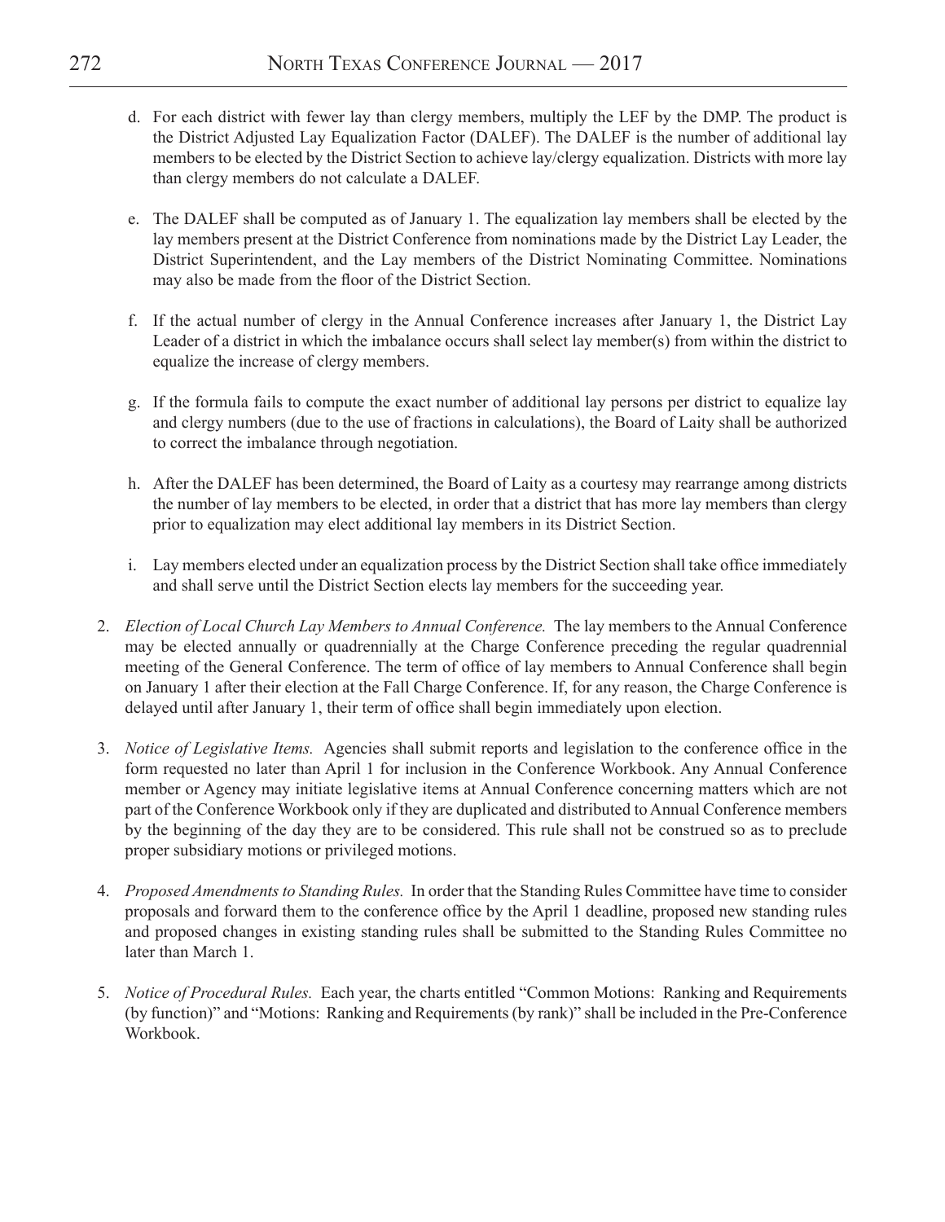d. For each district with fewer lay than clergy members, multiply the LEF by the DMP. The product is the District Adjusted Lay Equalization Factor (DALEF). The DALEF is the number of additional lay members to be elected by the District Section to achieve lay/clergy equalization. Districts with more lay than clergy members do not calculate a DALEF.

e. The DALEF shall be computed as of January 1. The equalization lay members shall be elected by the lay members present at the District Conference from nominations made by the District Lay Leader, the District Superintendent, and the Lay members of the District Nominating Committee. Nominations may also be made from the floor of the District Section.

f. If the actual number of clergy in the Annual Conference increases after January 1, the District Lay Leader of a district in which the imbalance occurs shall select lay member(s) from within the district to equalize the increase of clergy members.

g. If the formula fails to compute the exact number of additional lay persons per district to equalize lay and clergy numbers (due to the use of fractions in calculations), the Board of Laity shall be authorized to correct the imbalance through negotiation.

h. After the DALEF has been determined, the Board of Laity as a courtesy may rearrange among districts the number of lay members to be elected, in order that a district that has more lay members than clergy prior to equalization may elect additional lay members in its District Section.

i. Lay members elected under an equalization process by the District Section shall take office immediately and shall serve until the District Section elects lay members for the succeeding year.

2. *Election of Local Church Lay Members to Annual Conference.* The lay members to the Annual Conference may be elected annually or quadrennially at the Charge Conference preceding the regular quadrennial meeting of the General Conference. The term of office of lay members to Annual Conference shall begin on January 1 after their election at the Fall Charge Conference. If, for any reason, the Charge Conference is delayed until after January 1, their term of office shall begin immediately upon election.

3. *Notice of Legislative Items.* Agencies shall submit reports and legislation to the conference office in the form requested no later than April 1 for inclusion in the Conference Workbook. Any Annual Conference member or Agency may initiate legislative items at Annual Conference concerning matters which are not part of the Conference Workbook only if they are duplicated and distributed to Annual Conference members by the beginning of the day they are to be considered. This rule shall not be construed so as to preclude proper subsidiary motions or privileged motions.

4. *Proposed Amendments to Standing Rules.* In order that the Standing Rules Committee have time to consider proposals and forward them to the conference office by the April 1 deadline, proposed new standing rules and proposed changes in existing standing rules shall be submitted to the Standing Rules Committee no later than March 1.

5. *Notice of Procedural Rules.* Each year, the charts entitled "Common Motions: Ranking and Requirements (by function)" and "Motions: Ranking and Requirements (by rank)" shall be included in the Pre-Conference Workbook.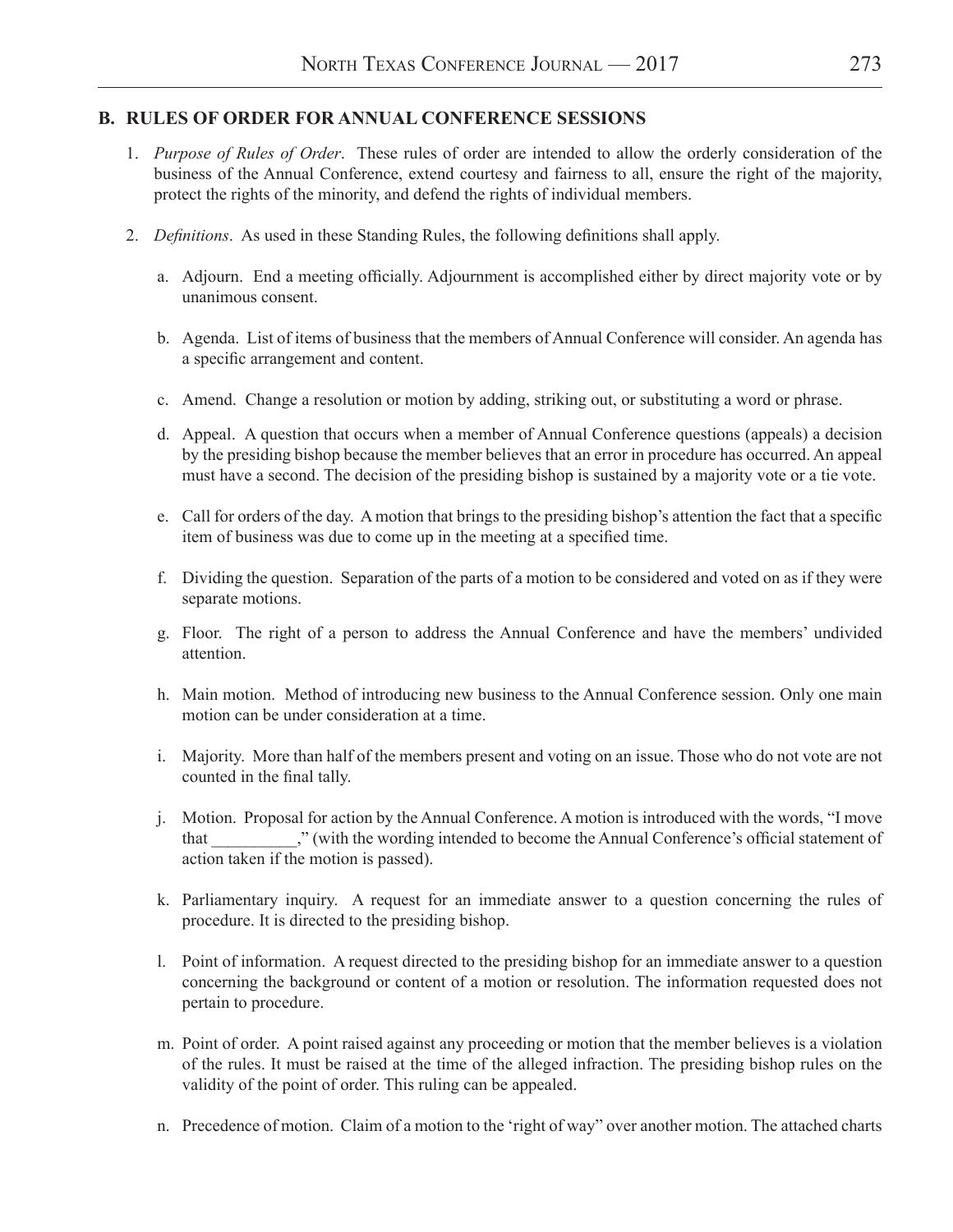## B. RULES OF ORDER FOR ANNUAL CONFERENCE SESSIONS

1. *Purpose of Rules of Order*. These rules of order are intended to allow the orderly consideration of the business of the Annual Conference, extend courtesy and fairness to all, ensure the right of the majority, protect the rights of the minority, and defend the rights of individual members.

2. *Definitions*. As used in these Standing Rules, the following definitions shall apply.

    a. Adjourn. End a meeting officially. Adjournment is accomplished either by direct majority vote or by unanimous consent.

    b. Agenda. List of items of business that the members of Annual Conference will consider. An agenda has a specific arrangement and content.

    c. Amend. Change a resolution or motion by adding, striking out, or substituting a word or phrase.

    d. Appeal. A question that occurs when a member of Annual Conference questions (appeals) a decision by the presiding bishop because the member believes that an error in procedure has occurred. An appeal must have a second. The decision of the presiding bishop is sustained by a majority vote or a tie vote.

    e. Call for orders of the day. A motion that brings to the presiding bishop's attention the fact that a specific item of business was due to come up in the meeting at a specified time.

    f. Dividing the question. Separation of the parts of a motion to be considered and voted on as if they were separate motions.

    g. Floor. The right of a person to address the Annual Conference and have the members' undivided attention.

    h. Main motion. Method of introducing new business to the Annual Conference session. Only one main motion can be under consideration at a time.

    i. Majority. More than half of the members present and voting on an issue. Those who do not vote are not counted in the final tally.

    j. Motion. Proposal for action by the Annual Conference. A motion is introduced with the words, "I move that __________," (with the wording intended to become the Annual Conference's official statement of action taken if the motion is passed).

    k. Parliamentary inquiry. A request for an immediate answer to a question concerning the rules of procedure. It is directed to the presiding bishop.

    l. Point of information. A request directed to the presiding bishop for an immediate answer to a question concerning the background or content of a motion or resolution. The information requested does not pertain to procedure.

    m. Point of order. A point raised against any proceeding or motion that the member believes is a violation of the rules. It must be raised at the time of the alleged infraction. The presiding bishop rules on the validity of the point of order. This ruling can be appealed.

    n. Precedence of motion. Claim of a motion to the 'right of way" over another motion. The attached charts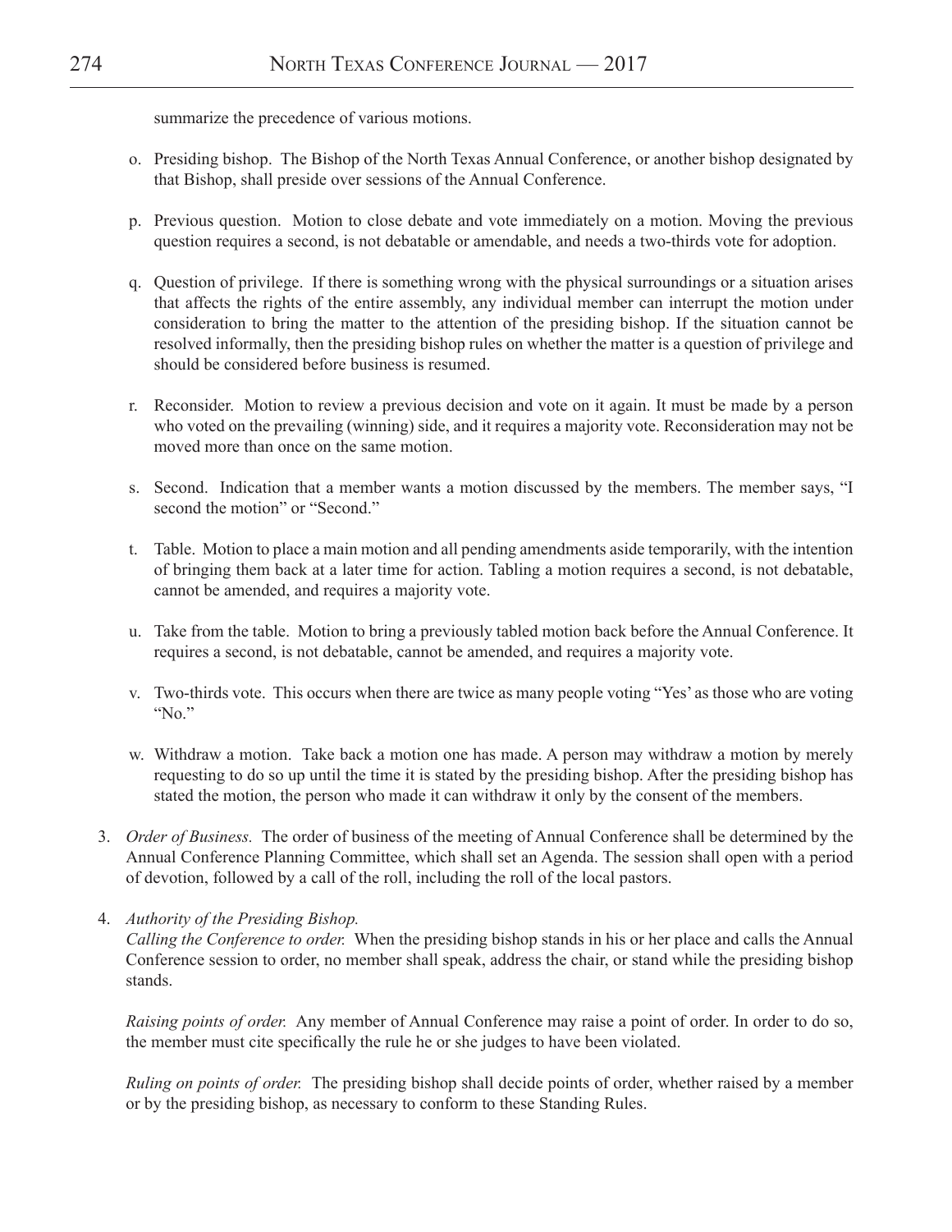summarize the precedence of various motions.

o. Presiding bishop. The Bishop of the North Texas Annual Conference, or another bishop designated by that Bishop, shall preside over sessions of the Annual Conference.

p. Previous question. Motion to close debate and vote immediately on a motion. Moving the previous question requires a second, is not debatable or amendable, and needs a two-thirds vote for adoption.

q. Question of privilege. If there is something wrong with the physical surroundings or a situation arises that affects the rights of the entire assembly, any individual member can interrupt the motion under consideration to bring the matter to the attention of the presiding bishop. If the situation cannot be resolved informally, then the presiding bishop rules on whether the matter is a question of privilege and should be considered before business is resumed.

r. Reconsider. Motion to review a previous decision and vote on it again. It must be made by a person who voted on the prevailing (winning) side, and it requires a majority vote. Reconsideration may not be moved more than once on the same motion.

s. Second. Indication that a member wants a motion discussed by the members. The member says, "I second the motion" or "Second."

t. Table. Motion to place a main motion and all pending amendments aside temporarily, with the intention of bringing them back at a later time for action. Tabling a motion requires a second, is not debatable, cannot be amended, and requires a majority vote.

u. Take from the table. Motion to bring a previously tabled motion back before the Annual Conference. It requires a second, is not debatable, cannot be amended, and requires a majority vote.

v. Two-thirds vote. This occurs when there are twice as many people voting "Yes' as those who are voting "No."

w. Withdraw a motion. Take back a motion one has made. A person may withdraw a motion by merely requesting to do so up until the time it is stated by the presiding bishop. After the presiding bishop has stated the motion, the person who made it can withdraw it only by the consent of the members.

3. *Order of Business.* The order of business of the meeting of Annual Conference shall be determined by the Annual Conference Planning Committee, which shall set an Agenda. The session shall open with a period of devotion, followed by a call of the roll, including the roll of the local pastors.

4. *Authority of the Presiding Bishop.*

   *Calling the Conference to order.* When the presiding bishop stands in his or her place and calls the Annual Conference session to order, no member shall speak, address the chair, or stand while the presiding bishop stands.

   *Raising points of order.* Any member of Annual Conference may raise a point of order. In order to do so, the member must cite specifically the rule he or she judges to have been violated.

   *Ruling on points of order.* The presiding bishop shall decide points of order, whether raised by a member or by the presiding bishop, as necessary to conform to these Standing Rules.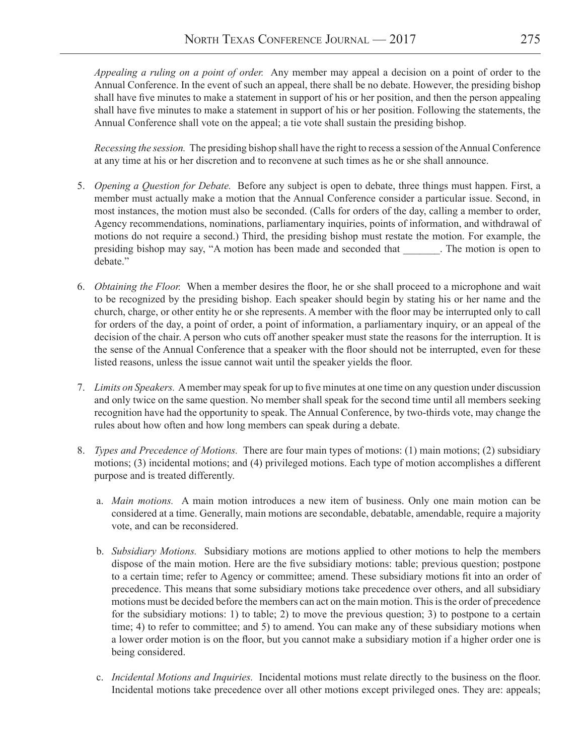*Appealing a ruling on a point of order.* Any member may appeal a decision on a point of order to the Annual Conference. In the event of such an appeal, there shall be no debate. However, the presiding bishop shall have five minutes to make a statement in support of his or her position, and then the person appealing shall have five minutes to make a statement in support of his or her position. Following the statements, the Annual Conference shall vote on the appeal; a tie vote shall sustain the presiding bishop.

*Recessing the session.* The presiding bishop shall have the right to recess a session of the Annual Conference at any time at his or her discretion and to reconvene at such times as he or she shall announce.

5. *Opening a Question for Debate.* Before any subject is open to debate, three things must happen. First, a member must actually make a motion that the Annual Conference consider a particular issue. Second, in most instances, the motion must also be seconded. (Calls for orders of the day, calling a member to order, Agency recommendations, nominations, parliamentary inquiries, points of information, and withdrawal of motions do not require a second.) Third, the presiding bishop must restate the motion. For example, the presiding bishop may say, "A motion has been made and seconded that _______. The motion is open to debate."

6. *Obtaining the Floor.* When a member desires the floor, he or she shall proceed to a microphone and wait to be recognized by the presiding bishop. Each speaker should begin by stating his or her name and the church, charge, or other entity he or she represents. A member with the floor may be interrupted only to call for orders of the day, a point of order, a point of information, a parliamentary inquiry, or an appeal of the decision of the chair. A person who cuts off another speaker must state the reasons for the interruption. It is the sense of the Annual Conference that a speaker with the floor should not be interrupted, even for these listed reasons, unless the issue cannot wait until the speaker yields the floor.

7. *Limits on Speakers.* A member may speak for up to five minutes at one time on any question under discussion and only twice on the same question. No member shall speak for the second time until all members seeking recognition have had the opportunity to speak. The Annual Conference, by two-thirds vote, may change the rules about how often and how long members can speak during a debate.

8. *Types and Precedence of Motions.* There are four main types of motions: (1) main motions; (2) subsidiary motions; (3) incidental motions; and (4) privileged motions. Each type of motion accomplishes a different purpose and is treated differently.

   a. *Main motions.* A main motion introduces a new item of business. Only one main motion can be considered at a time. Generally, main motions are secondable, debatable, amendable, require a majority vote, and can be reconsidered.

   b. *Subsidiary Motions.* Subsidiary motions are motions applied to other motions to help the members dispose of the main motion. Here are the five subsidiary motions: table; previous question; postpone to a certain time; refer to Agency or committee; amend. These subsidiary motions fit into an order of precedence. This means that some subsidiary motions take precedence over others, and all subsidiary motions must be decided before the members can act on the main motion. This is the order of precedence for the subsidiary motions: 1) to table; 2) to move the previous question; 3) to postpone to a certain time; 4) to refer to committee; and 5) to amend. You can make any of these subsidiary motions when a lower order motion is on the floor, but you cannot make a subsidiary motion if a higher order one is being considered.

   c. *Incidental Motions and Inquiries.* Incidental motions must relate directly to the business on the floor. Incidental motions take precedence over all other motions except privileged ones. They are: appeals;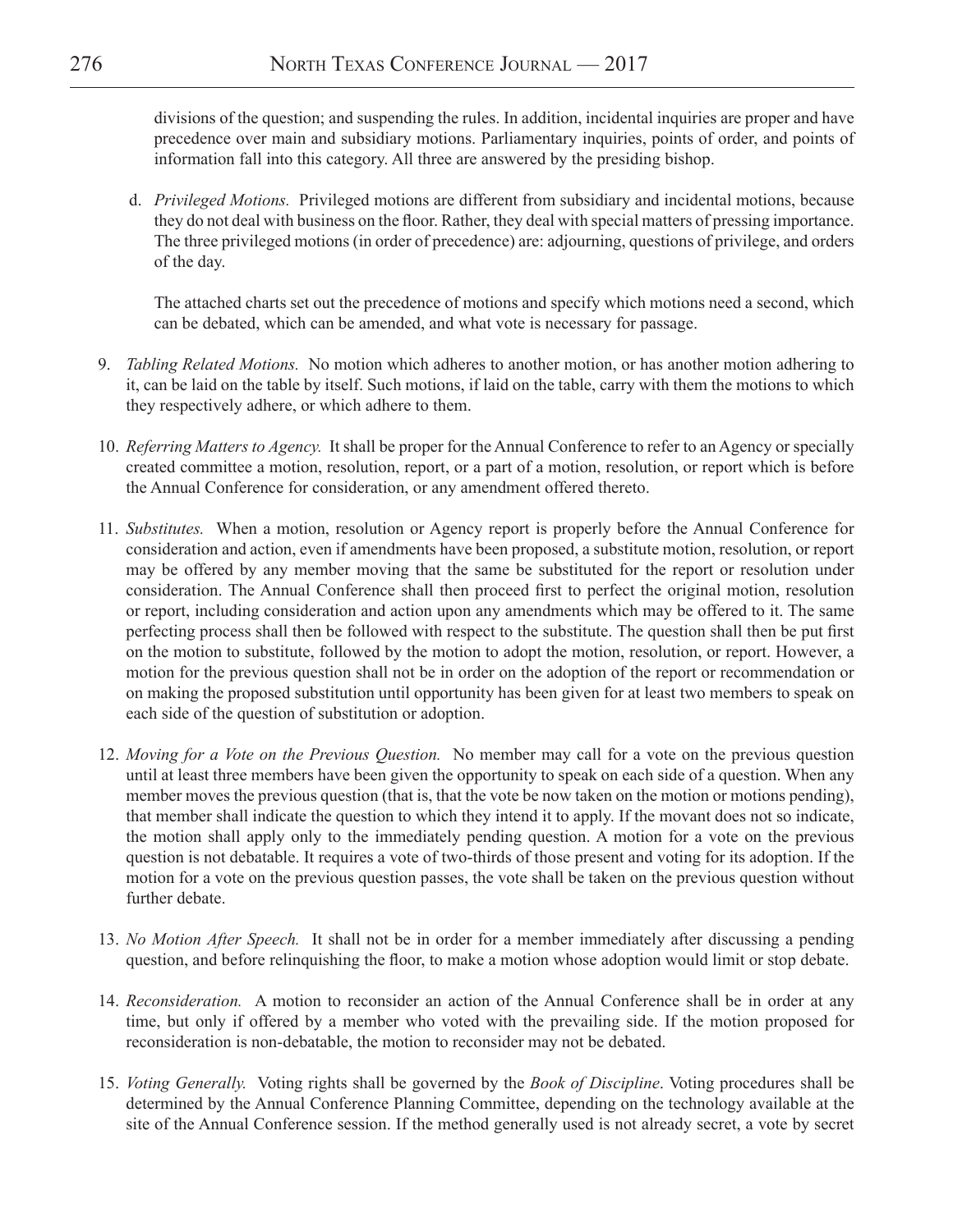divisions of the question; and suspending the rules. In addition, incidental inquiries are proper and have precedence over main and subsidiary motions. Parliamentary inquiries, points of order, and points of information fall into this category. All three are answered by the presiding bishop.

d. *Privileged Motions.* Privileged motions are different from subsidiary and incidental motions, because they do not deal with business on the floor. Rather, they deal with special matters of pressing importance. The three privileged motions (in order of precedence) are: adjourning, questions of privilege, and orders of the day.

   The attached charts set out the precedence of motions and specify which motions need a second, which can be debated, which can be amended, and what vote is necessary for passage.

9. *Tabling Related Motions.* No motion which adheres to another motion, or has another motion adhering to it, can be laid on the table by itself. Such motions, if laid on the table, carry with them the motions to which they respectively adhere, or which adhere to them.

10. *Referring Matters to Agency.* It shall be proper for the Annual Conference to refer to an Agency or specially created committee a motion, resolution, report, or a part of a motion, resolution, or report which is before the Annual Conference for consideration, or any amendment offered thereto.

11. *Substitutes.* When a motion, resolution or Agency report is properly before the Annual Conference for consideration and action, even if amendments have been proposed, a substitute motion, resolution, or report may be offered by any member moving that the same be substituted for the report or resolution under consideration. The Annual Conference shall then proceed first to perfect the original motion, resolution or report, including consideration and action upon any amendments which may be offered to it. The same perfecting process shall then be followed with respect to the substitute. The question shall then be put first on the motion to substitute, followed by the motion to adopt the motion, resolution, or report. However, a motion for the previous question shall not be in order on the adoption of the report or recommendation or on making the proposed substitution until opportunity has been given for at least two members to speak on each side of the question of substitution or adoption.

12. *Moving for a Vote on the Previous Question.* No member may call for a vote on the previous question until at least three members have been given the opportunity to speak on each side of a question. When any member moves the previous question (that is, that the vote be now taken on the motion or motions pending), that member shall indicate the question to which they intend it to apply. If the movant does not so indicate, the motion shall apply only to the immediately pending question. A motion for a vote on the previous question is not debatable. It requires a vote of two-thirds of those present and voting for its adoption. If the motion for a vote on the previous question passes, the vote shall be taken on the previous question without further debate.

13. *No Motion After Speech.* It shall not be in order for a member immediately after discussing a pending question, and before relinquishing the floor, to make a motion whose adoption would limit or stop debate.

14. *Reconsideration.* A motion to reconsider an action of the Annual Conference shall be in order at any time, but only if offered by a member who voted with the prevailing side. If the motion proposed for reconsideration is non-debatable, the motion to reconsider may not be debated.

15. *Voting Generally.* Voting rights shall be governed by the *Book of Discipline*. Voting procedures shall be determined by the Annual Conference Planning Committee, depending on the technology available at the site of the Annual Conference session. If the method generally used is not already secret, a vote by secret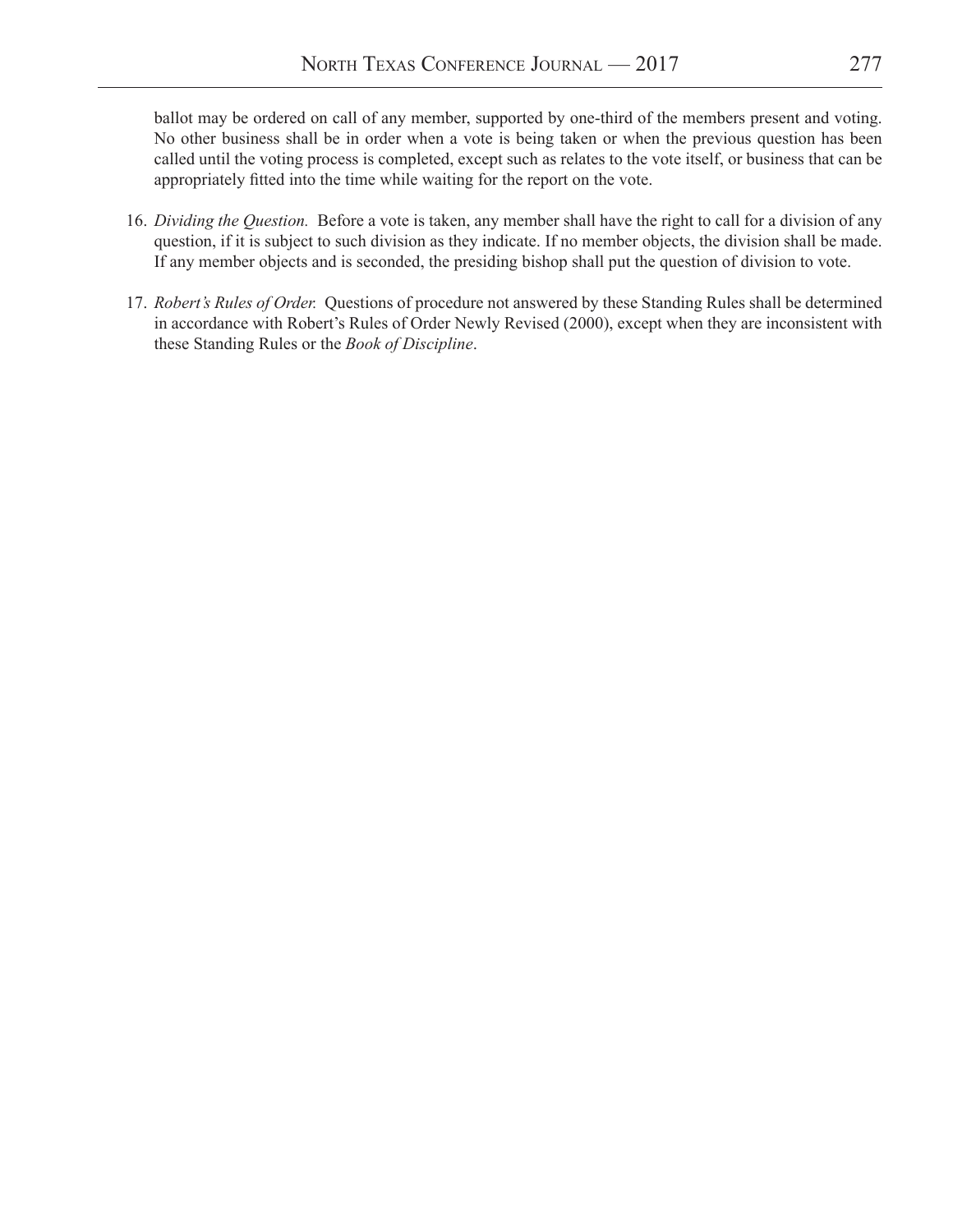ballot may be ordered on call of any member, supported by one-third of the members present and voting. No other business shall be in order when a vote is being taken or when the previous question has been called until the voting process is completed, except such as relates to the vote itself, or business that can be appropriately fitted into the time while waiting for the report on the vote.

16. *Dividing the Question.* Before a vote is taken, any member shall have the right to call for a division of any question, if it is subject to such division as they indicate. If no member objects, the division shall be made. If any member objects and is seconded, the presiding bishop shall put the question of division to vote.

17. *Robert's Rules of Order.* Questions of procedure not answered by these Standing Rules shall be determined in accordance with Robert's Rules of Order Newly Revised (2000), except when they are inconsistent with these Standing Rules or the *Book of Discipline*.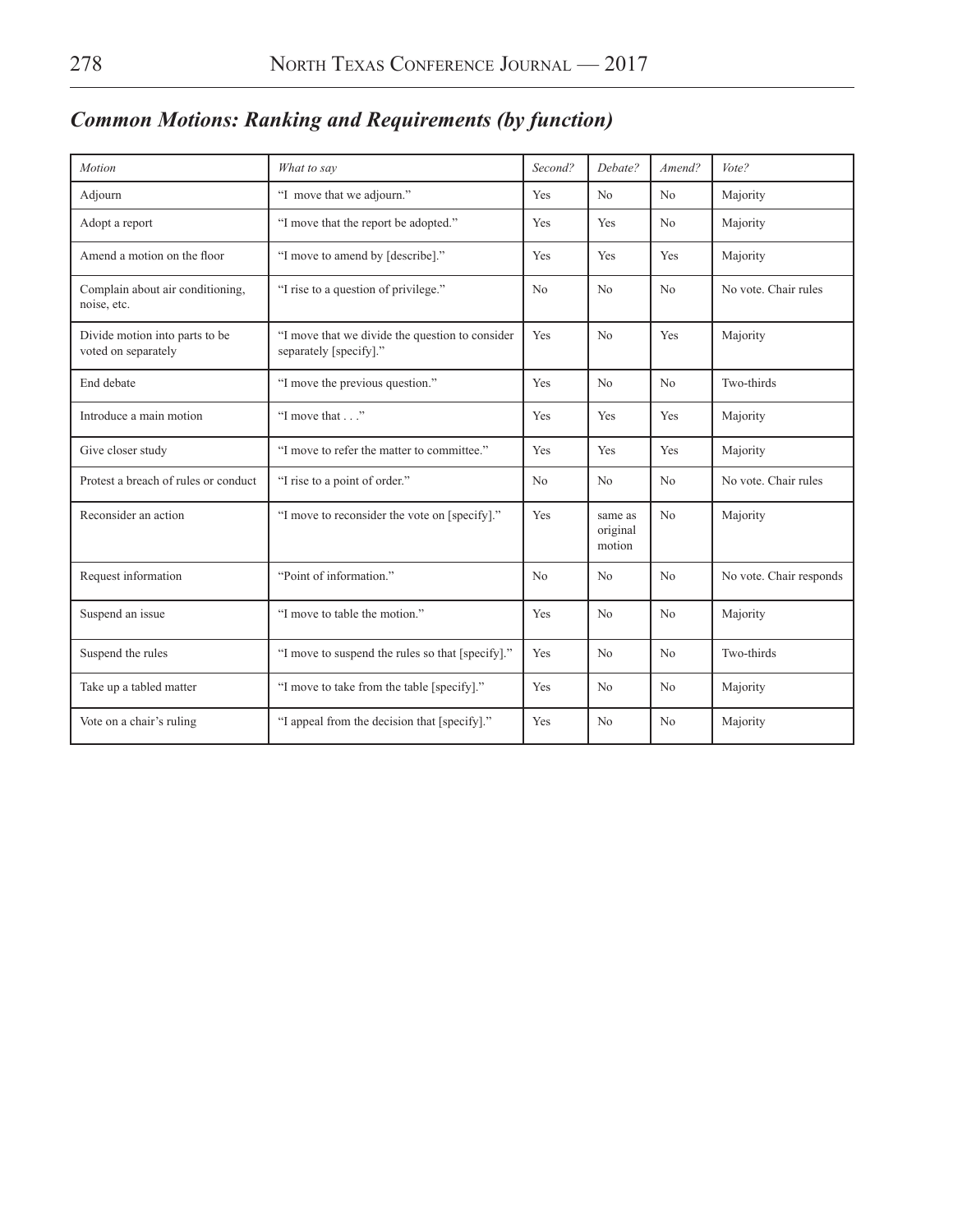## *Common Motions: Ranking and Requirements (by function)*

| *Motion* | *What to say* | *Second?* | *Debate?* | *Amend?* | *Vote?* |
|---|---|---|---|---|---|
| Adjourn | "I move that we adjourn." | Yes | No | No | Majority |
| Adopt a report | "I move that the report be adopted." | Yes | Yes | No | Majority |
| Amend a motion on the floor | "I move to amend by [describe]." | Yes | Yes | Yes | Majority |
| Complain about air conditioning, noise, etc. | "I rise to a question of privilege." | No | No | No | No vote. Chair rules |
| Divide motion into parts to be voted on separately | "I move that we divide the question to consider separately [specify]." | Yes | No | Yes | Majority |
| End debate | "I move the previous question." | Yes | No | No | Two-thirds |
| Introduce a main motion | "I move that . . ." | Yes | Yes | Yes | Majority |
| Give closer study | "I move to refer the matter to committee." | Yes | Yes | Yes | Majority |
| Protest a breach of rules or conduct | "I rise to a point of order." | No | No | No | No vote. Chair rules |
| Reconsider an action | "I move to reconsider the vote on [specify]." | Yes | same as original motion | No | Majority |
| Request information | "Point of information." | No | No | No | No vote. Chair responds |
| Suspend an issue | "I move to table the motion." | Yes | No | No | Majority |
| Suspend the rules | "I move to suspend the rules so that [specify]." | Yes | No | No | Two-thirds |
| Take up a tabled matter | "I move to take from the table [specify]." | Yes | No | No | Majority |
| Vote on a chair's ruling | "I appeal from the decision that [specify]." | Yes | No | No | Majority |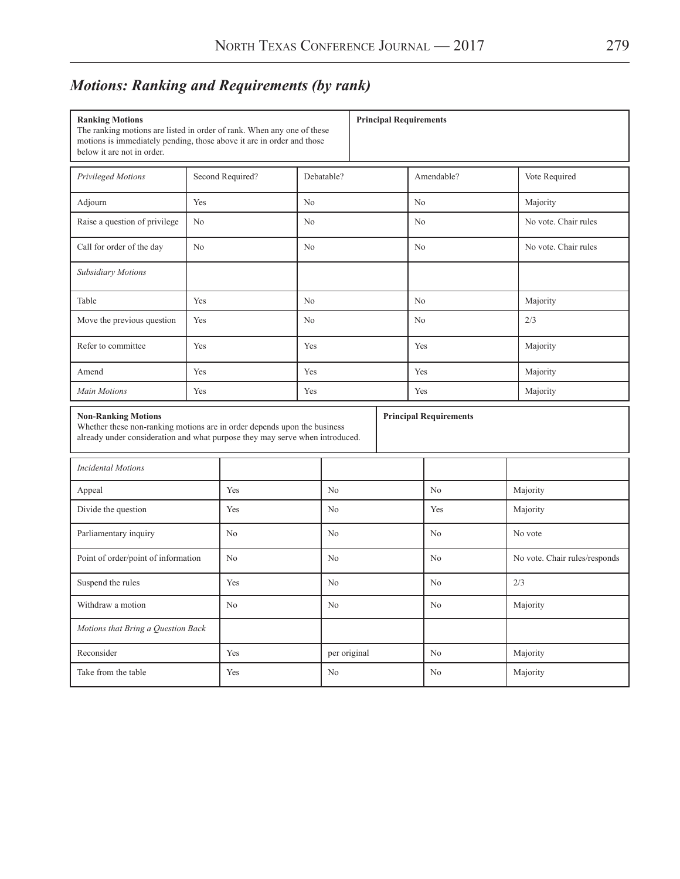## *Motions: Ranking and Requirements (by rank)*

| **Ranking Motions** The ranking motions are listed in order of rank. When any one of these motions is immediately pending, those above it are in order and those below it are not in order. | **Principal Requirements** | | | |
|---|---|---|---|---|
| *Privileged Motions* | Second Required? | Debatable? | Amendable? | Vote Required |
| Adjourn | Yes | No | No | Majority |
| Raise a question of privilege | No | No | No | No vote. Chair rules |
| Call for order of the day | No | No | No | No vote. Chair rules |
| *Subsidiary Motions* | | | | |
| Table | Yes | No | No | Majority |
| Move the previous question | Yes | No | No | 2/3 |
| Refer to committee | Yes | Yes | Yes | Majority |
| Amend | Yes | Yes | Yes | Majority |
| *Main Motions* | Yes | Yes | Yes | Majority |

| **Non-Ranking Motions** Whether these non-ranking motions are in order depends upon the business already under consideration and what purpose they may serve when introduced. | **Principal Requirements** | | | |
|---|---|---|---|---|
| *Incidental Motions* | | | | |
| Appeal | Yes | No | No | Majority |
| Divide the question | Yes | No | Yes | Majority |
| Parliamentary inquiry | No | No | No | No vote |
| Point of order/point of information | No | No | No | No vote. Chair rules/responds |
| Suspend the rules | Yes | No | No | 2/3 |
| Withdraw a motion | No | No | No | Majority |
| *Motions that Bring a Question Back* | | | | |
| Reconsider | Yes | per original | No | Majority |
| Take from the table | Yes | No | No | Majority |